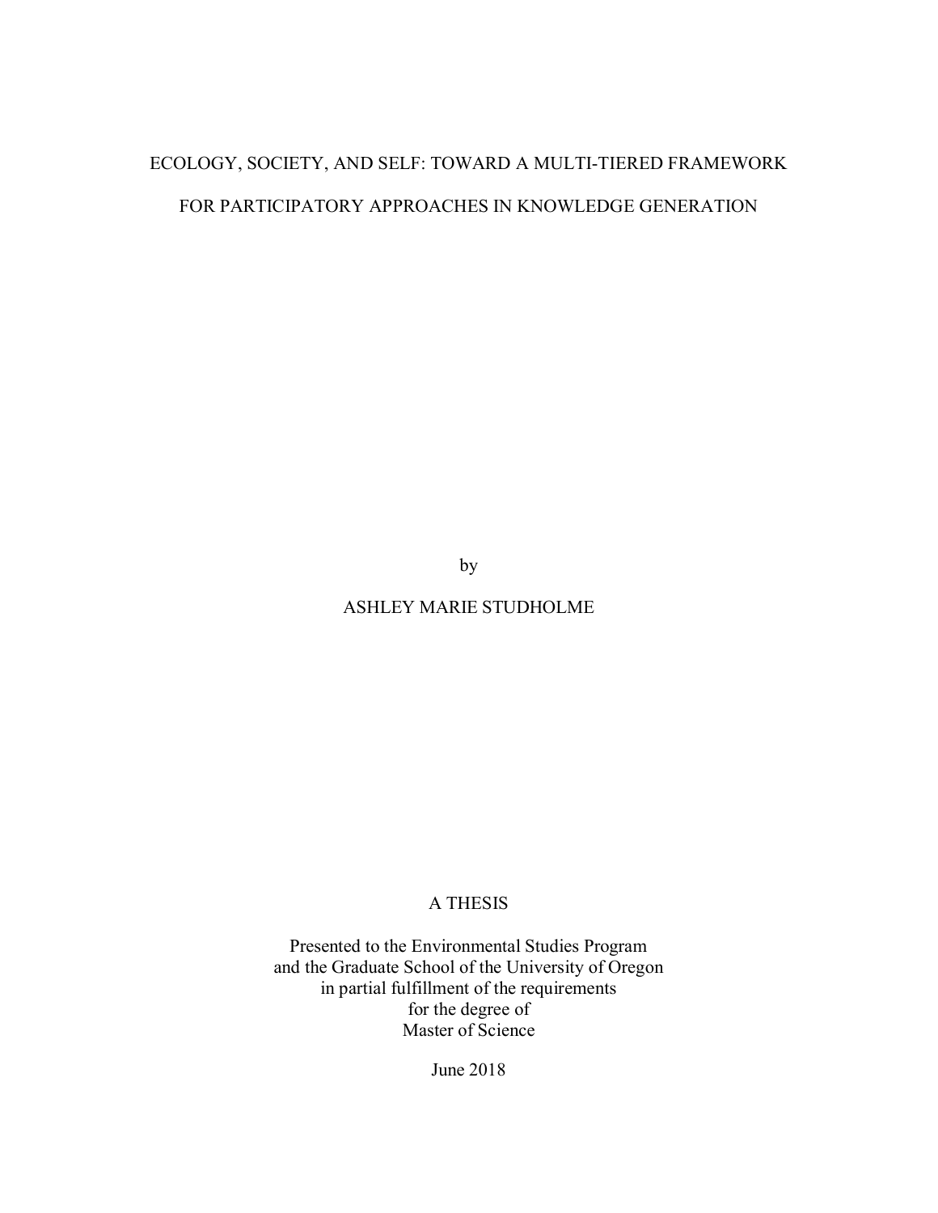# ECOLOGY, SOCIETY, AND SELF: TOWARD A MULTI-TIERED FRAMEWORK FOR PARTICIPATORY APPROACHES IN KNOWLEDGE GENERATION

by

ASHLEY MARIE STUDHOLME

A THESIS

Presented to the Environmental Studies Program
and the Graduate School of the University of Oregon
in partial fulfillment of the requirements
for the degree of
Master of Science

June 2018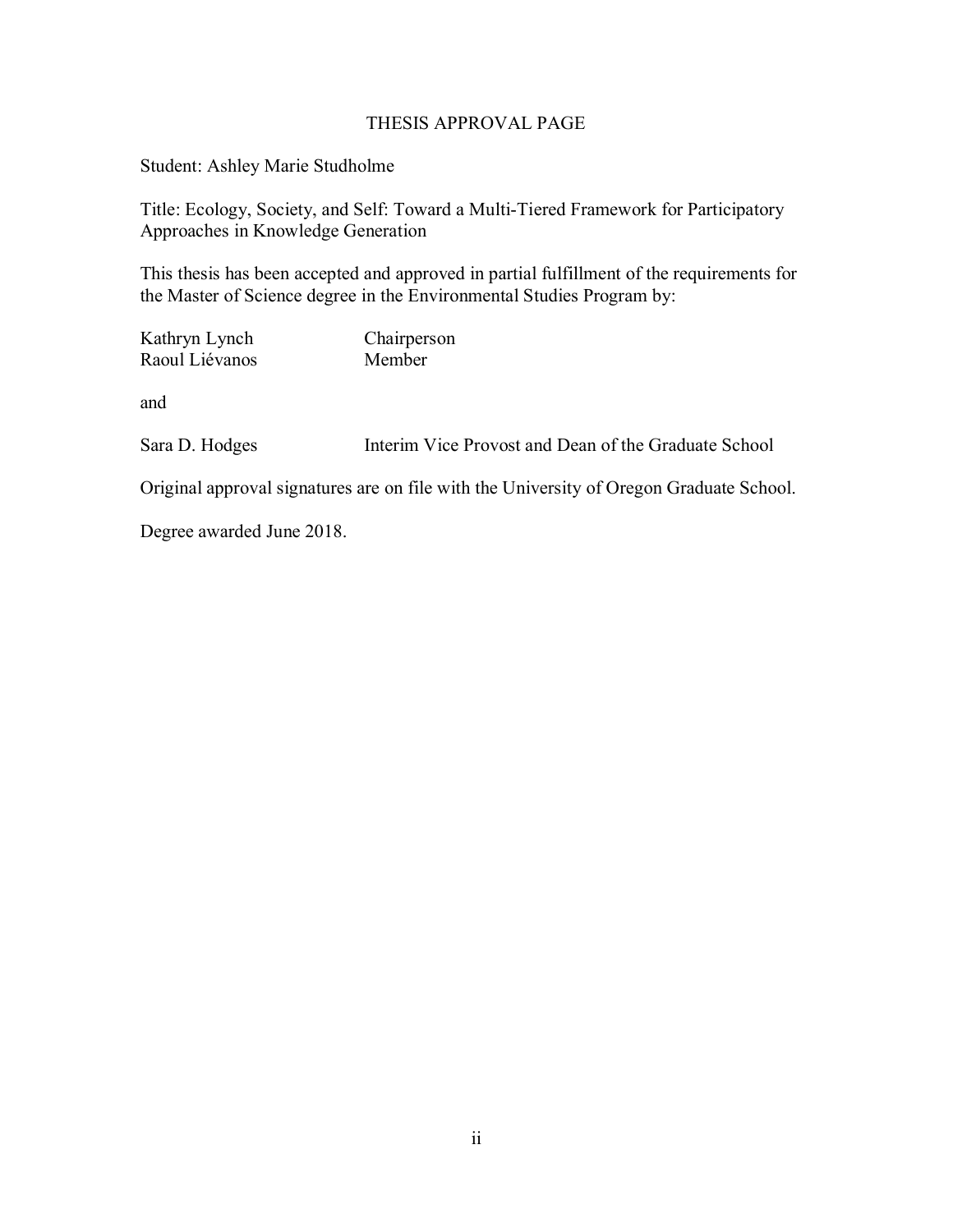# THESIS APPROVAL PAGE

Student: Ashley Marie Studholme

Title: Ecology, Society, and Self: Toward a Multi-Tiered Framework for Participatory Approaches in Knowledge Generation

This thesis has been accepted and approved in partial fulfillment of the requirements for the Master of Science degree in the Environmental Studies Program by:

| | |
|---|---|
| Kathryn Lynch | Chairperson |
| Raoul Liévanos | Member |

and

| | |
|---|---|
| Sara D. Hodges | Interim Vice Provost and Dean of the Graduate School |

Original approval signatures are on file with the University of Oregon Graduate School.

Degree awarded June 2018.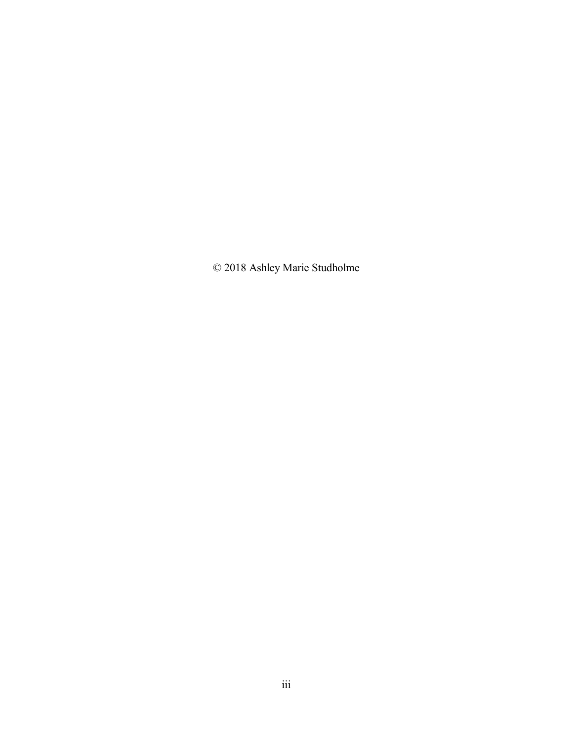© 2018 Ashley Marie Studholme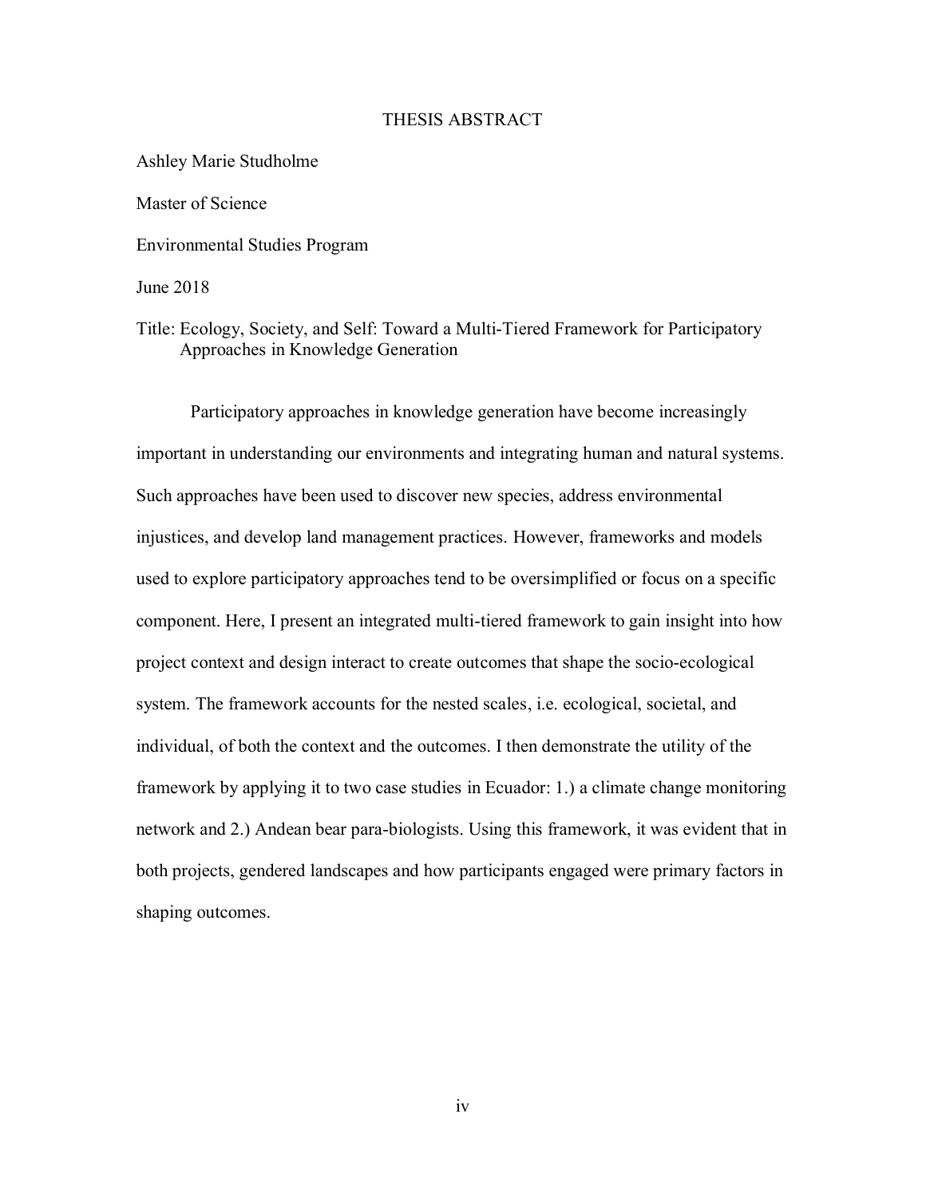# THESIS ABSTRACT

Ashley Marie Studholme

Master of Science

Environmental Studies Program

June 2018

Title: Ecology, Society, and Self: Toward a Multi-Tiered Framework for Participatory Approaches in Knowledge Generation

Participatory approaches in knowledge generation have become increasingly important in understanding our environments and integrating human and natural systems. Such approaches have been used to discover new species, address environmental injustices, and develop land management practices. However, frameworks and models used to explore participatory approaches tend to be oversimplified or focus on a specific component. Here, I present an integrated multi-tiered framework to gain insight into how project context and design interact to create outcomes that shape the socio-ecological system. The framework accounts for the nested scales, i.e. ecological, societal, and individual, of both the context and the outcomes. I then demonstrate the utility of the framework by applying it to two case studies in Ecuador: 1.) a climate change monitoring network and 2.) Andean bear para-biologists. Using this framework, it was evident that in both projects, gendered landscapes and how participants engaged were primary factors in shaping outcomes.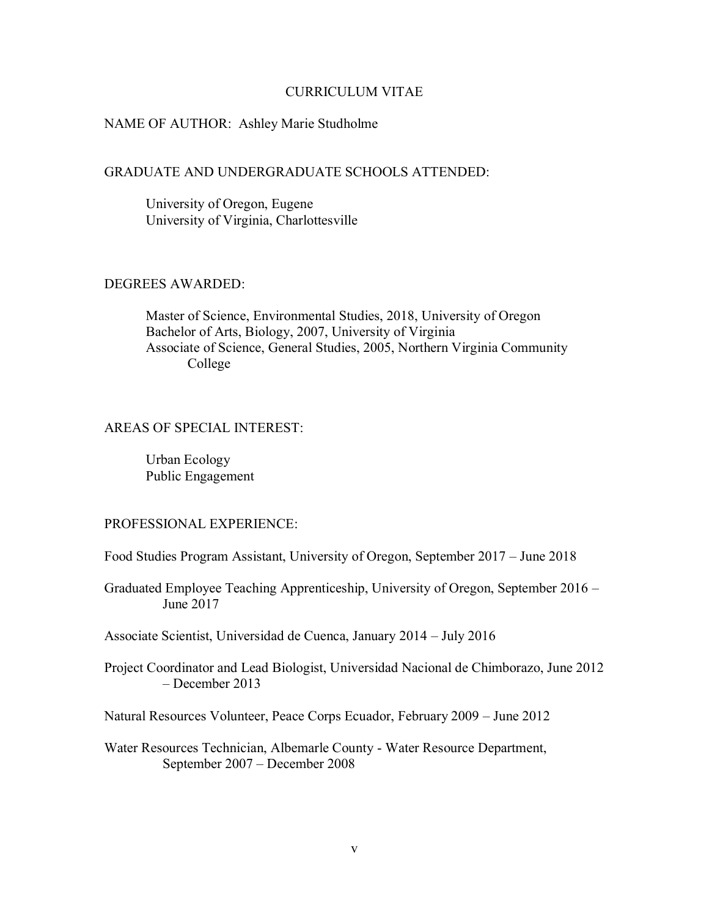# CURRICULUM VITAE

NAME OF AUTHOR: Ashley Marie Studholme

## GRADUATE AND UNDERGRADUATE SCHOOLS ATTENDED:

University of Oregon, Eugene
University of Virginia, Charlottesville

## DEGREES AWARDED:

Master of Science, Environmental Studies, 2018, University of Oregon
Bachelor of Arts, Biology, 2007, University of Virginia
Associate of Science, General Studies, 2005, Northern Virginia Community College

## AREAS OF SPECIAL INTEREST:

Urban Ecology
Public Engagement

## PROFESSIONAL EXPERIENCE:

Food Studies Program Assistant, University of Oregon, September 2017 – June 2018

Graduated Employee Teaching Apprenticeship, University of Oregon, September 2016 – June 2017

Associate Scientist, Universidad de Cuenca, January 2014 – July 2016

Project Coordinator and Lead Biologist, Universidad Nacional de Chimborazo, June 2012 – December 2013

Natural Resources Volunteer, Peace Corps Ecuador, February 2009 – June 2012

Water Resources Technician, Albemarle County - Water Resource Department, September 2007 – December 2008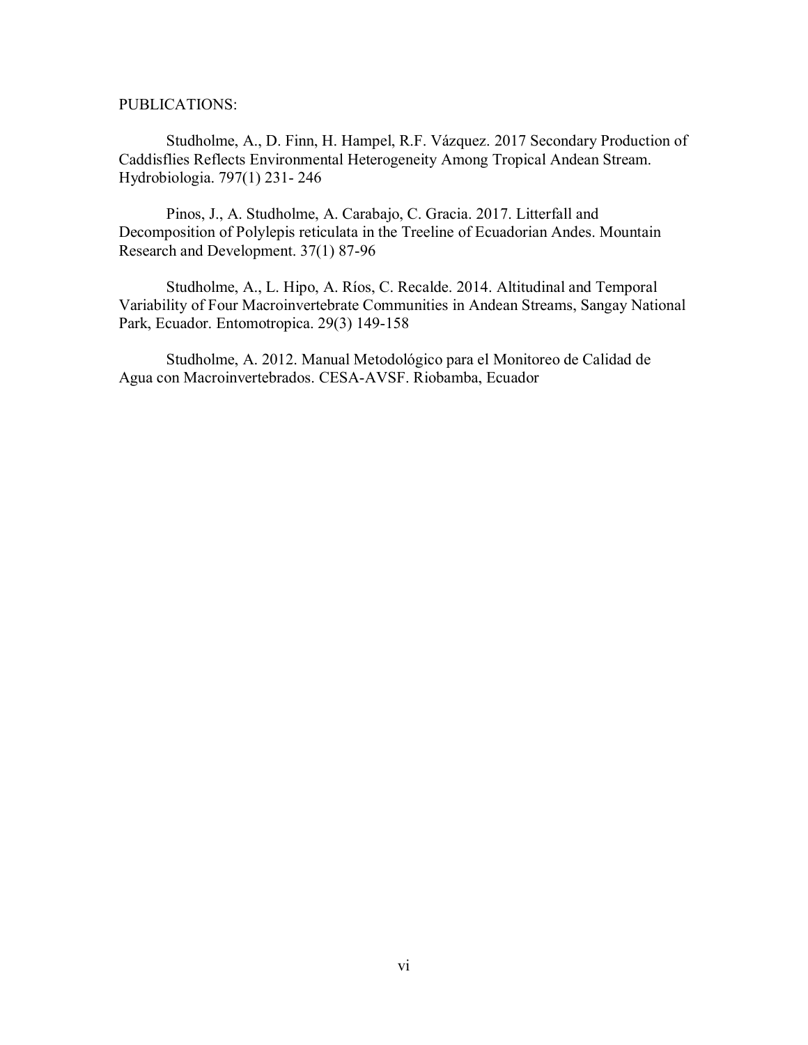PUBLICATIONS:

Studholme, A., D. Finn, H. Hampel, R.F. Vázquez. 2017 Secondary Production of Caddisflies Reflects Environmental Heterogeneity Among Tropical Andean Stream. Hydrobiologia. 797(1) 231- 246

Pinos, J., A. Studholme, A. Carabajo, C. Gracia. 2017. Litterfall and Decomposition of Polylepis reticulata in the Treeline of Ecuadorian Andes. Mountain Research and Development. 37(1) 87-96

Studholme, A., L. Hipo, A. Ríos, C. Recalde. 2014. Altitudinal and Temporal Variability of Four Macroinvertebrate Communities in Andean Streams, Sangay National Park, Ecuador. Entomotropica. 29(3) 149-158

Studholme, A. 2012. Manual Metodológico para el Monitoreo de Calidad de Agua con Macroinvertebrados. CESA-AVSF. Riobamba, Ecuador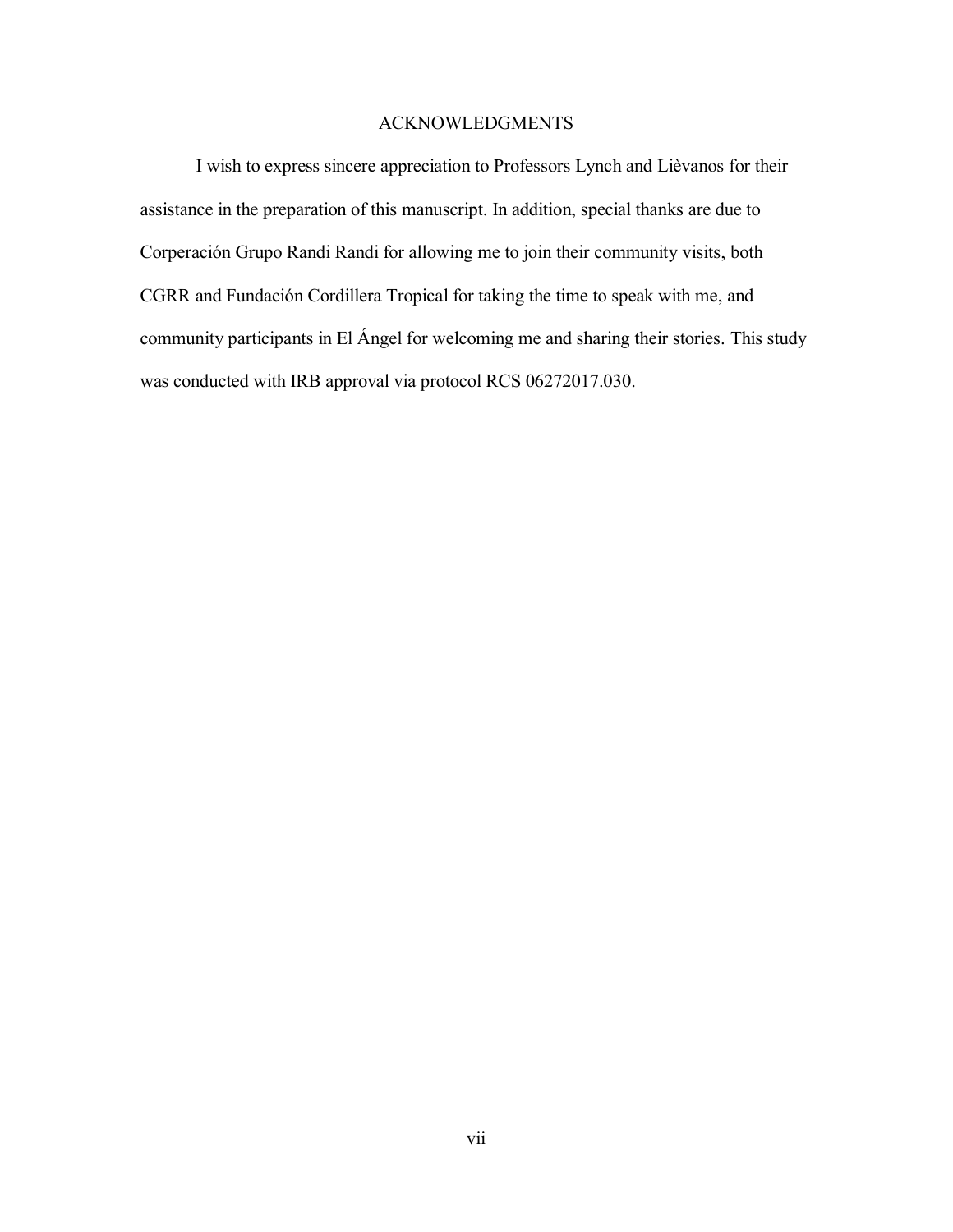# ACKNOWLEDGMENTS

I wish to express sincere appreciation to Professors Lynch and Liѐvanos for their assistance in the preparation of this manuscript. In addition, special thanks are due to Corperación Grupo Randi Randi for allowing me to join their community visits, both CGRR and Fundación Cordillera Tropical for taking the time to speak with me, and community participants in El Ángel for welcoming me and sharing their stories. This study was conducted with IRB approval via protocol RCS 06272017.030.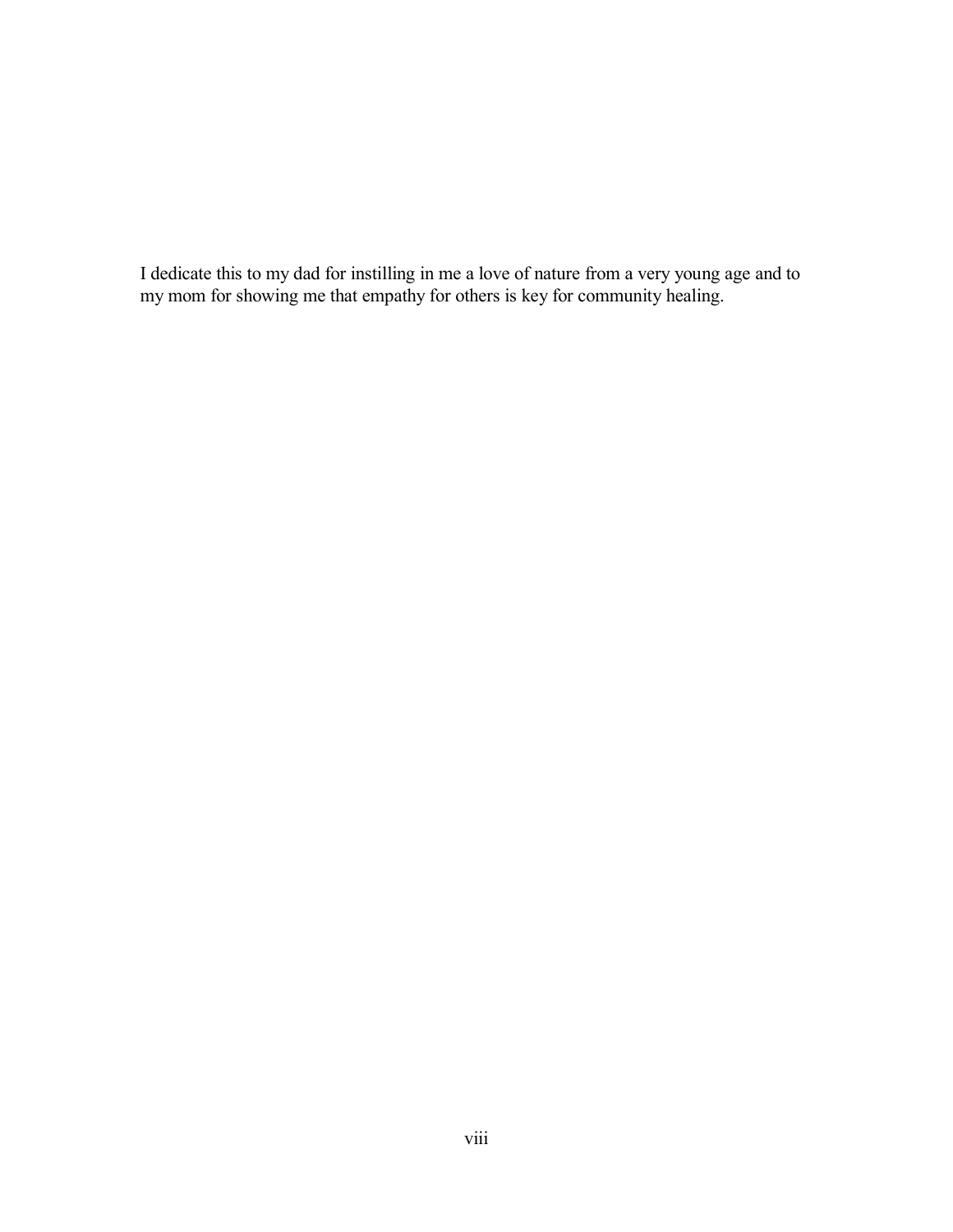I dedicate this to my dad for instilling in me a love of nature from a very young age and to my mom for showing me that empathy for others is key for community healing.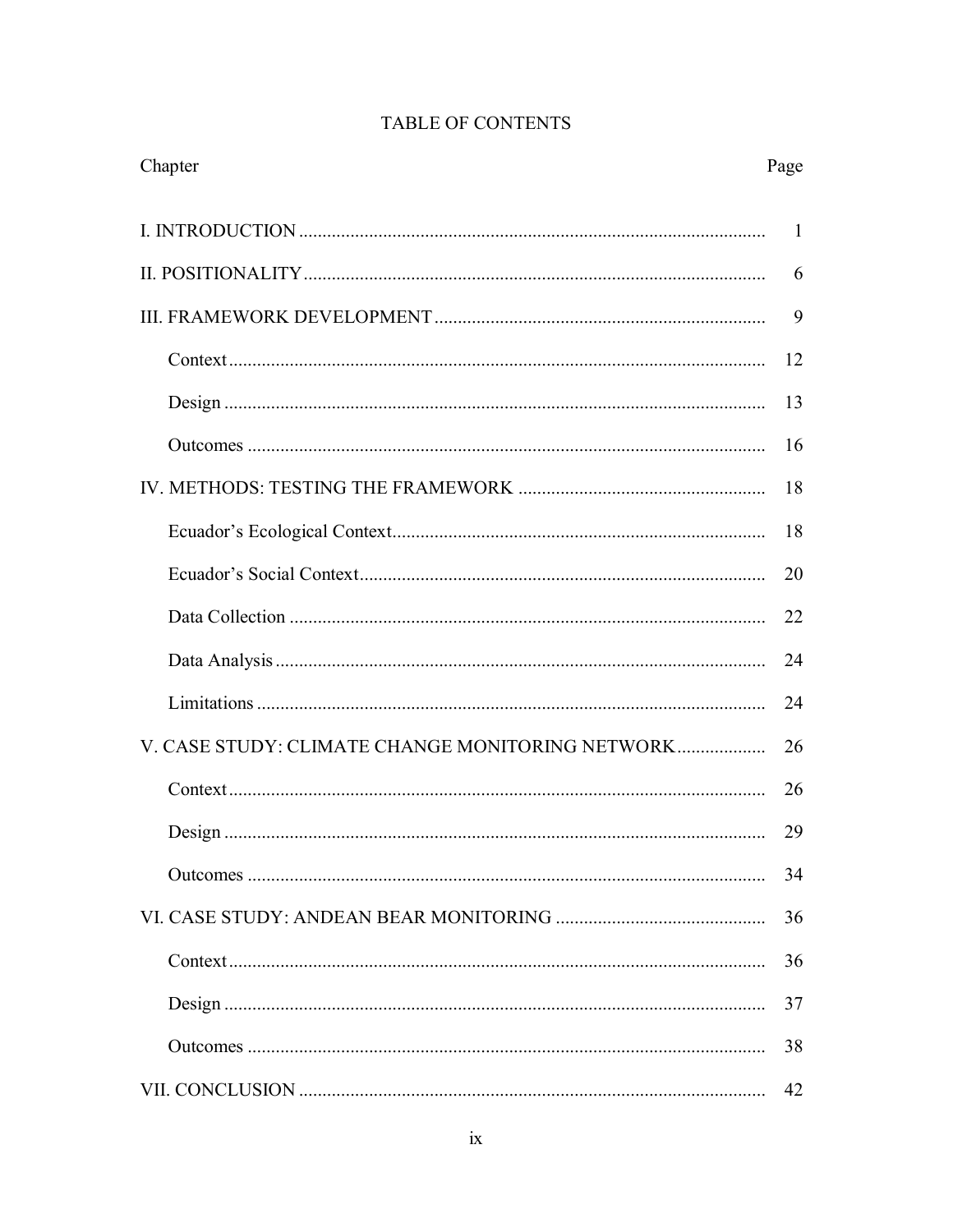# TABLE OF CONTENTS

| Chapter | Page |
|---|---|
| I. INTRODUCTION | 1 |
| II. POSITIONALITY | 6 |
| III. FRAMEWORK DEVELOPMENT | 9 |
| Context | 12 |
| Design | 13 |
| Outcomes | 16 |
| IV. METHODS: TESTING THE FRAMEWORK | 18 |
| Ecuador's Ecological Context | 18 |
| Ecuador's Social Context | 20 |
| Data Collection | 22 |
| Data Analysis | 24 |
| Limitations | 24 |
| V. CASE STUDY: CLIMATE CHANGE MONITORING NETWORK | 26 |
| Context | 26 |
| Design | 29 |
| Outcomes | 34 |
| VI. CASE STUDY: ANDEAN BEAR MONITORING | 36 |
| Context | 36 |
| Design | 37 |
| Outcomes | 38 |
| VII. CONCLUSION | 42 |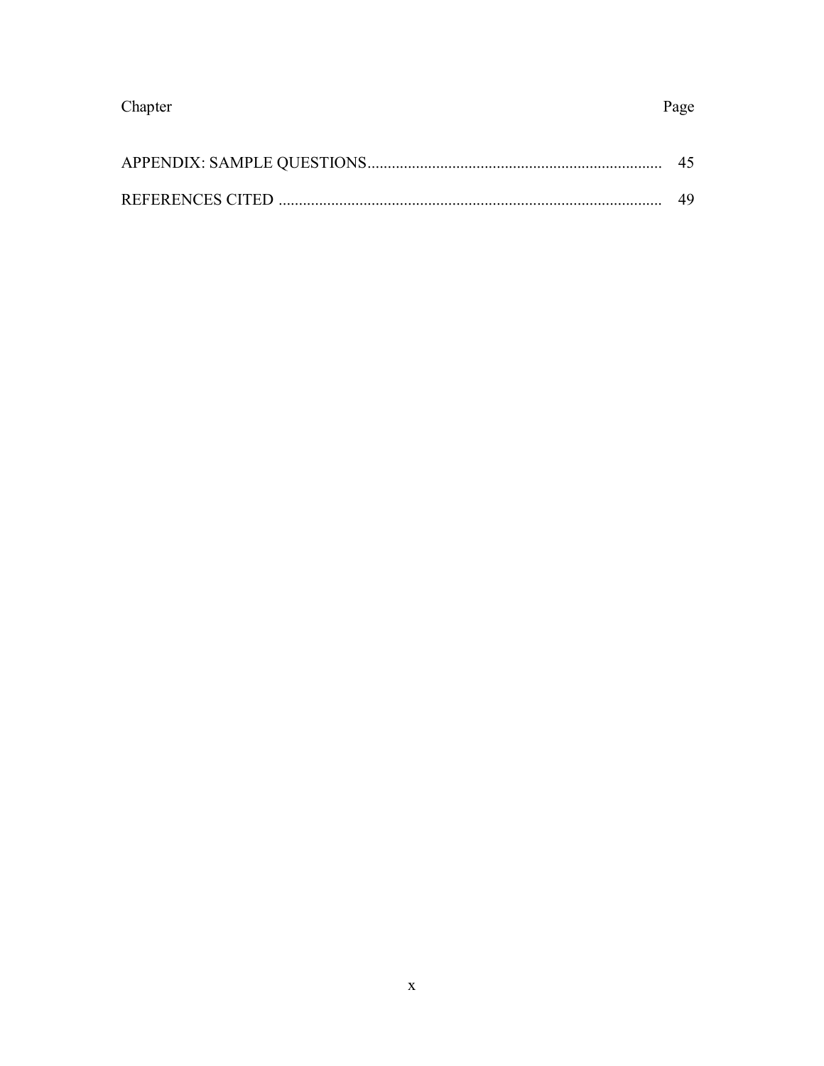| Chapter | Page |
|---|---|
| APPENDIX: SAMPLE QUESTIONS | 45 |
| REFERENCES CITED | 49 |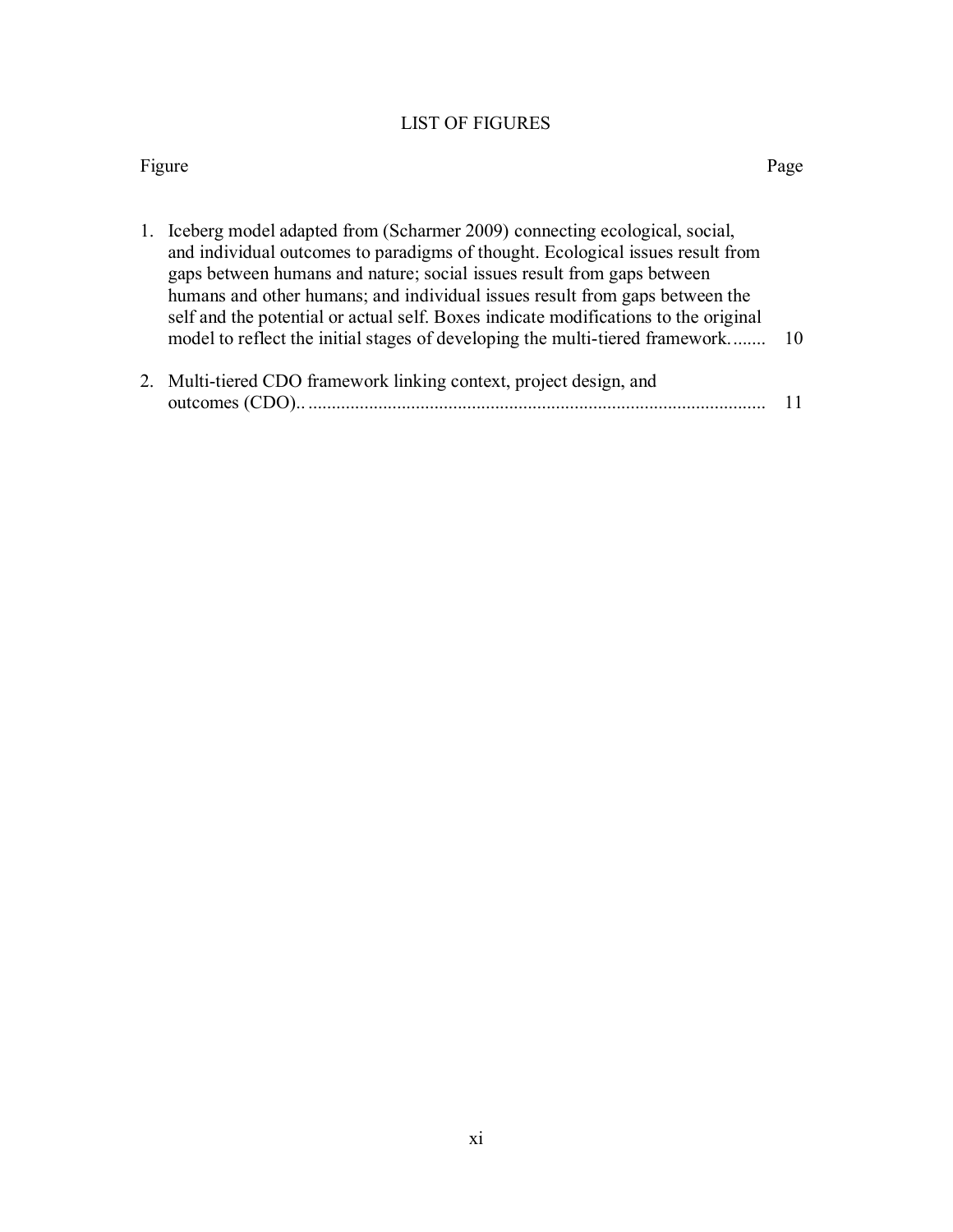# LIST OF FIGURES

| Figure | Page |
|---|---|
| 1. Iceberg model adapted from (Scharmer 2009) connecting ecological, social, and individual outcomes to paradigms of thought. Ecological issues result from gaps between humans and nature; social issues result from gaps between humans and other humans; and individual issues result from gaps between the self and the potential or actual self. Boxes indicate modifications to the original model to reflect the initial stages of developing the multi-tiered framework. | 10 |
| 2. Multi-tiered CDO framework linking context, project design, and outcomes (CDO). | 11 |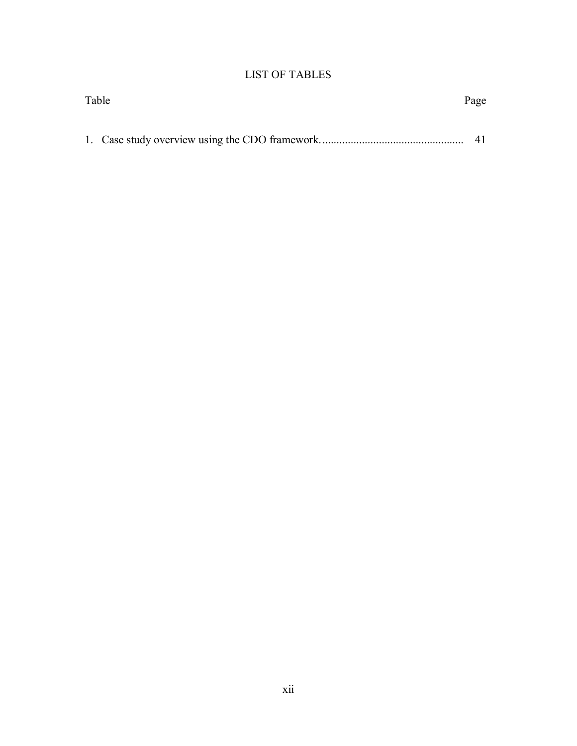# LIST OF TABLES

Table Page

1. Case study overview using the CDO framework. .................................................. 41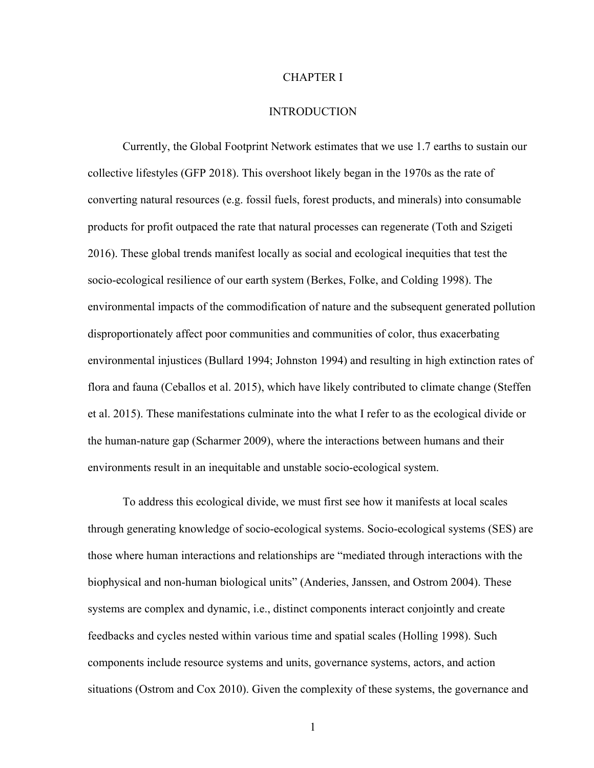# CHAPTER I

# INTRODUCTION

Currently, the Global Footprint Network estimates that we use 1.7 earths to sustain our collective lifestyles (GFP 2018). This overshoot likely began in the 1970s as the rate of converting natural resources (e.g. fossil fuels, forest products, and minerals) into consumable products for profit outpaced the rate that natural processes can regenerate (Toth and Szigeti 2016). These global trends manifest locally as social and ecological inequities that test the socio-ecological resilience of our earth system (Berkes, Folke, and Colding 1998). The environmental impacts of the commodification of nature and the subsequent generated pollution disproportionately affect poor communities and communities of color, thus exacerbating environmental injustices (Bullard 1994; Johnston 1994) and resulting in high extinction rates of flora and fauna (Ceballos et al. 2015), which have likely contributed to climate change (Steffen et al. 2015). These manifestations culminate into the what I refer to as the ecological divide or the human-nature gap (Scharmer 2009), where the interactions between humans and their environments result in an inequitable and unstable socio-ecological system.

To address this ecological divide, we must first see how it manifests at local scales through generating knowledge of socio-ecological systems. Socio-ecological systems (SES) are those where human interactions and relationships are "mediated through interactions with the biophysical and non-human biological units" (Anderies, Janssen, and Ostrom 2004). These systems are complex and dynamic, i.e., distinct components interact conjointly and create feedbacks and cycles nested within various time and spatial scales (Holling 1998). Such components include resource systems and units, governance systems, actors, and action situations (Ostrom and Cox 2010). Given the complexity of these systems, the governance and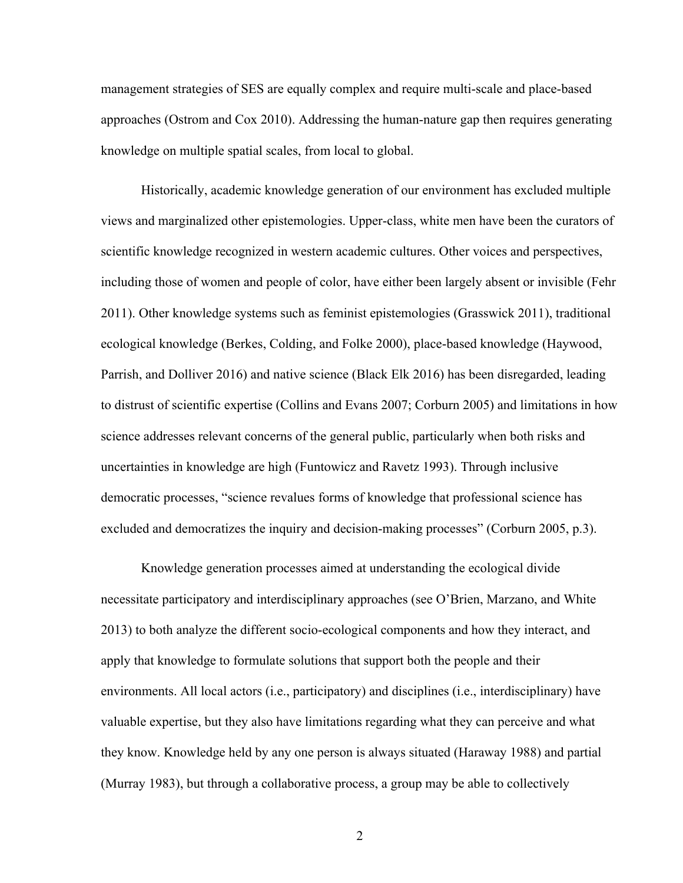management strategies of SES are equally complex and require multi-scale and place-based approaches (Ostrom and Cox 2010). Addressing the human-nature gap then requires generating knowledge on multiple spatial scales, from local to global.

Historically, academic knowledge generation of our environment has excluded multiple views and marginalized other epistemologies. Upper-class, white men have been the curators of scientific knowledge recognized in western academic cultures. Other voices and perspectives, including those of women and people of color, have either been largely absent or invisible (Fehr 2011). Other knowledge systems such as feminist epistemologies (Grasswick 2011), traditional ecological knowledge (Berkes, Colding, and Folke 2000), place-based knowledge (Haywood, Parrish, and Dolliver 2016) and native science (Black Elk 2016) has been disregarded, leading to distrust of scientific expertise (Collins and Evans 2007; Corburn 2005) and limitations in how science addresses relevant concerns of the general public, particularly when both risks and uncertainties in knowledge are high (Funtowicz and Ravetz 1993). Through inclusive democratic processes, "science revalues forms of knowledge that professional science has excluded and democratizes the inquiry and decision-making processes" (Corburn 2005, p.3).

Knowledge generation processes aimed at understanding the ecological divide necessitate participatory and interdisciplinary approaches (see O'Brien, Marzano, and White 2013) to both analyze the different socio-ecological components and how they interact, and apply that knowledge to formulate solutions that support both the people and their environments. All local actors (i.e., participatory) and disciplines (i.e., interdisciplinary) have valuable expertise, but they also have limitations regarding what they can perceive and what they know. Knowledge held by any one person is always situated (Haraway 1988) and partial (Murray 1983), but through a collaborative process, a group may be able to collectively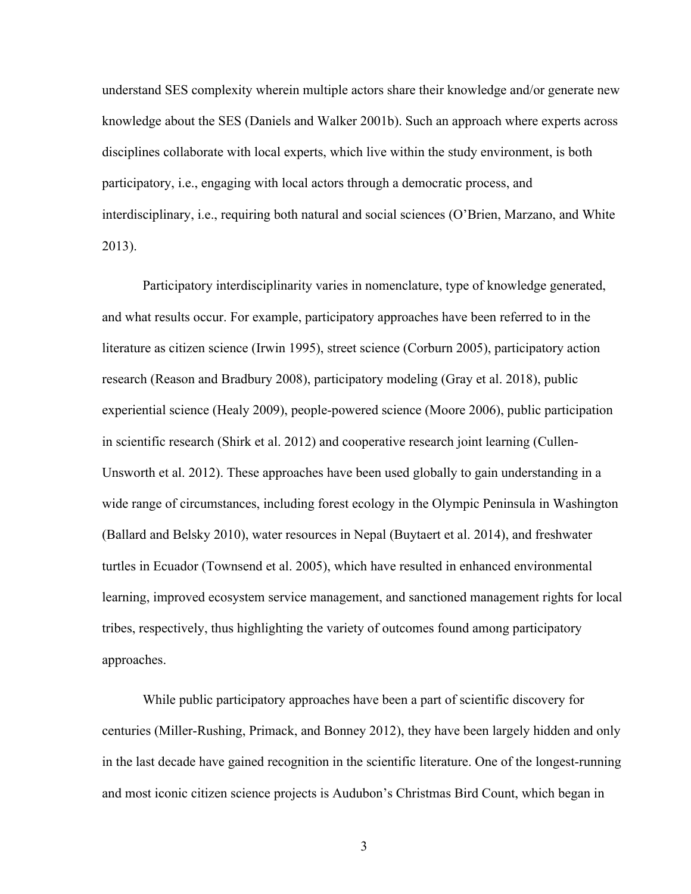understand SES complexity wherein multiple actors share their knowledge and/or generate new knowledge about the SES (Daniels and Walker 2001b). Such an approach where experts across disciplines collaborate with local experts, which live within the study environment, is both participatory, i.e., engaging with local actors through a democratic process, and interdisciplinary, i.e., requiring both natural and social sciences (O'Brien, Marzano, and White 2013).

Participatory interdisciplinarity varies in nomenclature, type of knowledge generated, and what results occur. For example, participatory approaches have been referred to in the literature as citizen science (Irwin 1995), street science (Corburn 2005), participatory action research (Reason and Bradbury 2008), participatory modeling (Gray et al. 2018), public experiential science (Healy 2009), people-powered science (Moore 2006), public participation in scientific research (Shirk et al. 2012) and cooperative research joint learning (Cullen-Unsworth et al. 2012). These approaches have been used globally to gain understanding in a wide range of circumstances, including forest ecology in the Olympic Peninsula in Washington (Ballard and Belsky 2010), water resources in Nepal (Buytaert et al. 2014), and freshwater turtles in Ecuador (Townsend et al. 2005), which have resulted in enhanced environmental learning, improved ecosystem service management, and sanctioned management rights for local tribes, respectively, thus highlighting the variety of outcomes found among participatory approaches.

While public participatory approaches have been a part of scientific discovery for centuries (Miller-Rushing, Primack, and Bonney 2012), they have been largely hidden and only in the last decade have gained recognition in the scientific literature. One of the longest-running and most iconic citizen science projects is Audubon's Christmas Bird Count, which began in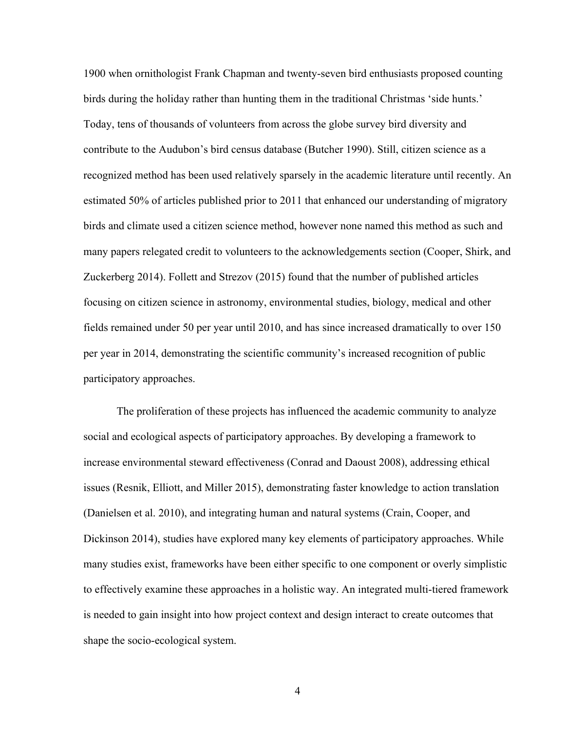1900 when ornithologist Frank Chapman and twenty-seven bird enthusiasts proposed counting birds during the holiday rather than hunting them in the traditional Christmas 'side hunts.' Today, tens of thousands of volunteers from across the globe survey bird diversity and contribute to the Audubon's bird census database (Butcher 1990). Still, citizen science as a recognized method has been used relatively sparsely in the academic literature until recently. An estimated 50% of articles published prior to 2011 that enhanced our understanding of migratory birds and climate used a citizen science method, however none named this method as such and many papers relegated credit to volunteers to the acknowledgements section (Cooper, Shirk, and Zuckerberg 2014). Follett and Strezov (2015) found that the number of published articles focusing on citizen science in astronomy, environmental studies, biology, medical and other fields remained under 50 per year until 2010, and has since increased dramatically to over 150 per year in 2014, demonstrating the scientific community's increased recognition of public participatory approaches.

The proliferation of these projects has influenced the academic community to analyze social and ecological aspects of participatory approaches. By developing a framework to increase environmental steward effectiveness (Conrad and Daoust 2008), addressing ethical issues (Resnik, Elliott, and Miller 2015), demonstrating faster knowledge to action translation (Danielsen et al. 2010), and integrating human and natural systems (Crain, Cooper, and Dickinson 2014), studies have explored many key elements of participatory approaches. While many studies exist, frameworks have been either specific to one component or overly simplistic to effectively examine these approaches in a holistic way. An integrated multi-tiered framework is needed to gain insight into how project context and design interact to create outcomes that shape the socio-ecological system.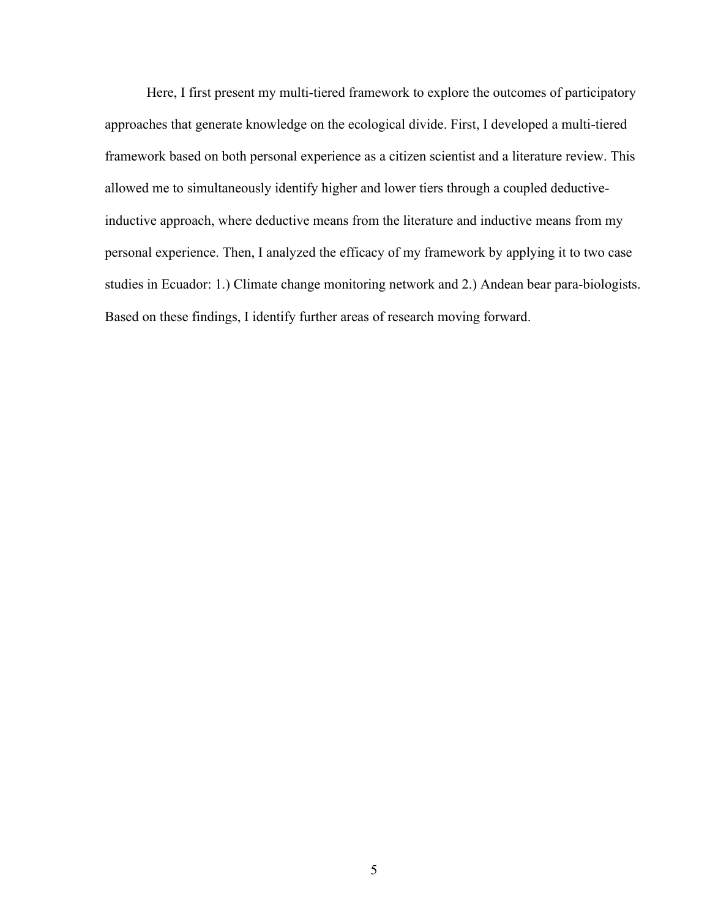Here, I first present my multi-tiered framework to explore the outcomes of participatory approaches that generate knowledge on the ecological divide. First, I developed a multi-tiered framework based on both personal experience as a citizen scientist and a literature review. This allowed me to simultaneously identify higher and lower tiers through a coupled deductive-inductive approach, where deductive means from the literature and inductive means from my personal experience. Then, I analyzed the efficacy of my framework by applying it to two case studies in Ecuador: 1.) Climate change monitoring network and 2.) Andean bear para-biologists. Based on these findings, I identify further areas of research moving forward.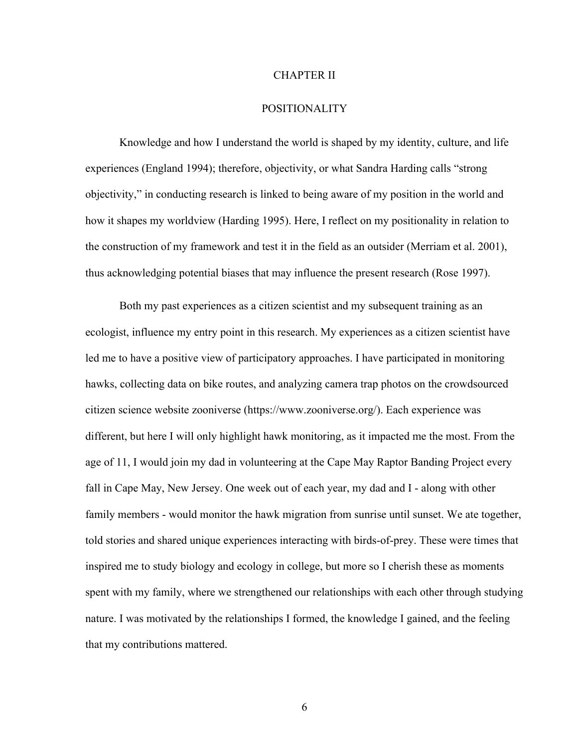# CHAPTER II

# POSITIONALITY

Knowledge and how I understand the world is shaped by my identity, culture, and life experiences (England 1994); therefore, objectivity, or what Sandra Harding calls "strong objectivity," in conducting research is linked to being aware of my position in the world and how it shapes my worldview (Harding 1995). Here, I reflect on my positionality in relation to the construction of my framework and test it in the field as an outsider (Merriam et al. 2001), thus acknowledging potential biases that may influence the present research (Rose 1997).

Both my past experiences as a citizen scientist and my subsequent training as an ecologist, influence my entry point in this research. My experiences as a citizen scientist have led me to have a positive view of participatory approaches. I have participated in monitoring hawks, collecting data on bike routes, and analyzing camera trap photos on the crowdsourced citizen science website zooniverse (https://www.zooniverse.org/). Each experience was different, but here I will only highlight hawk monitoring, as it impacted me the most. From the age of 11, I would join my dad in volunteering at the Cape May Raptor Banding Project every fall in Cape May, New Jersey. One week out of each year, my dad and I - along with other family members - would monitor the hawk migration from sunrise until sunset. We ate together, told stories and shared unique experiences interacting with birds-of-prey. These were times that inspired me to study biology and ecology in college, but more so I cherish these as moments spent with my family, where we strengthened our relationships with each other through studying nature. I was motivated by the relationships I formed, the knowledge I gained, and the feeling that my contributions mattered.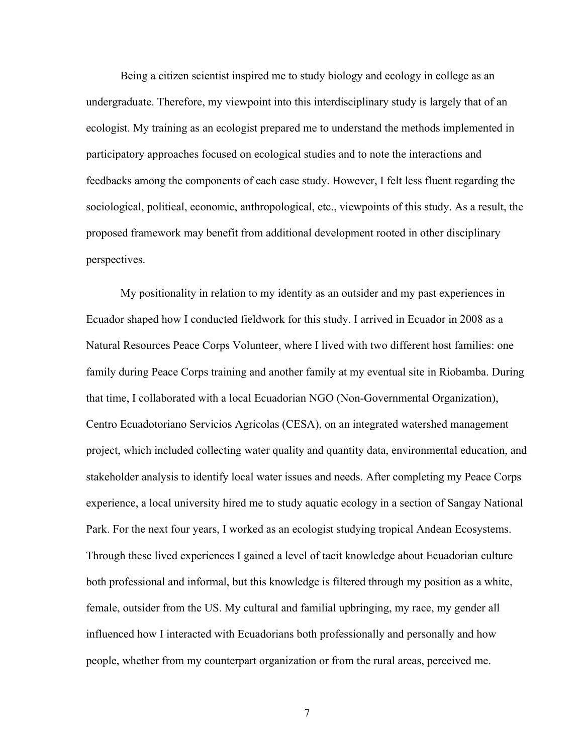Being a citizen scientist inspired me to study biology and ecology in college as an undergraduate. Therefore, my viewpoint into this interdisciplinary study is largely that of an ecologist. My training as an ecologist prepared me to understand the methods implemented in participatory approaches focused on ecological studies and to note the interactions and feedbacks among the components of each case study. However, I felt less fluent regarding the sociological, political, economic, anthropological, etc., viewpoints of this study. As a result, the proposed framework may benefit from additional development rooted in other disciplinary perspectives.

My positionality in relation to my identity as an outsider and my past experiences in Ecuador shaped how I conducted fieldwork for this study. I arrived in Ecuador in 2008 as a Natural Resources Peace Corps Volunteer, where I lived with two different host families: one family during Peace Corps training and another family at my eventual site in Riobamba. During that time, I collaborated with a local Ecuadorian NGO (Non-Governmental Organization), Centro Ecuadotoriano Servicios Agricolas (CESA), on an integrated watershed management project, which included collecting water quality and quantity data, environmental education, and stakeholder analysis to identify local water issues and needs. After completing my Peace Corps experience, a local university hired me to study aquatic ecology in a section of Sangay National Park. For the next four years, I worked as an ecologist studying tropical Andean Ecosystems. Through these lived experiences I gained a level of tacit knowledge about Ecuadorian culture both professional and informal, but this knowledge is filtered through my position as a white, female, outsider from the US. My cultural and familial upbringing, my race, my gender all influenced how I interacted with Ecuadorians both professionally and personally and how people, whether from my counterpart organization or from the rural areas, perceived me.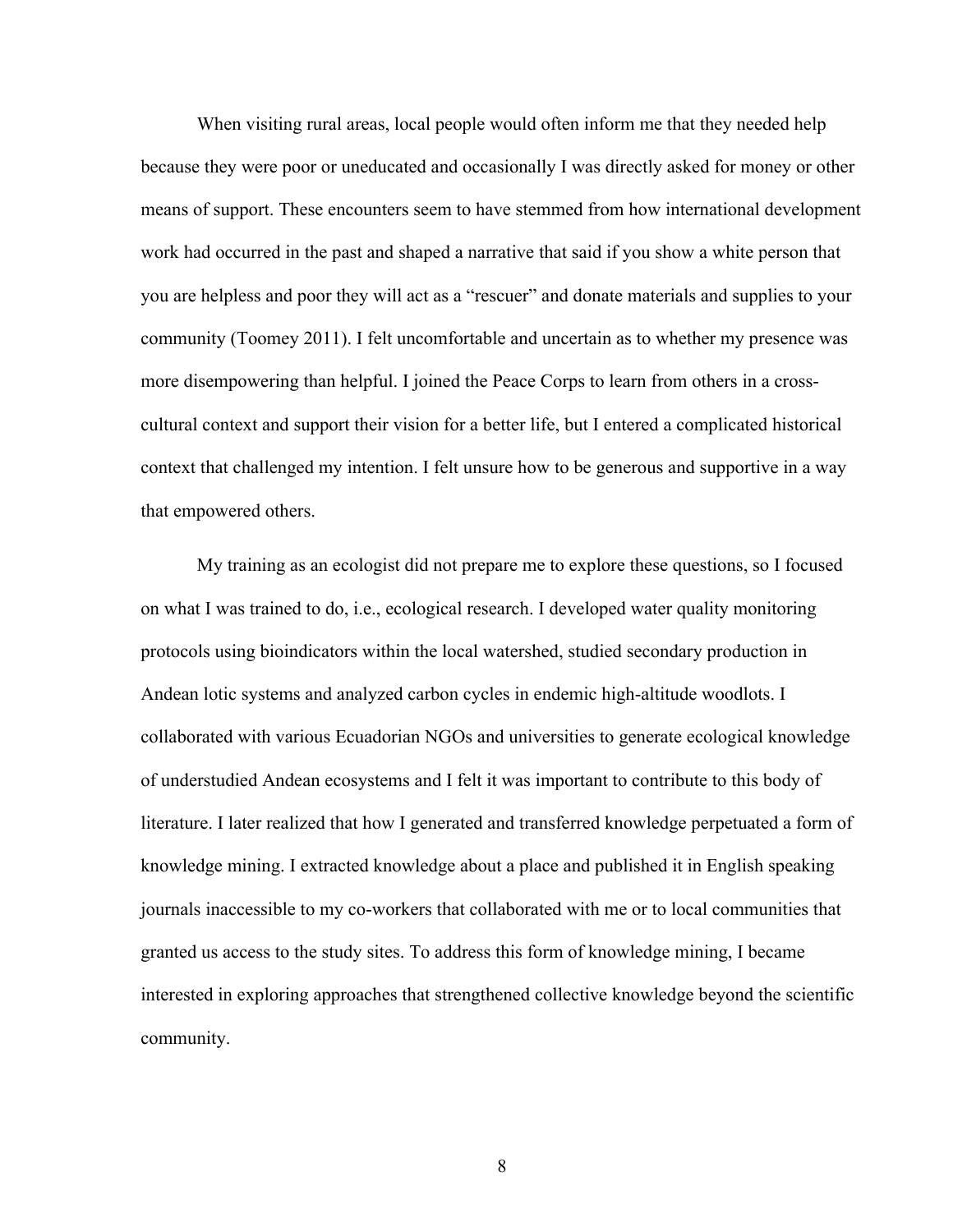When visiting rural areas, local people would often inform me that they needed help because they were poor or uneducated and occasionally I was directly asked for money or other means of support. These encounters seem to have stemmed from how international development work had occurred in the past and shaped a narrative that said if you show a white person that you are helpless and poor they will act as a "rescuer" and donate materials and supplies to your community (Toomey 2011). I felt uncomfortable and uncertain as to whether my presence was more disempowering than helpful. I joined the Peace Corps to learn from others in a cross-cultural context and support their vision for a better life, but I entered a complicated historical context that challenged my intention. I felt unsure how to be generous and supportive in a way that empowered others.

My training as an ecologist did not prepare me to explore these questions, so I focused on what I was trained to do, i.e., ecological research. I developed water quality monitoring protocols using bioindicators within the local watershed, studied secondary production in Andean lotic systems and analyzed carbon cycles in endemic high-altitude woodlots. I collaborated with various Ecuadorian NGOs and universities to generate ecological knowledge of understudied Andean ecosystems and I felt it was important to contribute to this body of literature. I later realized that how I generated and transferred knowledge perpetuated a form of knowledge mining. I extracted knowledge about a place and published it in English speaking journals inaccessible to my co-workers that collaborated with me or to local communities that granted us access to the study sites. To address this form of knowledge mining, I became interested in exploring approaches that strengthened collective knowledge beyond the scientific community.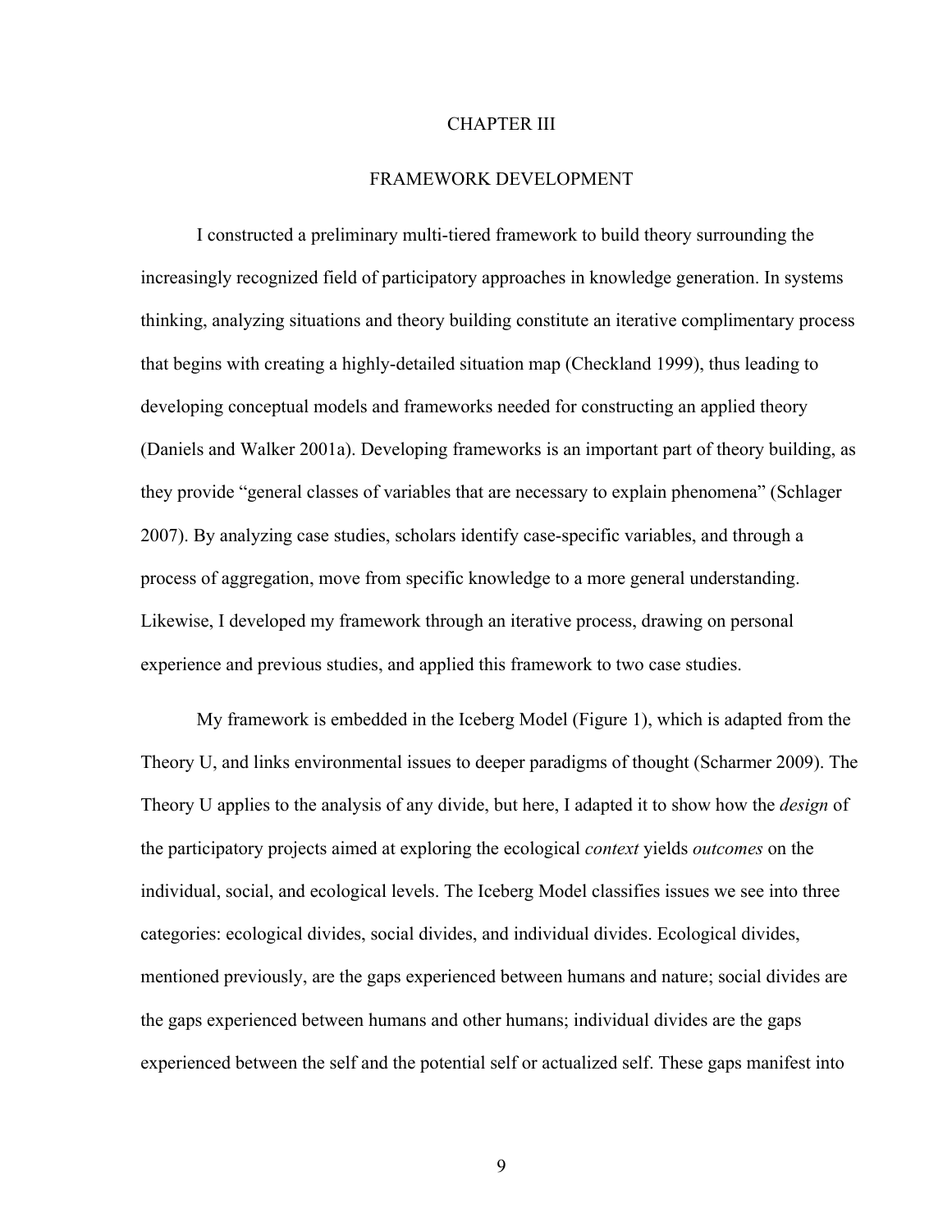# CHAPTER III

## FRAMEWORK DEVELOPMENT

I constructed a preliminary multi-tiered framework to build theory surrounding the increasingly recognized field of participatory approaches in knowledge generation. In systems thinking, analyzing situations and theory building constitute an iterative complimentary process that begins with creating a highly-detailed situation map (Checkland 1999), thus leading to developing conceptual models and frameworks needed for constructing an applied theory (Daniels and Walker 2001a). Developing frameworks is an important part of theory building, as they provide "general classes of variables that are necessary to explain phenomena" (Schlager 2007). By analyzing case studies, scholars identify case-specific variables, and through a process of aggregation, move from specific knowledge to a more general understanding. Likewise, I developed my framework through an iterative process, drawing on personal experience and previous studies, and applied this framework to two case studies.

My framework is embedded in the Iceberg Model (Figure 1), which is adapted from the Theory U, and links environmental issues to deeper paradigms of thought (Scharmer 2009). The Theory U applies to the analysis of any divide, but here, I adapted it to show how the *design* of the participatory projects aimed at exploring the ecological *context* yields *outcomes* on the individual, social, and ecological levels. The Iceberg Model classifies issues we see into three categories: ecological divides, social divides, and individual divides. Ecological divides, mentioned previously, are the gaps experienced between humans and nature; social divides are the gaps experienced between humans and other humans; individual divides are the gaps experienced between the self and the potential self or actualized self. These gaps manifest into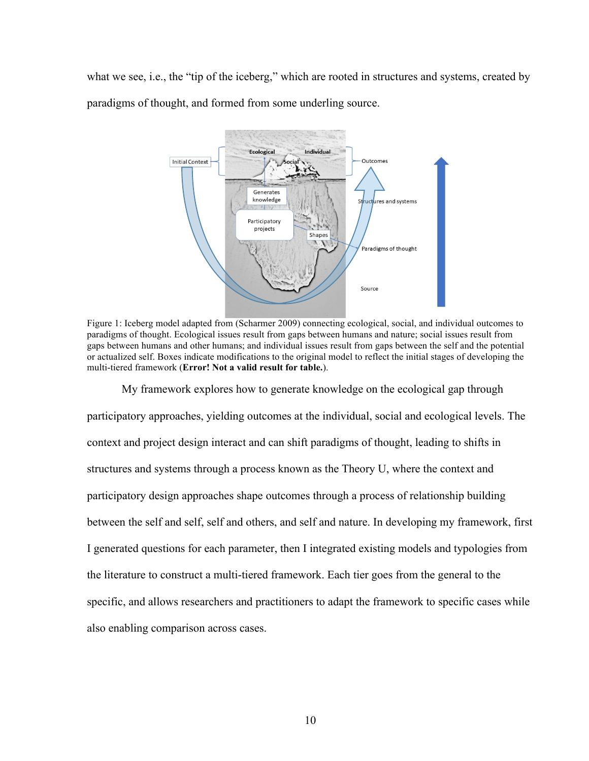what we see, i.e., the "tip of the iceberg," which are rooted in structures and systems, created by paradigms of thought, and formed from some underling source.

Figure 1: Iceberg model adapted from (Scharmer 2009) connecting ecological, social, and individual outcomes to paradigms of thought. Ecological issues result from gaps between humans and nature; social issues result from gaps between humans and other humans; and individual issues result from gaps between the self and the potential or actualized self. Boxes indicate modifications to the original model to reflect the initial stages of developing the multi-tiered framework (**Error! Not a valid result for table.**).

My framework explores how to generate knowledge on the ecological gap through participatory approaches, yielding outcomes at the individual, social and ecological levels. The context and project design interact and can shift paradigms of thought, leading to shifts in structures and systems through a process known as the Theory U, where the context and participatory design approaches shape outcomes through a process of relationship building between the self and self, self and others, and self and nature. In developing my framework, first I generated questions for each parameter, then I integrated existing models and typologies from the literature to construct a multi-tiered framework. Each tier goes from the general to the specific, and allows researchers and practitioners to adapt the framework to specific cases while also enabling comparison across cases.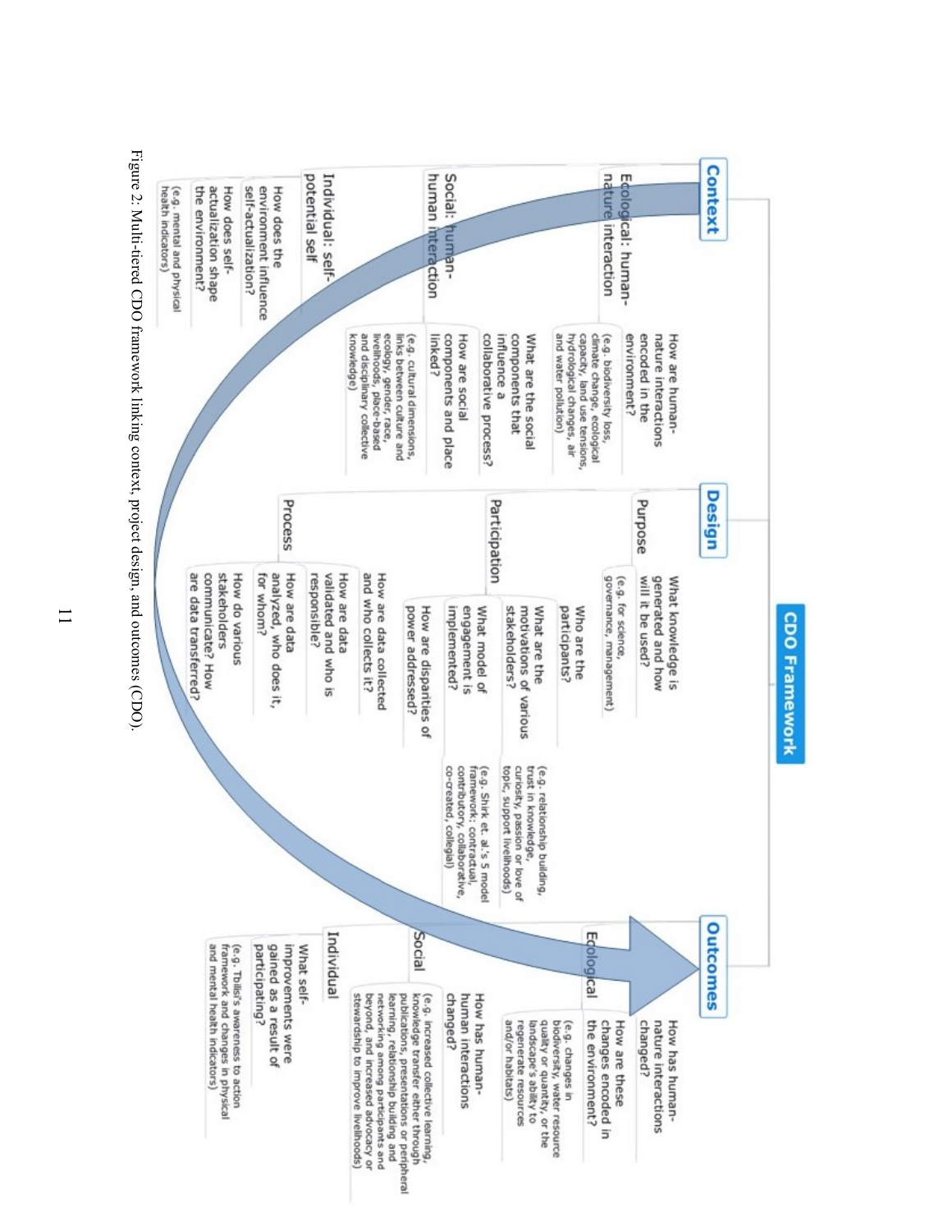# CDO Framework

## Context

### Ecological: human-nature interaction

- How are human-nature interactions encoded in the environment?
  - (e.g. biodiversity loss, climate change, ecological capacity, land use tensions, hydrological changes, air and water pollution)

### Social: human-human interaction

- What are the social components that influence a collaborative process?
- How are social components and place linked?
  - (e.g. cultural dimensions, links between culture and ecology, gender, race, livelihoods, place-based and disciplinary collective knowledge)

### Individual: self-potential self

- How does the environment influence self-actualization?
- How does self-actualization shape the environment?
  - (e.g. mental and physical health indicators)

## Design

### Purpose

- What knowledge is generated and how will it be used?
  - (e.g. for science, governance, management)

### Participation

- Who are the participants?
- What are the motivations of various stakeholders?
  - (e.g. relationship building, trust in knowledge, curiosity, passion or love of topic, support livelihoods)
- What model of engagement is implemented?
  - (e.g. Shirk et. al.'s 5 model framework: contractual, contributory, collaborative, co-created, collegial)
- How are disparities of power addressed?

### Process

- How are data collected and who collects it?
- How are data validated and who is responsible?
- How are data analyzed, who does it, for whom?
- How do various stakeholders communicate? How are data transferred?

## Outcomes

### Ecological

- How has human-nature interactions changed?
- How are these changes encoded in the environment?
  - (e.g. changes in biodiversity, water resource quality or quantity, or the landscape's ability to regenerate resources and/or habitats)

### Social

- How has human-human interactions changed?
  - (e.g. increased collective learning, knowledge transfer either through publications, presentations or peripheral learning, relationship building and networking among participants and beyond, and increased advocacy or stewardship to improve livelihoods)

### Individual

- What self-improvements were gained as a result of participating?
  - (e.g. Tbilisi's awareness to action framework and changes in physical and mental health indicators)

Figure 2: Multi-tiered CDO framework linking context, project design, and outcomes (CDO).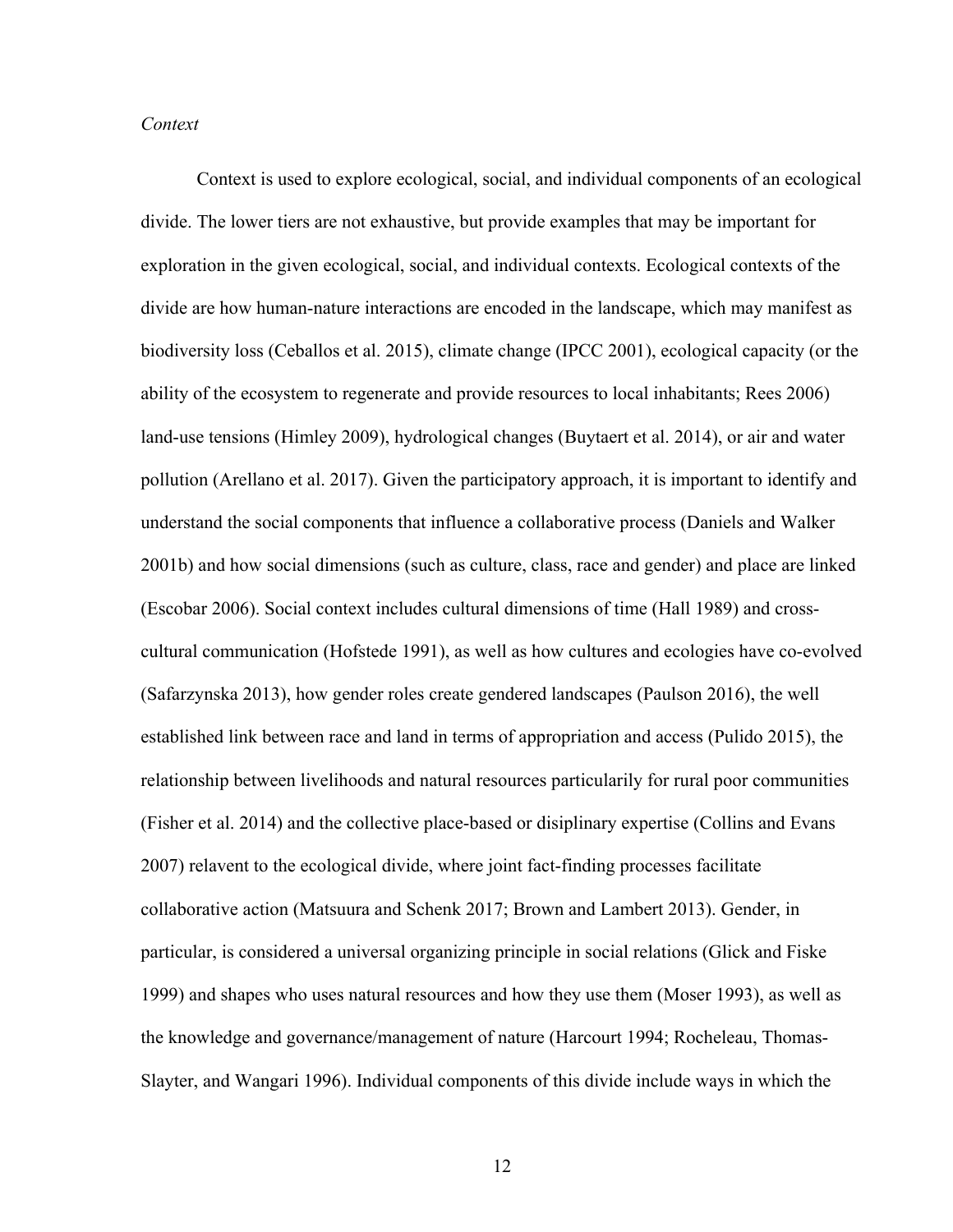*Context*

Context is used to explore ecological, social, and individual components of an ecological divide. The lower tiers are not exhaustive, but provide examples that may be important for exploration in the given ecological, social, and individual contexts. Ecological contexts of the divide are how human-nature interactions are encoded in the landscape, which may manifest as biodiversity loss (Ceballos et al. 2015), climate change (IPCC 2001), ecological capacity (or the ability of the ecosystem to regenerate and provide resources to local inhabitants; Rees 2006) land-use tensions (Himley 2009), hydrological changes (Buytaert et al. 2014), or air and water pollution (Arellano et al. 2017). Given the participatory approach, it is important to identify and understand the social components that influence a collaborative process (Daniels and Walker 2001b) and how social dimensions (such as culture, class, race and gender) and place are linked (Escobar 2006). Social context includes cultural dimensions of time (Hall 1989) and cross-cultural communication (Hofstede 1991), as well as how cultures and ecologies have co-evolved (Safarzynska 2013), how gender roles create gendered landscapes (Paulson 2016), the well established link between race and land in terms of appropriation and access (Pulido 2015), the relationship between livelihoods and natural resources particularily for rural poor communities (Fisher et al. 2014) and the collective place-based or disiplinary expertise (Collins and Evans 2007) relavent to the ecological divide, where joint fact-finding processes facilitate collaborative action (Matsuura and Schenk 2017; Brown and Lambert 2013). Gender, in particular, is considered a universal organizing principle in social relations (Glick and Fiske 1999) and shapes who uses natural resources and how they use them (Moser 1993), as well as the knowledge and governance/management of nature (Harcourt 1994; Rocheleau, Thomas-Slayter, and Wangari 1996). Individual components of this divide include ways in which the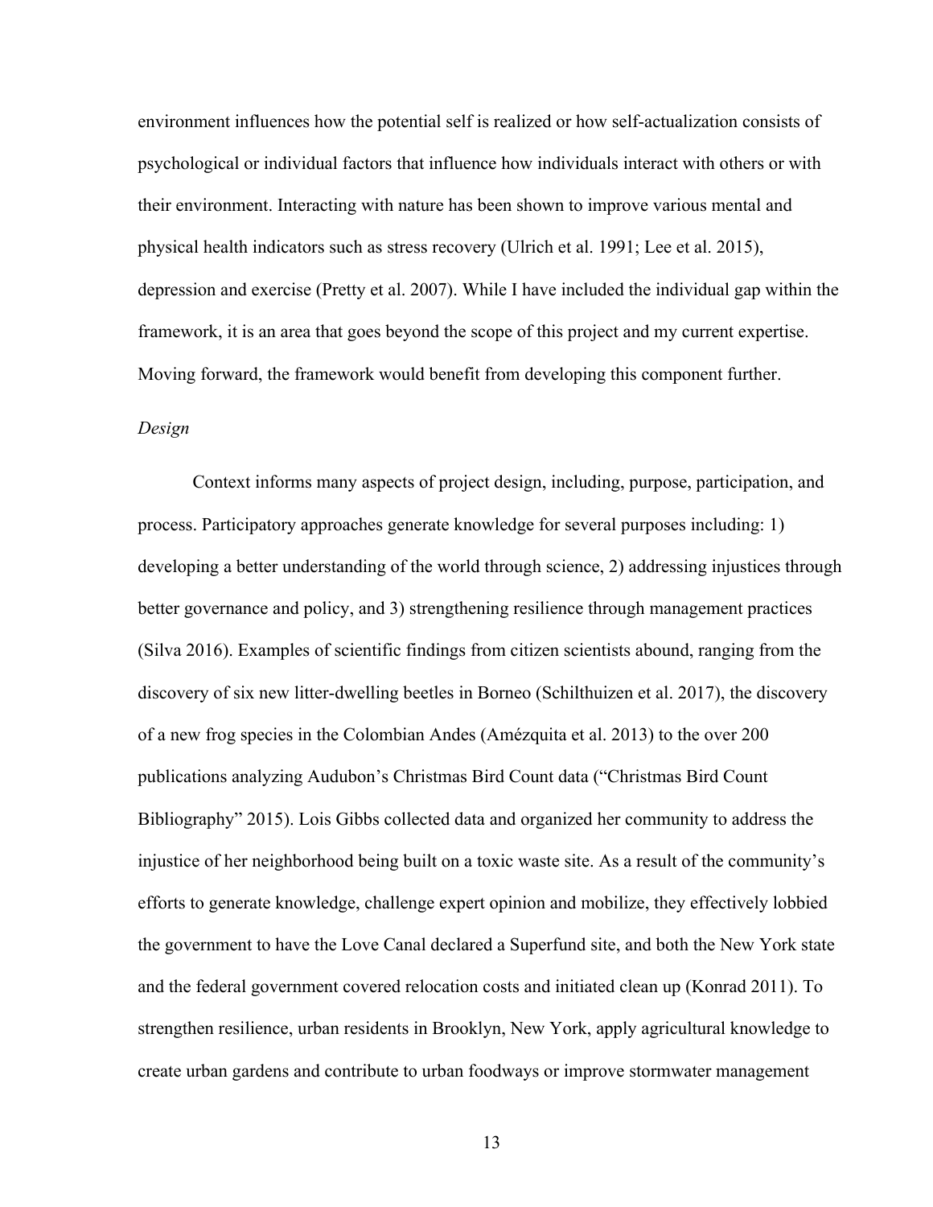environment influences how the potential self is realized or how self-actualization consists of psychological or individual factors that influence how individuals interact with others or with their environment. Interacting with nature has been shown to improve various mental and physical health indicators such as stress recovery (Ulrich et al. 1991; Lee et al. 2015), depression and exercise (Pretty et al. 2007). While I have included the individual gap within the framework, it is an area that goes beyond the scope of this project and my current expertise. Moving forward, the framework would benefit from developing this component further.

*Design*

Context informs many aspects of project design, including, purpose, participation, and process. Participatory approaches generate knowledge for several purposes including: 1) developing a better understanding of the world through science, 2) addressing injustices through better governance and policy, and 3) strengthening resilience through management practices (Silva 2016). Examples of scientific findings from citizen scientists abound, ranging from the discovery of six new litter-dwelling beetles in Borneo (Schilthuizen et al. 2017), the discovery of a new frog species in the Colombian Andes (Amézquita et al. 2013) to the over 200 publications analyzing Audubon's Christmas Bird Count data ("Christmas Bird Count Bibliography" 2015). Lois Gibbs collected data and organized her community to address the injustice of her neighborhood being built on a toxic waste site. As a result of the community's efforts to generate knowledge, challenge expert opinion and mobilize, they effectively lobbied the government to have the Love Canal declared a Superfund site, and both the New York state and the federal government covered relocation costs and initiated clean up (Konrad 2011). To strengthen resilience, urban residents in Brooklyn, New York, apply agricultural knowledge to create urban gardens and contribute to urban foodways or improve stormwater management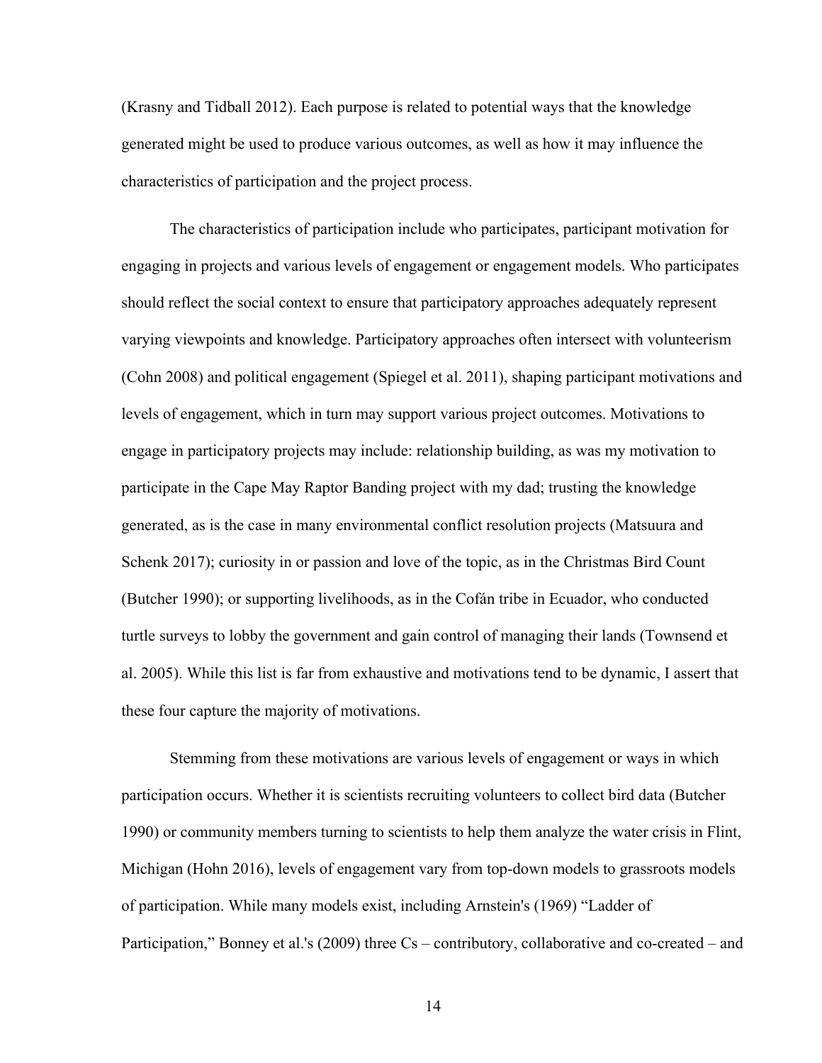(Krasny and Tidball 2012). Each purpose is related to potential ways that the knowledge generated might be used to produce various outcomes, as well as how it may influence the characteristics of participation and the project process.

The characteristics of participation include who participates, participant motivation for engaging in projects and various levels of engagement or engagement models. Who participates should reflect the social context to ensure that participatory approaches adequately represent varying viewpoints and knowledge. Participatory approaches often intersect with volunteerism (Cohn 2008) and political engagement (Spiegel et al. 2011), shaping participant motivations and levels of engagement, which in turn may support various project outcomes. Motivations to engage in participatory projects may include: relationship building, as was my motivation to participate in the Cape May Raptor Banding project with my dad; trusting the knowledge generated, as is the case in many environmental conflict resolution projects (Matsuura and Schenk 2017); curiosity in or passion and love of the topic, as in the Christmas Bird Count (Butcher 1990); or supporting livelihoods, as in the Cofán tribe in Ecuador, who conducted turtle surveys to lobby the government and gain control of managing their lands (Townsend et al. 2005). While this list is far from exhaustive and motivations tend to be dynamic, I assert that these four capture the majority of motivations.

Stemming from these motivations are various levels of engagement or ways in which participation occurs. Whether it is scientists recruiting volunteers to collect bird data (Butcher 1990) or community members turning to scientists to help them analyze the water crisis in Flint, Michigan (Hohn 2016), levels of engagement vary from top-down models to grassroots models of participation. While many models exist, including Arnstein's (1969) "Ladder of Participation," Bonney et al.'s (2009) three Cs – contributory, collaborative and co-created – and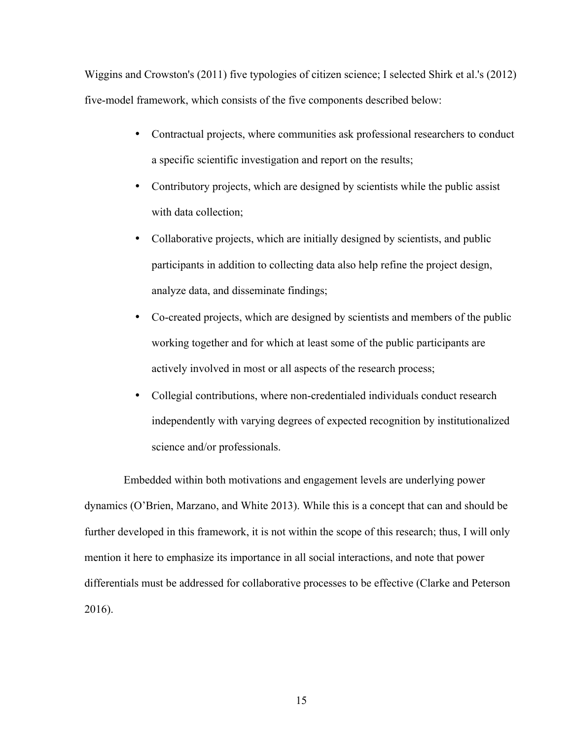Wiggins and Crowston's (2011) five typologies of citizen science; I selected Shirk et al.'s (2012) five-model framework, which consists of the five components described below:

- Contractual projects, where communities ask professional researchers to conduct a specific scientific investigation and report on the results;
- Contributory projects, which are designed by scientists while the public assist with data collection;
- Collaborative projects, which are initially designed by scientists, and public participants in addition to collecting data also help refine the project design, analyze data, and disseminate findings;
- Co-created projects, which are designed by scientists and members of the public working together and for which at least some of the public participants are actively involved in most or all aspects of the research process;
- Collegial contributions, where non-credentialed individuals conduct research independently with varying degrees of expected recognition by institutionalized science and/or professionals.

Embedded within both motivations and engagement levels are underlying power dynamics (O'Brien, Marzano, and White 2013). While this is a concept that can and should be further developed in this framework, it is not within the scope of this research; thus, I will only mention it here to emphasize its importance in all social interactions, and note that power differentials must be addressed for collaborative processes to be effective (Clarke and Peterson 2016).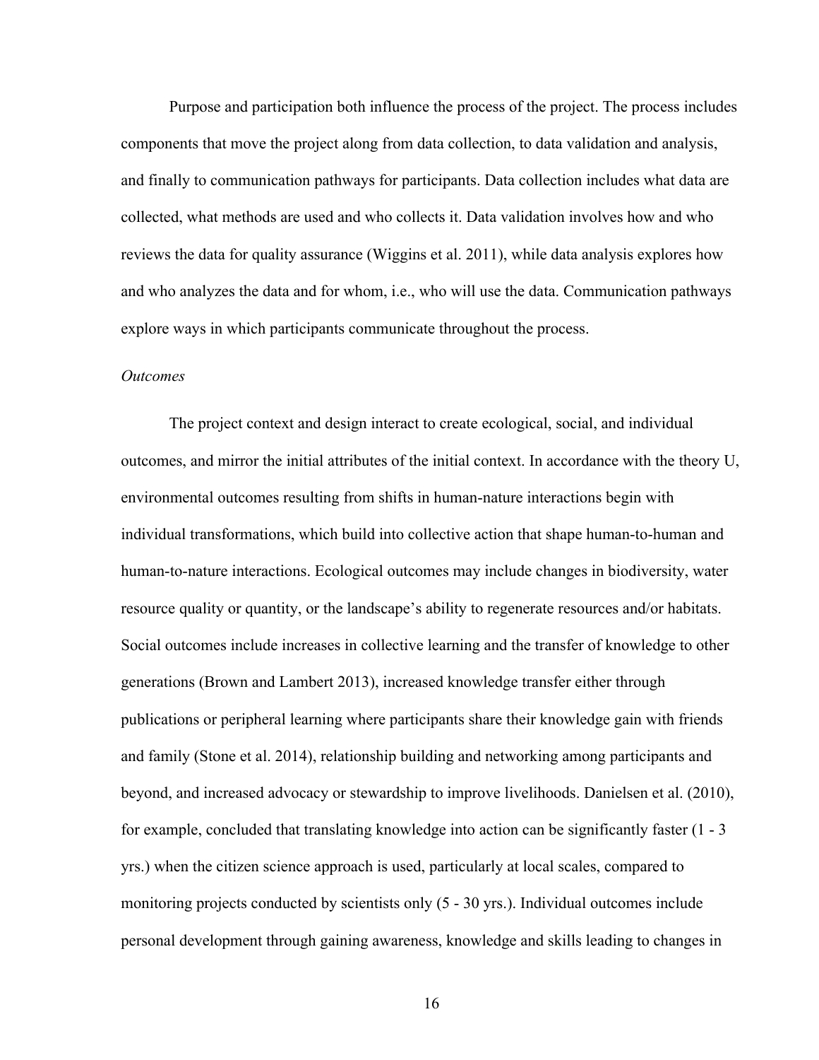Purpose and participation both influence the process of the project. The process includes components that move the project along from data collection, to data validation and analysis, and finally to communication pathways for participants. Data collection includes what data are collected, what methods are used and who collects it. Data validation involves how and who reviews the data for quality assurance (Wiggins et al. 2011), while data analysis explores how and who analyzes the data and for whom, i.e., who will use the data. Communication pathways explore ways in which participants communicate throughout the process.

*Outcomes*

The project context and design interact to create ecological, social, and individual outcomes, and mirror the initial attributes of the initial context. In accordance with the theory U, environmental outcomes resulting from shifts in human-nature interactions begin with individual transformations, which build into collective action that shape human-to-human and human-to-nature interactions. Ecological outcomes may include changes in biodiversity, water resource quality or quantity, or the landscape's ability to regenerate resources and/or habitats. Social outcomes include increases in collective learning and the transfer of knowledge to other generations (Brown and Lambert 2013), increased knowledge transfer either through publications or peripheral learning where participants share their knowledge gain with friends and family (Stone et al. 2014), relationship building and networking among participants and beyond, and increased advocacy or stewardship to improve livelihoods. Danielsen et al. (2010), for example, concluded that translating knowledge into action can be significantly faster (1 - 3 yrs.) when the citizen science approach is used, particularly at local scales, compared to monitoring projects conducted by scientists only (5 - 30 yrs.). Individual outcomes include personal development through gaining awareness, knowledge and skills leading to changes in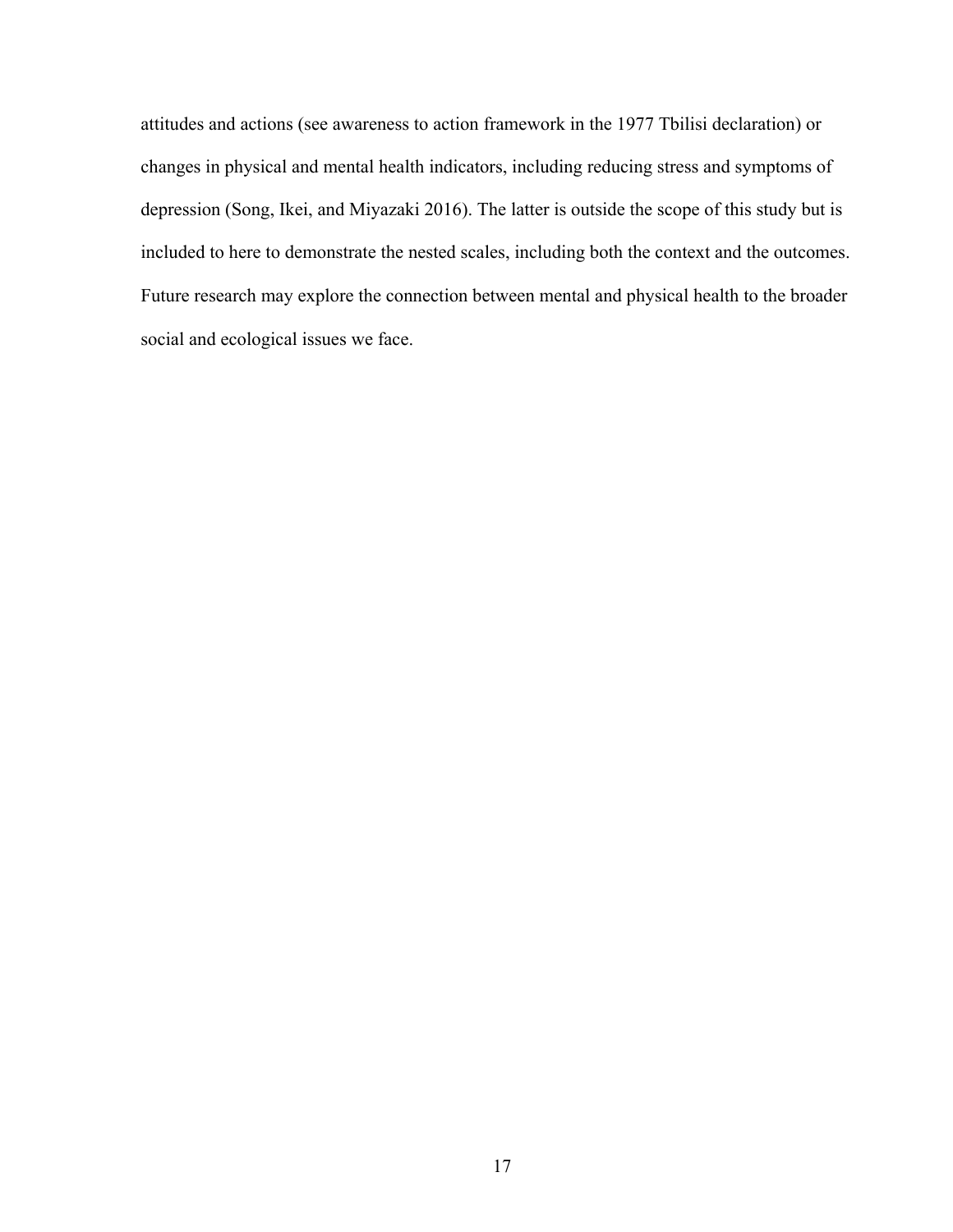attitudes and actions (see awareness to action framework in the 1977 Tbilisi declaration) or changes in physical and mental health indicators, including reducing stress and symptoms of depression (Song, Ikei, and Miyazaki 2016). The latter is outside the scope of this study but is included to here to demonstrate the nested scales, including both the context and the outcomes. Future research may explore the connection between mental and physical health to the broader social and ecological issues we face.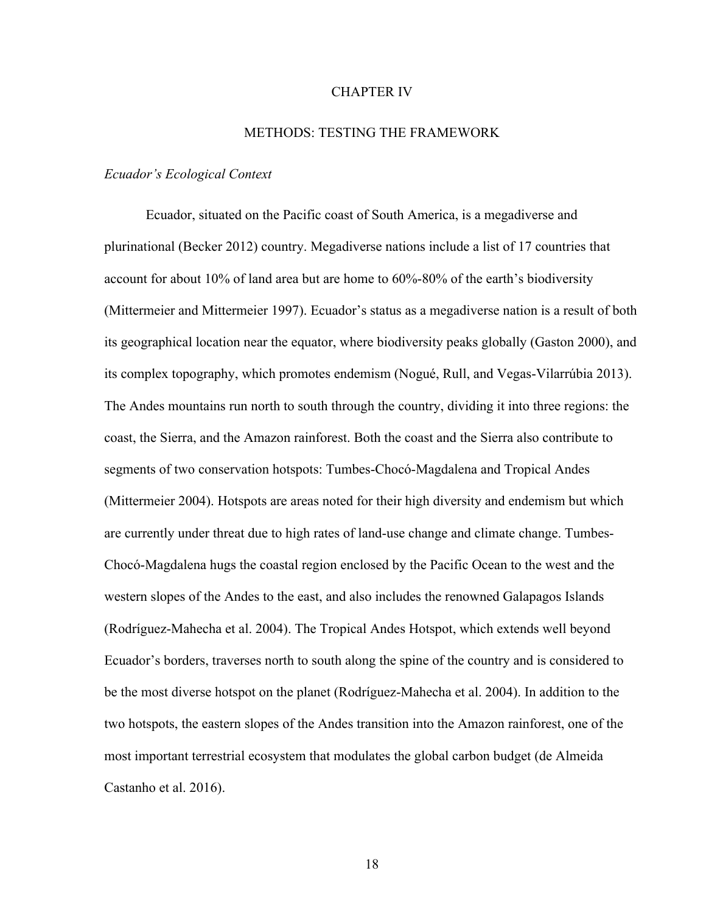# CHAPTER IV

## METHODS: TESTING THE FRAMEWORK

### *Ecuador's Ecological Context*

Ecuador, situated on the Pacific coast of South America, is a megadiverse and plurinational (Becker 2012) country. Megadiverse nations include a list of 17 countries that account for about 10% of land area but are home to 60%-80% of the earth's biodiversity (Mittermeier and Mittermeier 1997). Ecuador's status as a megadiverse nation is a result of both its geographical location near the equator, where biodiversity peaks globally (Gaston 2000), and its complex topography, which promotes endemism (Nogué, Rull, and Vegas-Vilarrúbia 2013). The Andes mountains run north to south through the country, dividing it into three regions: the coast, the Sierra, and the Amazon rainforest. Both the coast and the Sierra also contribute to segments of two conservation hotspots: Tumbes-Chocó-Magdalena and Tropical Andes (Mittermeier 2004). Hotspots are areas noted for their high diversity and endemism but which are currently under threat due to high rates of land-use change and climate change. Tumbes-Chocó-Magdalena hugs the coastal region enclosed by the Pacific Ocean to the west and the western slopes of the Andes to the east, and also includes the renowned Galapagos Islands (Rodríguez-Mahecha et al. 2004). The Tropical Andes Hotspot, which extends well beyond Ecuador's borders, traverses north to south along the spine of the country and is considered to be the most diverse hotspot on the planet (Rodríguez-Mahecha et al. 2004). In addition to the two hotspots, the eastern slopes of the Andes transition into the Amazon rainforest, one of the most important terrestrial ecosystem that modulates the global carbon budget (de Almeida Castanho et al. 2016).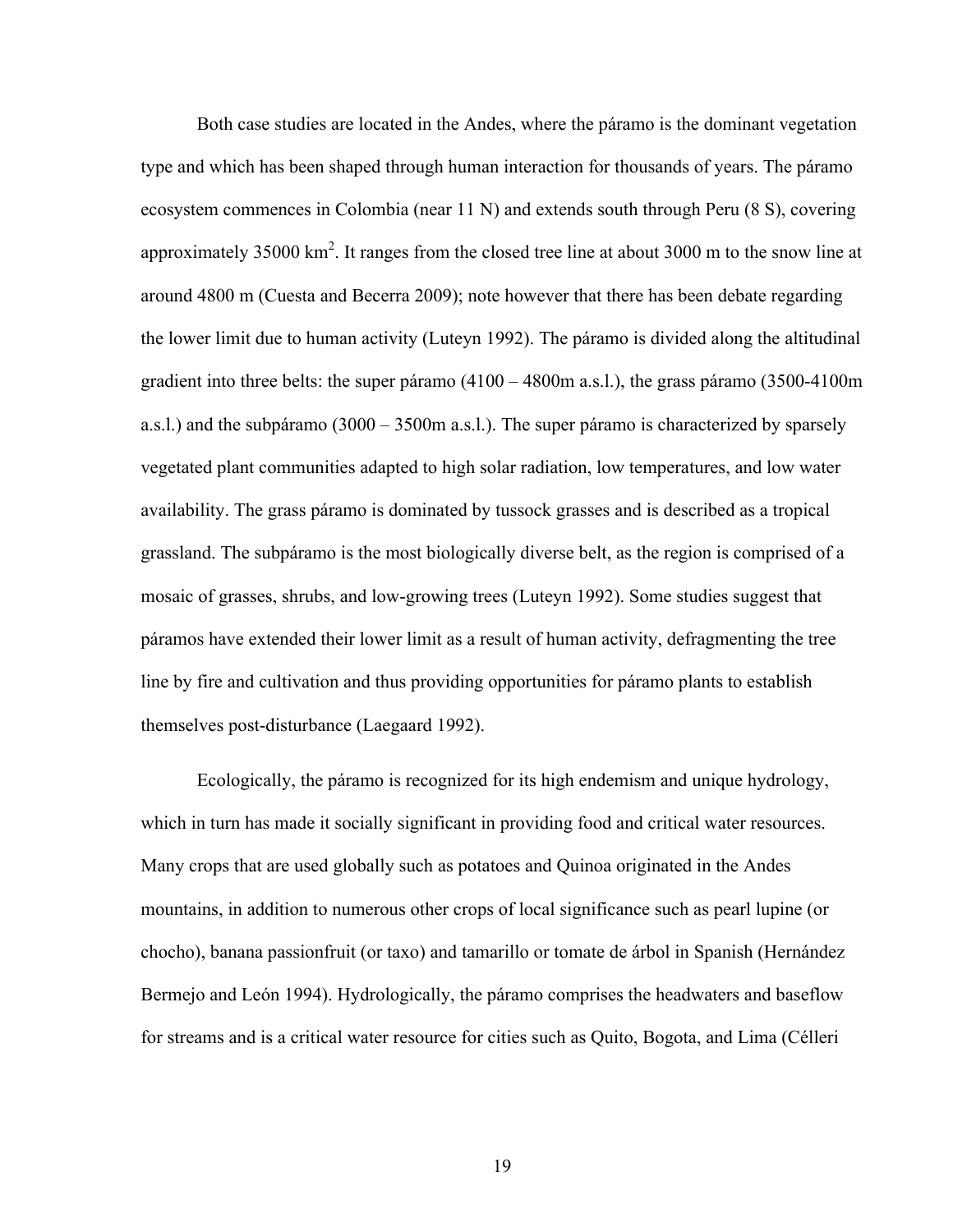Both case studies are located in the Andes, where the páramo is the dominant vegetation type and which has been shaped through human interaction for thousands of years. The páramo ecosystem commences in Colombia (near 11 N) and extends south through Peru (8 S), covering approximately 35000 $km^2$. It ranges from the closed tree line at about 3000 m to the snow line at around 4800 m (Cuesta and Becerra 2009); note however that there has been debate regarding the lower limit due to human activity (Luteyn 1992). The páramo is divided along the altitudinal gradient into three belts: the super páramo (4100 – 4800m a.s.l.), the grass páramo (3500-4100m a.s.l.) and the subpáramo (3000 – 3500m a.s.l.). The super páramo is characterized by sparsely vegetated plant communities adapted to high solar radiation, low temperatures, and low water availability. The grass páramo is dominated by tussock grasses and is described as a tropical grassland. The subpáramo is the most biologically diverse belt, as the region is comprised of a mosaic of grasses, shrubs, and low-growing trees (Luteyn 1992). Some studies suggest that páramos have extended their lower limit as a result of human activity, defragmenting the tree line by fire and cultivation and thus providing opportunities for páramo plants to establish themselves post-disturbance (Laegaard 1992).

Ecologically, the páramo is recognized for its high endemism and unique hydrology, which in turn has made it socially significant in providing food and critical water resources. Many crops that are used globally such as potatoes and Quinoa originated in the Andes mountains, in addition to numerous other crops of local significance such as pearl lupine (or chocho), banana passionfruit (or taxo) and tamarillo or tomate de árbol in Spanish (Hernández Bermejo and León 1994). Hydrologically, the páramo comprises the headwaters and baseflow for streams and is a critical water resource for cities such as Quito, Bogota, and Lima (Célleri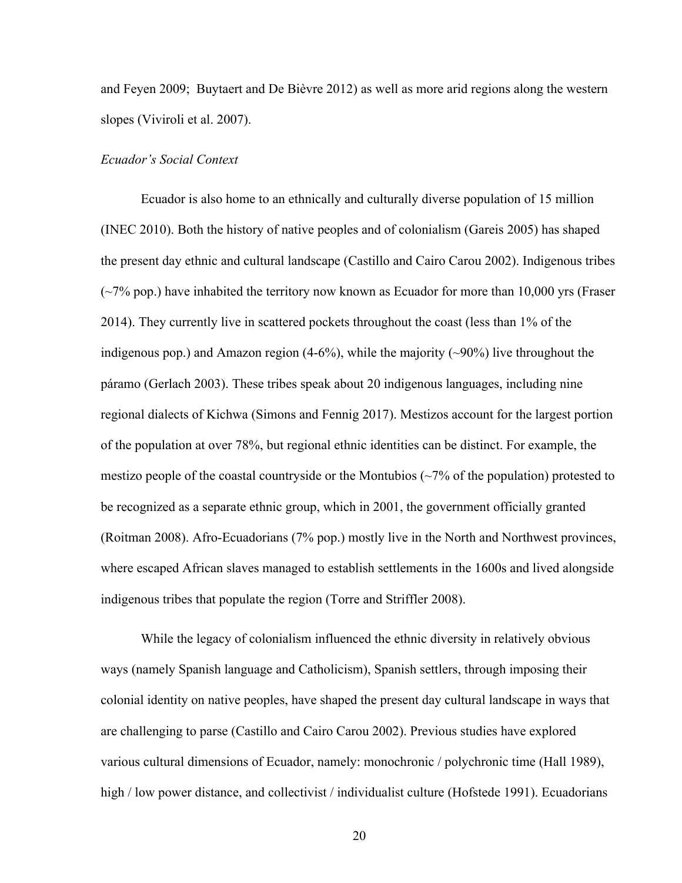and Feyen 2009;  Buytaert and De Bièvre 2012) as well as more arid regions along the western slopes (Viviroli et al. 2007).

*Ecuador's Social Context*

Ecuador is also home to an ethnically and culturally diverse population of 15 million (INEC 2010). Both the history of native peoples and of colonialism (Gareis 2005) has shaped the present day ethnic and cultural landscape (Castillo and Cairo Carou 2002). Indigenous tribes (~7% pop.) have inhabited the territory now known as Ecuador for more than 10,000 yrs (Fraser 2014). They currently live in scattered pockets throughout the coast (less than 1% of the indigenous pop.) and Amazon region (4-6%), while the majority (~90%) live throughout the páramo (Gerlach 2003). These tribes speak about 20 indigenous languages, including nine regional dialects of Kichwa (Simons and Fennig 2017). Mestizos account for the largest portion of the population at over 78%, but regional ethnic identities can be distinct. For example, the mestizo people of the coastal countryside or the Montubios (~7% of the population) protested to be recognized as a separate ethnic group, which in 2001, the government officially granted (Roitman 2008). Afro-Ecuadorians (7% pop.) mostly live in the North and Northwest provinces, where escaped African slaves managed to establish settlements in the 1600s and lived alongside indigenous tribes that populate the region (Torre and Striffler 2008).

While the legacy of colonialism influenced the ethnic diversity in relatively obvious ways (namely Spanish language and Catholicism), Spanish settlers, through imposing their colonial identity on native peoples, have shaped the present day cultural landscape in ways that are challenging to parse (Castillo and Cairo Carou 2002). Previous studies have explored various cultural dimensions of Ecuador, namely: monochronic / polychronic time (Hall 1989), high / low power distance, and collectivist / individualist culture (Hofstede 1991). Ecuadorians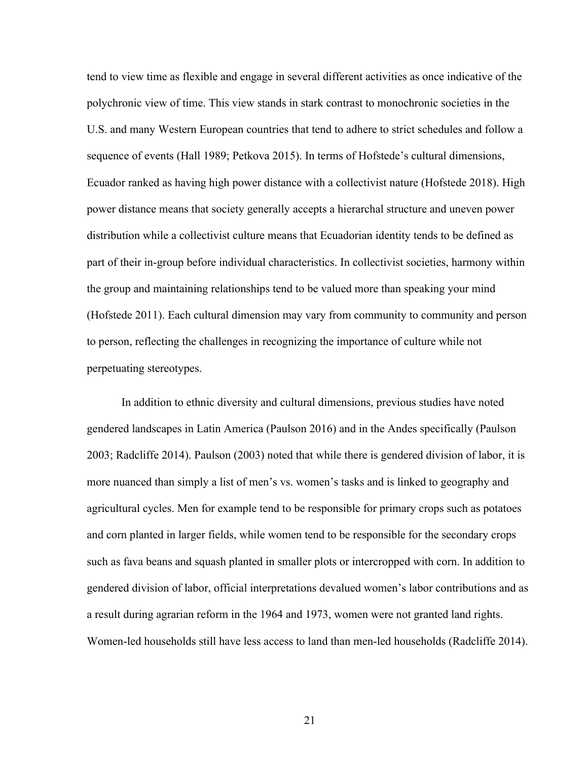tend to view time as flexible and engage in several different activities as once indicative of the polychronic view of time. This view stands in stark contrast to monochronic societies in the U.S. and many Western European countries that tend to adhere to strict schedules and follow a sequence of events (Hall 1989; Petkova 2015). In terms of Hofstede's cultural dimensions, Ecuador ranked as having high power distance with a collectivist nature (Hofstede 2018). High power distance means that society generally accepts a hierarchal structure and uneven power distribution while a collectivist culture means that Ecuadorian identity tends to be defined as part of their in-group before individual characteristics. In collectivist societies, harmony within the group and maintaining relationships tend to be valued more than speaking your mind (Hofstede 2011). Each cultural dimension may vary from community to community and person to person, reflecting the challenges in recognizing the importance of culture while not perpetuating stereotypes.

In addition to ethnic diversity and cultural dimensions, previous studies have noted gendered landscapes in Latin America (Paulson 2016) and in the Andes specifically (Paulson 2003; Radcliffe 2014). Paulson (2003) noted that while there is gendered division of labor, it is more nuanced than simply a list of men's vs. women's tasks and is linked to geography and agricultural cycles. Men for example tend to be responsible for primary crops such as potatoes and corn planted in larger fields, while women tend to be responsible for the secondary crops such as fava beans and squash planted in smaller plots or intercropped with corn. In addition to gendered division of labor, official interpretations devalued women's labor contributions and as a result during agrarian reform in the 1964 and 1973, women were not granted land rights. Women-led households still have less access to land than men-led households (Radcliffe 2014).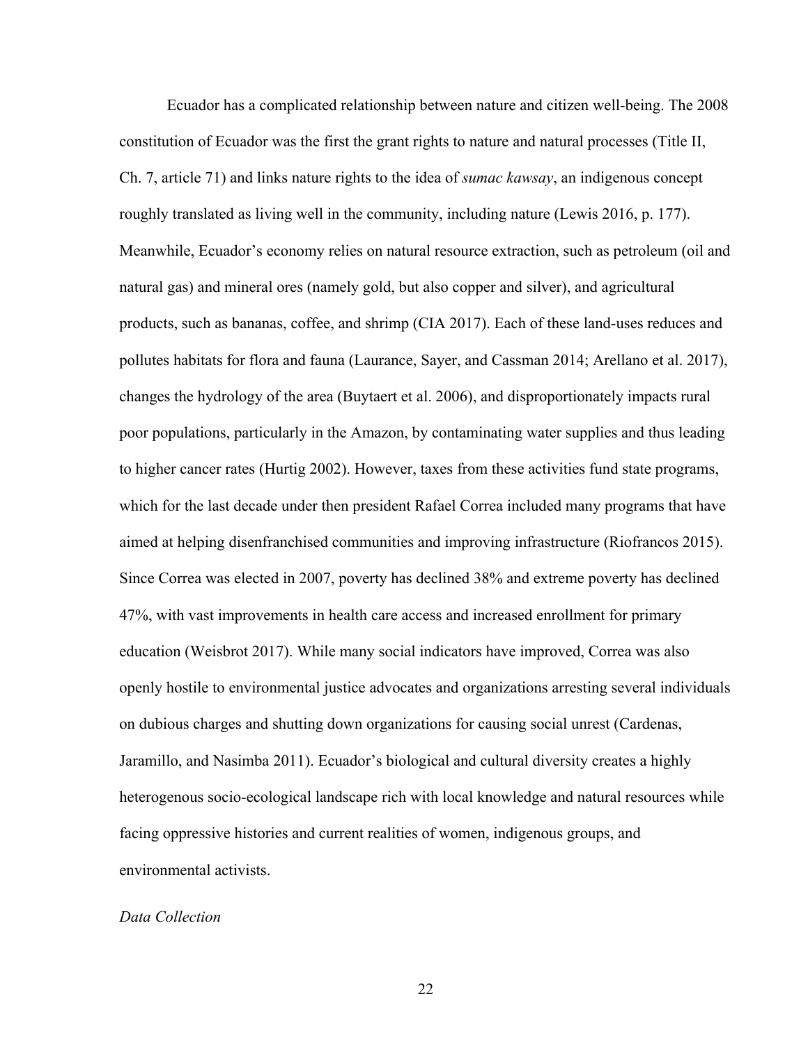Ecuador has a complicated relationship between nature and citizen well-being. The 2008 constitution of Ecuador was the first the grant rights to nature and natural processes (Title II, Ch. 7, article 71) and links nature rights to the idea of *sumac kawsay*, an indigenous concept roughly translated as living well in the community, including nature (Lewis 2016, p. 177). Meanwhile, Ecuador's economy relies on natural resource extraction, such as petroleum (oil and natural gas) and mineral ores (namely gold, but also copper and silver), and agricultural products, such as bananas, coffee, and shrimp (CIA 2017). Each of these land-uses reduces and pollutes habitats for flora and fauna (Laurance, Sayer, and Cassman 2014; Arellano et al. 2017), changes the hydrology of the area (Buytaert et al. 2006), and disproportionately impacts rural poor populations, particularly in the Amazon, by contaminating water supplies and thus leading to higher cancer rates (Hurtig 2002). However, taxes from these activities fund state programs, which for the last decade under then president Rafael Correa included many programs that have aimed at helping disenfranchised communities and improving infrastructure (Riofrancos 2015). Since Correa was elected in 2007, poverty has declined 38% and extreme poverty has declined 47%, with vast improvements in health care access and increased enrollment for primary education (Weisbrot 2017). While many social indicators have improved, Correa was also openly hostile to environmental justice advocates and organizations arresting several individuals on dubious charges and shutting down organizations for causing social unrest (Cardenas, Jaramillo, and Nasimba 2011). Ecuador's biological and cultural diversity creates a highly heterogenous socio-ecological landscape rich with local knowledge and natural resources while facing oppressive histories and current realities of women, indigenous groups, and environmental activists.

*Data Collection*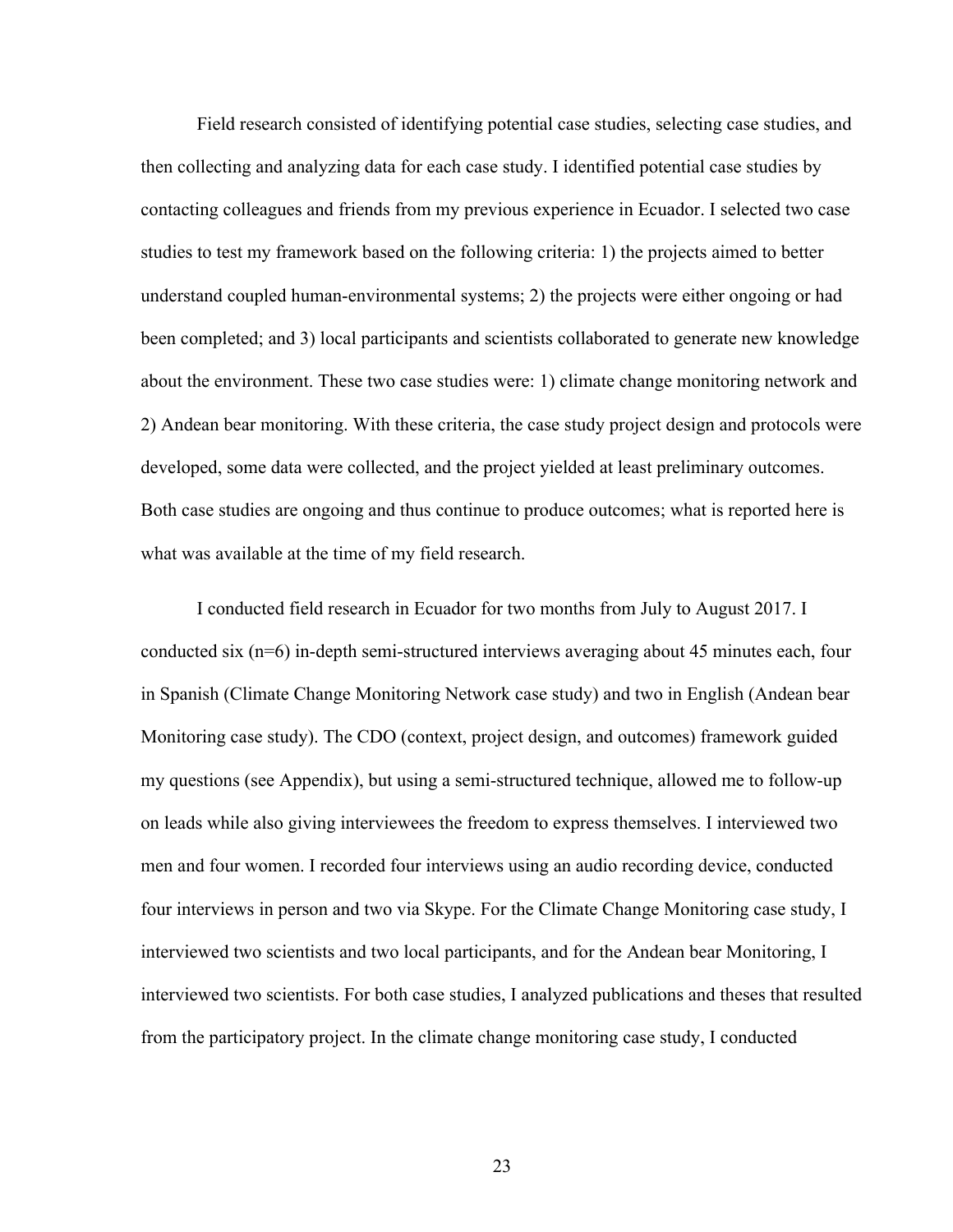Field research consisted of identifying potential case studies, selecting case studies, and then collecting and analyzing data for each case study. I identified potential case studies by contacting colleagues and friends from my previous experience in Ecuador. I selected two case studies to test my framework based on the following criteria: 1) the projects aimed to better understand coupled human-environmental systems; 2) the projects were either ongoing or had been completed; and 3) local participants and scientists collaborated to generate new knowledge about the environment. These two case studies were: 1) climate change monitoring network and 2) Andean bear monitoring. With these criteria, the case study project design and protocols were developed, some data were collected, and the project yielded at least preliminary outcomes. Both case studies are ongoing and thus continue to produce outcomes; what is reported here is what was available at the time of my field research.

I conducted field research in Ecuador for two months from July to August 2017. I conducted six (n=6) in-depth semi-structured interviews averaging about 45 minutes each, four in Spanish (Climate Change Monitoring Network case study) and two in English (Andean bear Monitoring case study). The CDO (context, project design, and outcomes) framework guided my questions (see Appendix), but using a semi-structured technique, allowed me to follow-up on leads while also giving interviewees the freedom to express themselves. I interviewed two men and four women. I recorded four interviews using an audio recording device, conducted four interviews in person and two via Skype. For the Climate Change Monitoring case study, I interviewed two scientists and two local participants, and for the Andean bear Monitoring, I interviewed two scientists. For both case studies, I analyzed publications and theses that resulted from the participatory project. In the climate change monitoring case study, I conducted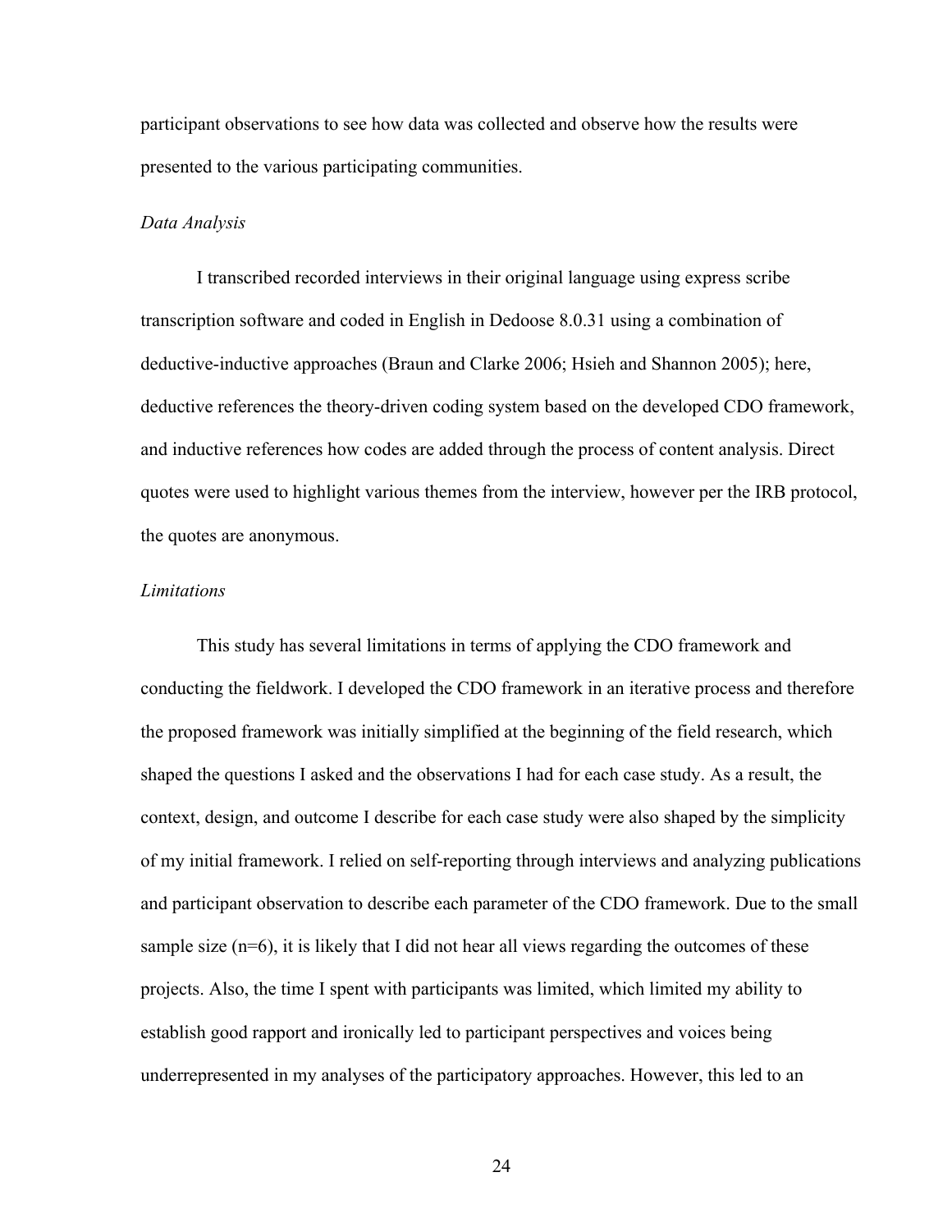participant observations to see how data was collected and observe how the results were presented to the various participating communities.

*Data Analysis*

I transcribed recorded interviews in their original language using express scribe transcription software and coded in English in Dedoose 8.0.31 using a combination of deductive-inductive approaches (Braun and Clarke 2006; Hsieh and Shannon 2005); here, deductive references the theory-driven coding system based on the developed CDO framework, and inductive references how codes are added through the process of content analysis. Direct quotes were used to highlight various themes from the interview, however per the IRB protocol, the quotes are anonymous.

*Limitations*

This study has several limitations in terms of applying the CDO framework and conducting the fieldwork. I developed the CDO framework in an iterative process and therefore the proposed framework was initially simplified at the beginning of the field research, which shaped the questions I asked and the observations I had for each case study. As a result, the context, design, and outcome I describe for each case study were also shaped by the simplicity of my initial framework. I relied on self-reporting through interviews and analyzing publications and participant observation to describe each parameter of the CDO framework. Due to the small sample size (n=6), it is likely that I did not hear all views regarding the outcomes of these projects. Also, the time I spent with participants was limited, which limited my ability to establish good rapport and ironically led to participant perspectives and voices being underrepresented in my analyses of the participatory approaches. However, this led to an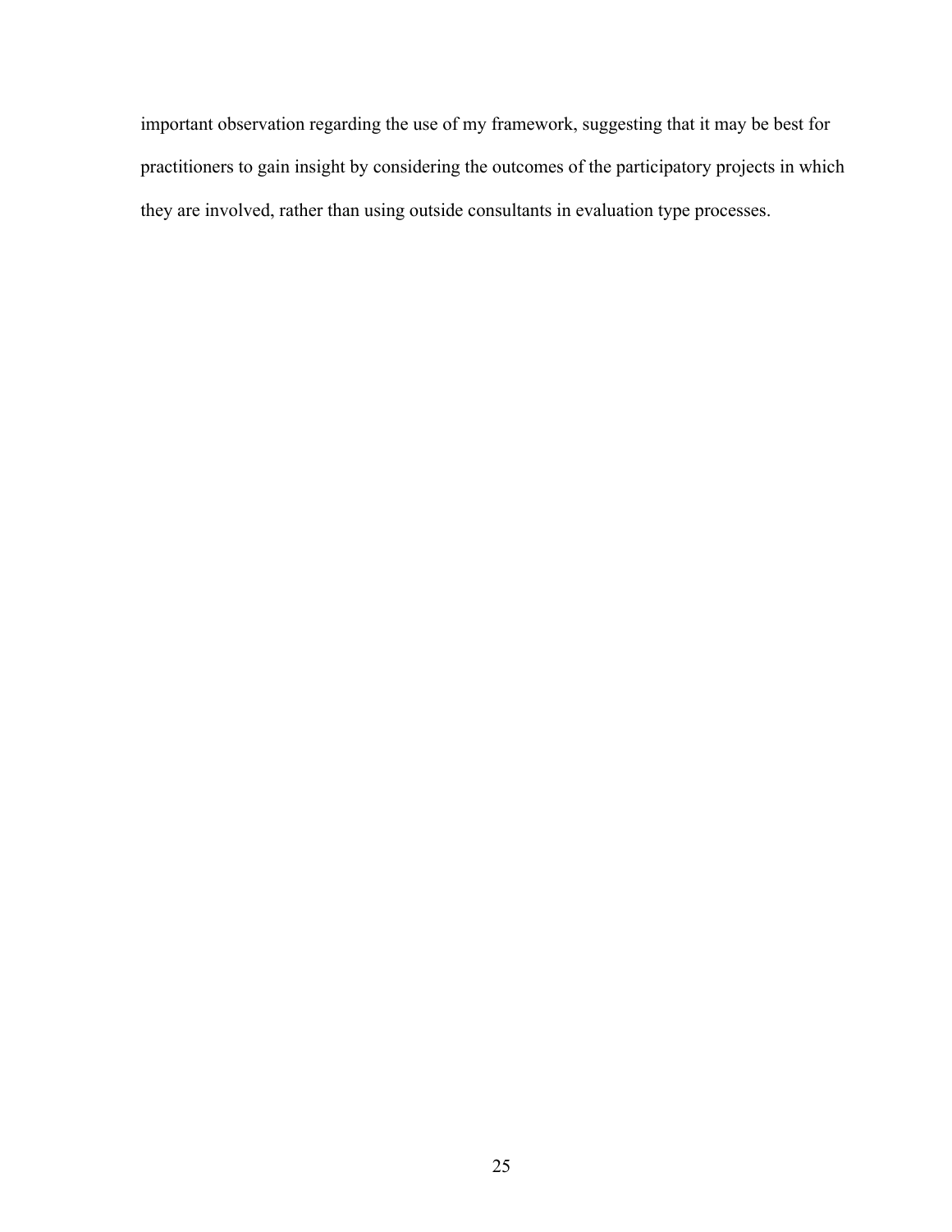important observation regarding the use of my framework, suggesting that it may be best for practitioners to gain insight by considering the outcomes of the participatory projects in which they are involved, rather than using outside consultants in evaluation type processes.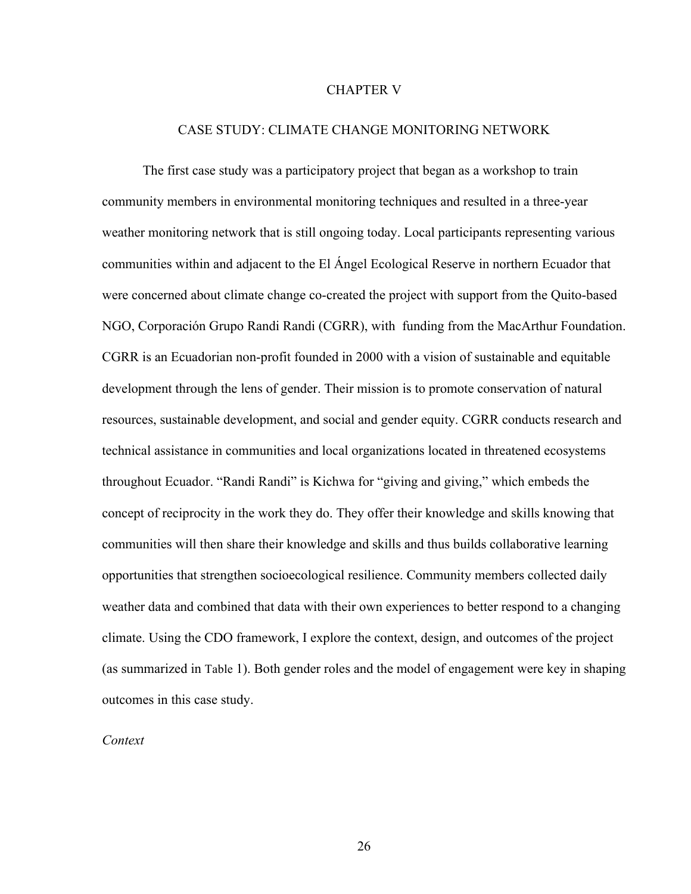# CHAPTER V

## CASE STUDY: CLIMATE CHANGE MONITORING NETWORK

The first case study was a participatory project that began as a workshop to train community members in environmental monitoring techniques and resulted in a three-year weather monitoring network that is still ongoing today. Local participants representing various communities within and adjacent to the El Ángel Ecological Reserve in northern Ecuador that were concerned about climate change co-created the project with support from the Quito-based NGO, Corporación Grupo Randi Randi (CGRR), with funding from the MacArthur Foundation. CGRR is an Ecuadorian non-profit founded in 2000 with a vision of sustainable and equitable development through the lens of gender. Their mission is to promote conservation of natural resources, sustainable development, and social and gender equity. CGRR conducts research and technical assistance in communities and local organizations located in threatened ecosystems throughout Ecuador. "Randi Randi" is Kichwa for "giving and giving," which embeds the concept of reciprocity in the work they do. They offer their knowledge and skills knowing that communities will then share their knowledge and skills and thus builds collaborative learning opportunities that strengthen socioecological resilience. Community members collected daily weather data and combined that data with their own experiences to better respond to a changing climate. Using the CDO framework, I explore the context, design, and outcomes of the project (as summarized in Table 1). Both gender roles and the model of engagement were key in shaping outcomes in this case study.

*Context*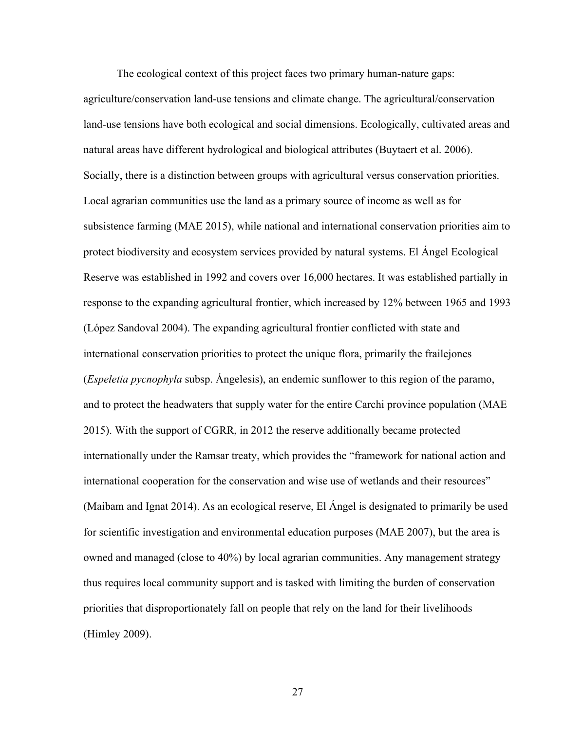The ecological context of this project faces two primary human-nature gaps: agriculture/conservation land-use tensions and climate change. The agricultural/conservation land-use tensions have both ecological and social dimensions. Ecologically, cultivated areas and natural areas have different hydrological and biological attributes (Buytaert et al. 2006). Socially, there is a distinction between groups with agricultural versus conservation priorities. Local agrarian communities use the land as a primary source of income as well as for subsistence farming (MAE 2015), while national and international conservation priorities aim to protect biodiversity and ecosystem services provided by natural systems. El Ángel Ecological Reserve was established in 1992 and covers over 16,000 hectares. It was established partially in response to the expanding agricultural frontier, which increased by 12% between 1965 and 1993 (López Sandoval 2004). The expanding agricultural frontier conflicted with state and international conservation priorities to protect the unique flora, primarily the frailejones (*Espeletia pycnophyla* subsp. Ángelesis), an endemic sunflower to this region of the paramo, and to protect the headwaters that supply water for the entire Carchi province population (MAE 2015). With the support of CGRR, in 2012 the reserve additionally became protected internationally under the Ramsar treaty, which provides the "framework for national action and international cooperation for the conservation and wise use of wetlands and their resources" (Maibam and Ignat 2014). As an ecological reserve, El Ángel is designated to primarily be used for scientific investigation and environmental education purposes (MAE 2007), but the area is owned and managed (close to 40%) by local agrarian communities. Any management strategy thus requires local community support and is tasked with limiting the burden of conservation priorities that disproportionately fall on people that rely on the land for their livelihoods (Himley 2009).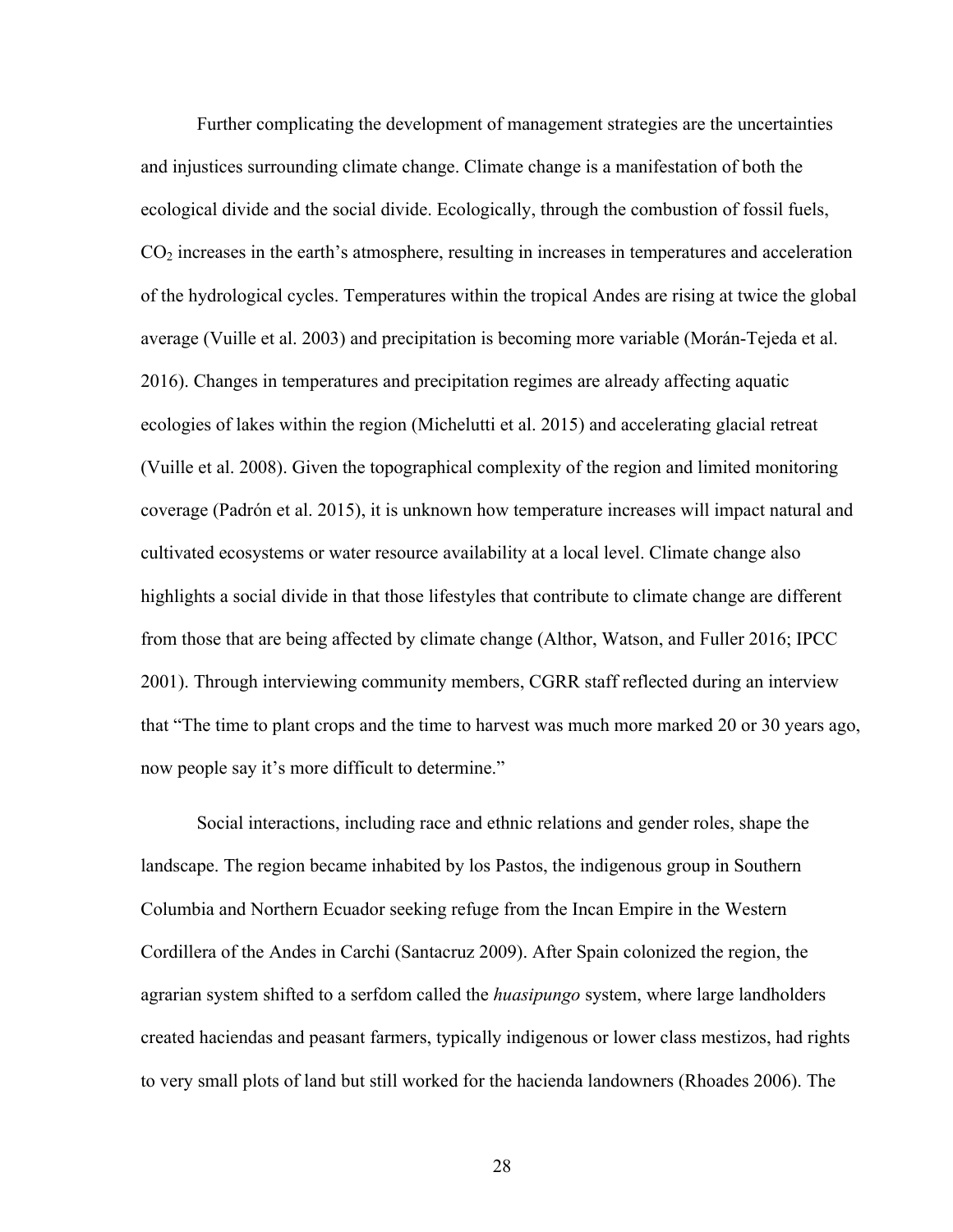Further complicating the development of management strategies are the uncertainties and injustices surrounding climate change. Climate change is a manifestation of both the ecological divide and the social divide. Ecologically, through the combustion of fossil fuels, $CO_2$ increases in the earth's atmosphere, resulting in increases in temperatures and acceleration of the hydrological cycles. Temperatures within the tropical Andes are rising at twice the global average (Vuille et al. 2003) and precipitation is becoming more variable (Morán-Tejeda et al. 2016). Changes in temperatures and precipitation regimes are already affecting aquatic ecologies of lakes within the region (Michelutti et al. 2015) and accelerating glacial retreat (Vuille et al. 2008). Given the topographical complexity of the region and limited monitoring coverage (Padrón et al. 2015), it is unknown how temperature increases will impact natural and cultivated ecosystems or water resource availability at a local level. Climate change also highlights a social divide in that those lifestyles that contribute to climate change are different from those that are being affected by climate change (Althor, Watson, and Fuller 2016; IPCC 2001). Through interviewing community members, CGRR staff reflected during an interview that "The time to plant crops and the time to harvest was much more marked 20 or 30 years ago, now people say it's more difficult to determine."

Social interactions, including race and ethnic relations and gender roles, shape the landscape. The region became inhabited by los Pastos, the indigenous group in Southern Columbia and Northern Ecuador seeking refuge from the Incan Empire in the Western Cordillera of the Andes in Carchi (Santacruz 2009). After Spain colonized the region, the agrarian system shifted to a serfdom called the *huasipungo* system, where large landholders created haciendas and peasant farmers, typically indigenous or lower class mestizos, had rights to very small plots of land but still worked for the hacienda landowners (Rhoades 2006). The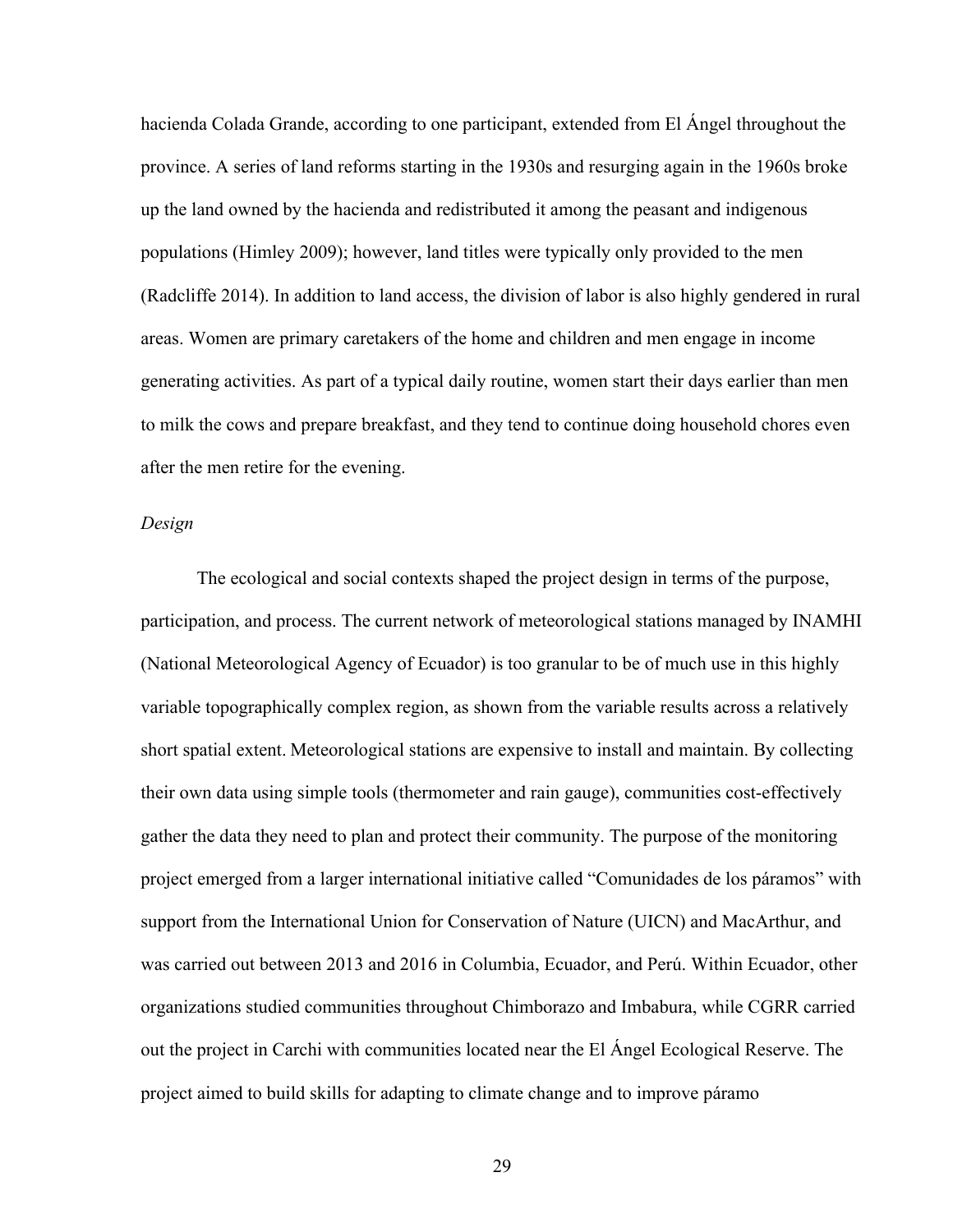hacienda Colada Grande, according to one participant, extended from El Ángel throughout the province. A series of land reforms starting in the 1930s and resurging again in the 1960s broke up the land owned by the hacienda and redistributed it among the peasant and indigenous populations (Himley 2009); however, land titles were typically only provided to the men (Radcliffe 2014). In addition to land access, the division of labor is also highly gendered in rural areas. Women are primary caretakers of the home and children and men engage in income generating activities. As part of a typical daily routine, women start their days earlier than men to milk the cows and prepare breakfast, and they tend to continue doing household chores even after the men retire for the evening.

*Design*

The ecological and social contexts shaped the project design in terms of the purpose, participation, and process. The current network of meteorological stations managed by INAMHI (National Meteorological Agency of Ecuador) is too granular to be of much use in this highly variable topographically complex region, as shown from the variable results across a relatively short spatial extent. Meteorological stations are expensive to install and maintain. By collecting their own data using simple tools (thermometer and rain gauge), communities cost-effectively gather the data they need to plan and protect their community. The purpose of the monitoring project emerged from a larger international initiative called "Comunidades de los páramos" with support from the International Union for Conservation of Nature (UICN) and MacArthur, and was carried out between 2013 and 2016 in Columbia, Ecuador, and Perú. Within Ecuador, other organizations studied communities throughout Chimborazo and Imbabura, while CGRR carried out the project in Carchi with communities located near the El Ángel Ecological Reserve. The project aimed to build skills for adapting to climate change and to improve páramo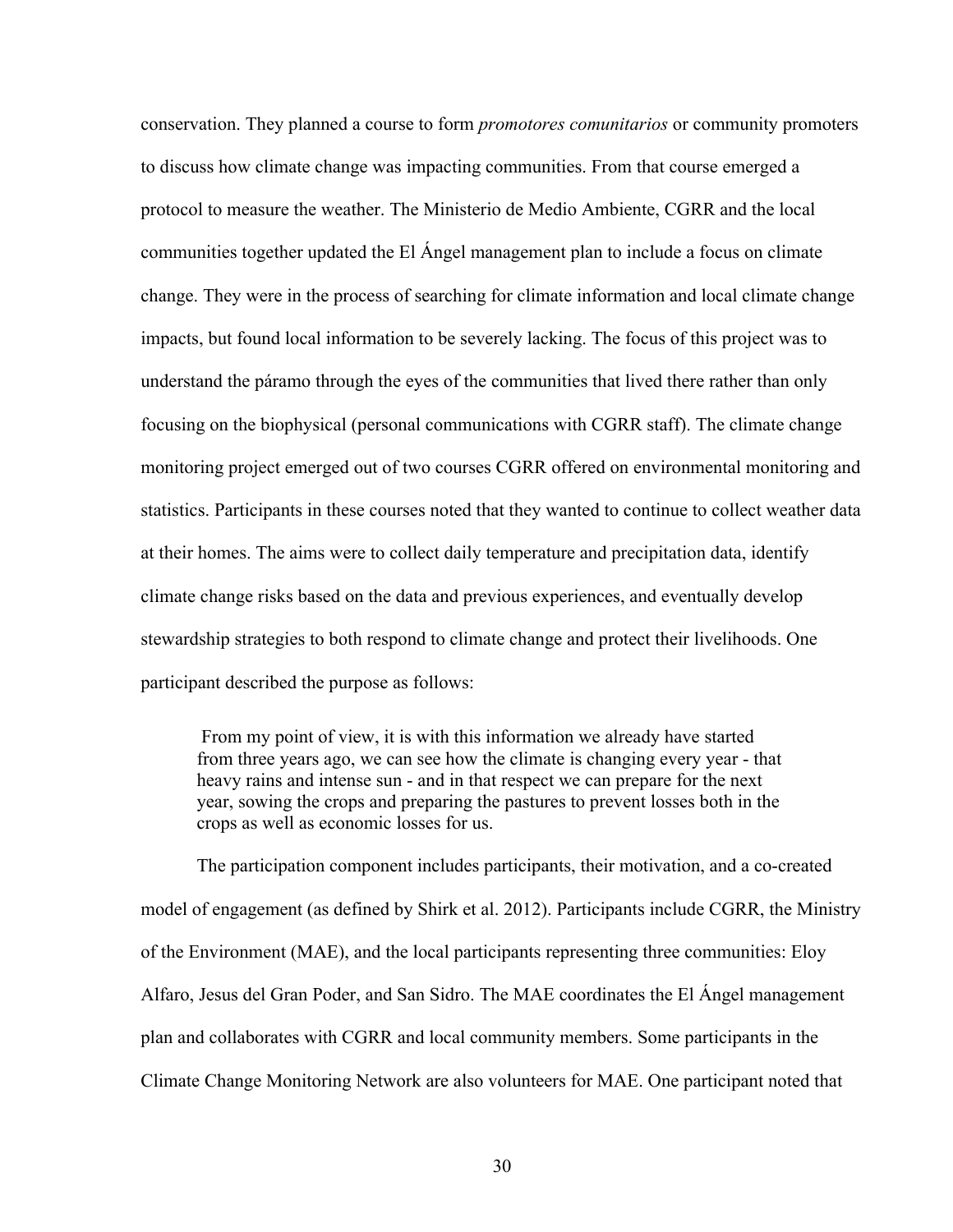conservation. They planned a course to form *promotores comunitarios* or community promoters to discuss how climate change was impacting communities. From that course emerged a protocol to measure the weather. The Ministerio de Medio Ambiente, CGRR and the local communities together updated the El Ángel management plan to include a focus on climate change. They were in the process of searching for climate information and local climate change impacts, but found local information to be severely lacking. The focus of this project was to understand the páramo through the eyes of the communities that lived there rather than only focusing on the biophysical (personal communications with CGRR staff). The climate change monitoring project emerged out of two courses CGRR offered on environmental monitoring and statistics. Participants in these courses noted that they wanted to continue to collect weather data at their homes. The aims were to collect daily temperature and precipitation data, identify climate change risks based on the data and previous experiences, and eventually develop stewardship strategies to both respond to climate change and protect their livelihoods. One participant described the purpose as follows:

> From my point of view, it is with this information we already have started from three years ago, we can see how the climate is changing every year - that heavy rains and intense sun - and in that respect we can prepare for the next year, sowing the crops and preparing the pastures to prevent losses both in the crops as well as economic losses for us.

The participation component includes participants, their motivation, and a co-created model of engagement (as defined by Shirk et al. 2012). Participants include CGRR, the Ministry of the Environment (MAE), and the local participants representing three communities: Eloy Alfaro, Jesus del Gran Poder, and San Sidro. The MAE coordinates the El Ángel management plan and collaborates with CGRR and local community members. Some participants in the Climate Change Monitoring Network are also volunteers for MAE. One participant noted that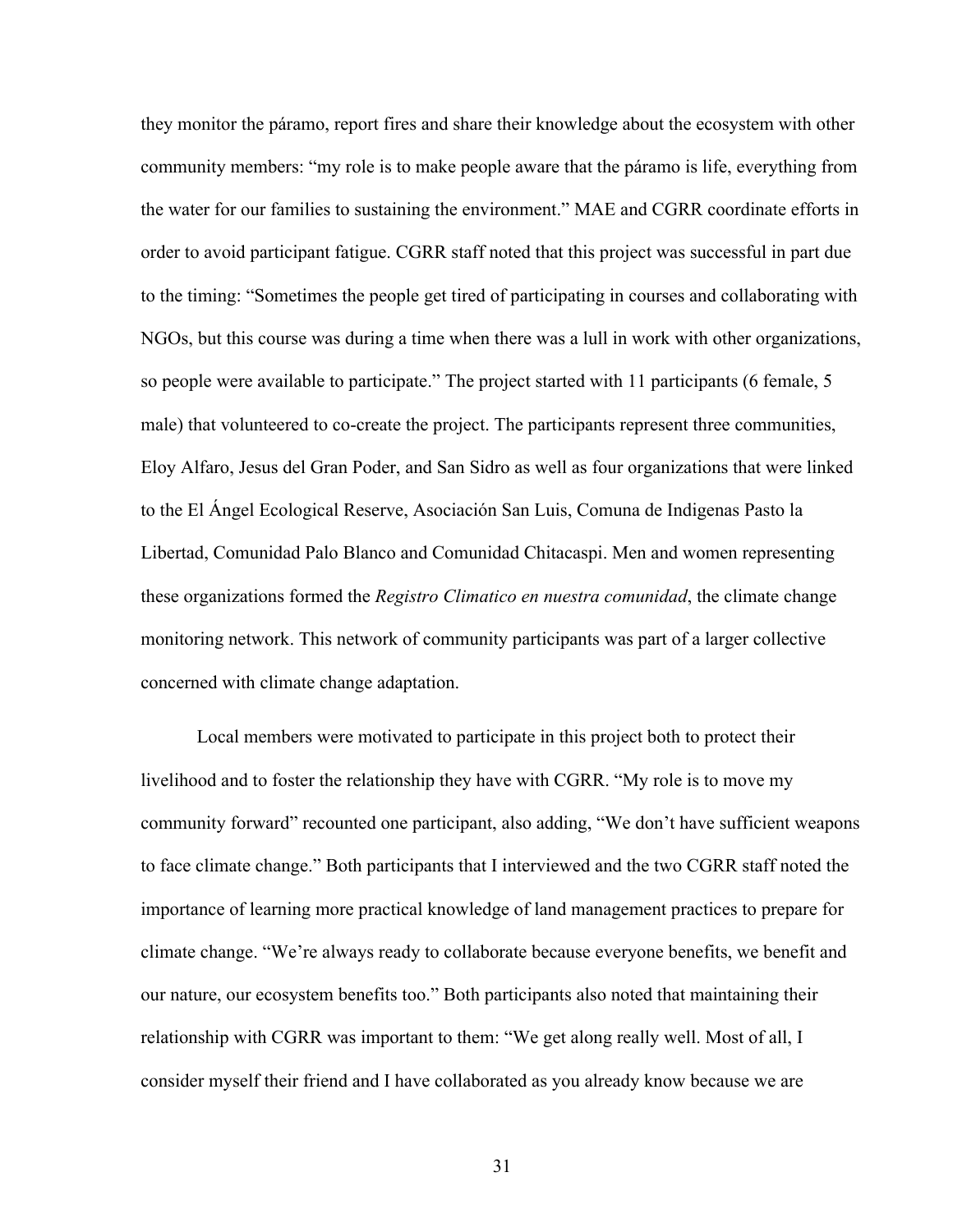they monitor the páramo, report fires and share their knowledge about the ecosystem with other community members: "my role is to make people aware that the páramo is life, everything from the water for our families to sustaining the environment." MAE and CGRR coordinate efforts in order to avoid participant fatigue. CGRR staff noted that this project was successful in part due to the timing: "Sometimes the people get tired of participating in courses and collaborating with NGOs, but this course was during a time when there was a lull in work with other organizations, so people were available to participate." The project started with 11 participants (6 female, 5 male) that volunteered to co-create the project. The participants represent three communities, Eloy Alfaro, Jesus del Gran Poder, and San Sidro as well as four organizations that were linked to the El Ángel Ecological Reserve, Asociación San Luis, Comuna de Indigenas Pasto la Libertad, Comunidad Palo Blanco and Comunidad Chitacaspi. Men and women representing these organizations formed the *Registro Climatico en nuestra comunidad*, the climate change monitoring network. This network of community participants was part of a larger collective concerned with climate change adaptation.

Local members were motivated to participate in this project both to protect their livelihood and to foster the relationship they have with CGRR. "My role is to move my community forward" recounted one participant, also adding, "We don't have sufficient weapons to face climate change." Both participants that I interviewed and the two CGRR staff noted the importance of learning more practical knowledge of land management practices to prepare for climate change. "We're always ready to collaborate because everyone benefits, we benefit and our nature, our ecosystem benefits too." Both participants also noted that maintaining their relationship with CGRR was important to them: "We get along really well. Most of all, I consider myself their friend and I have collaborated as you already know because we are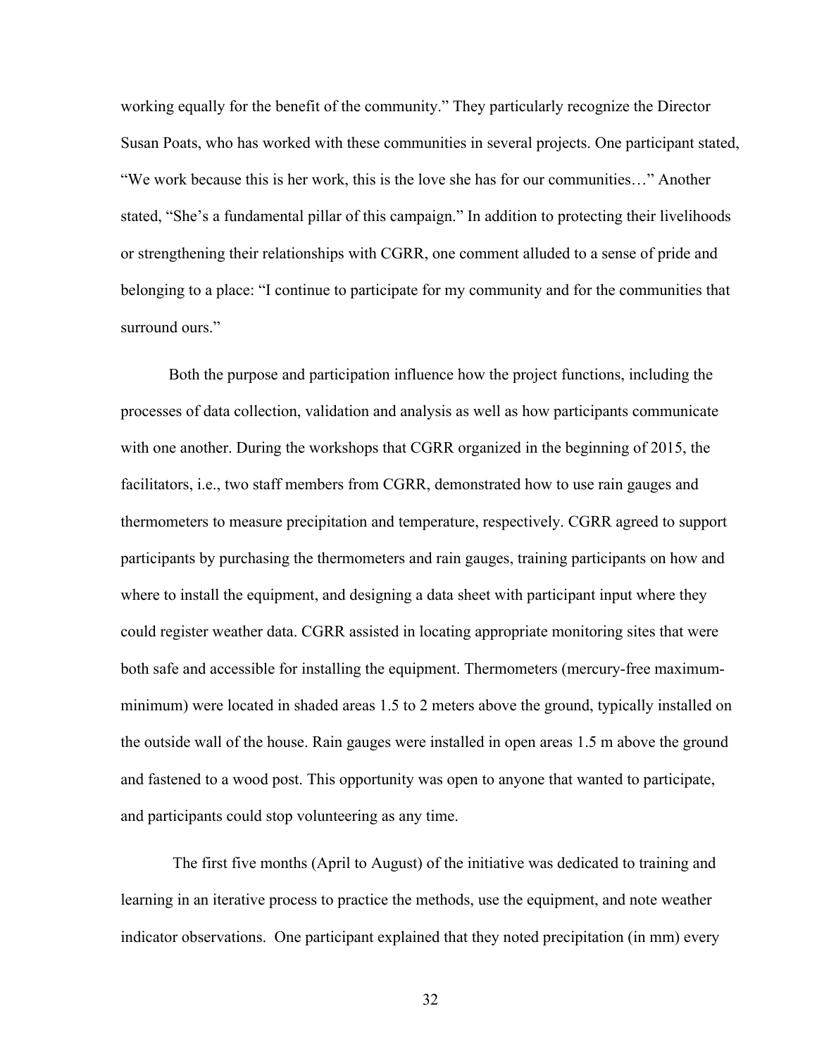working equally for the benefit of the community." They particularly recognize the Director Susan Poats, who has worked with these communities in several projects. One participant stated, "We work because this is her work, this is the love she has for our communities…" Another stated, "She's a fundamental pillar of this campaign." In addition to protecting their livelihoods or strengthening their relationships with CGRR, one comment alluded to a sense of pride and belonging to a place: "I continue to participate for my community and for the communities that surround ours."

Both the purpose and participation influence how the project functions, including the processes of data collection, validation and analysis as well as how participants communicate with one another. During the workshops that CGRR organized in the beginning of 2015, the facilitators, i.e., two staff members from CGRR, demonstrated how to use rain gauges and thermometers to measure precipitation and temperature, respectively. CGRR agreed to support participants by purchasing the thermometers and rain gauges, training participants on how and where to install the equipment, and designing a data sheet with participant input where they could register weather data. CGRR assisted in locating appropriate monitoring sites that were both safe and accessible for installing the equipment. Thermometers (mercury-free maximum-minimum) were located in shaded areas 1.5 to 2 meters above the ground, typically installed on the outside wall of the house. Rain gauges were installed in open areas 1.5 m above the ground and fastened to a wood post. This opportunity was open to anyone that wanted to participate, and participants could stop volunteering as any time.

The first five months (April to August) of the initiative was dedicated to training and learning in an iterative process to practice the methods, use the equipment, and note weather indicator observations. One participant explained that they noted precipitation (in mm) every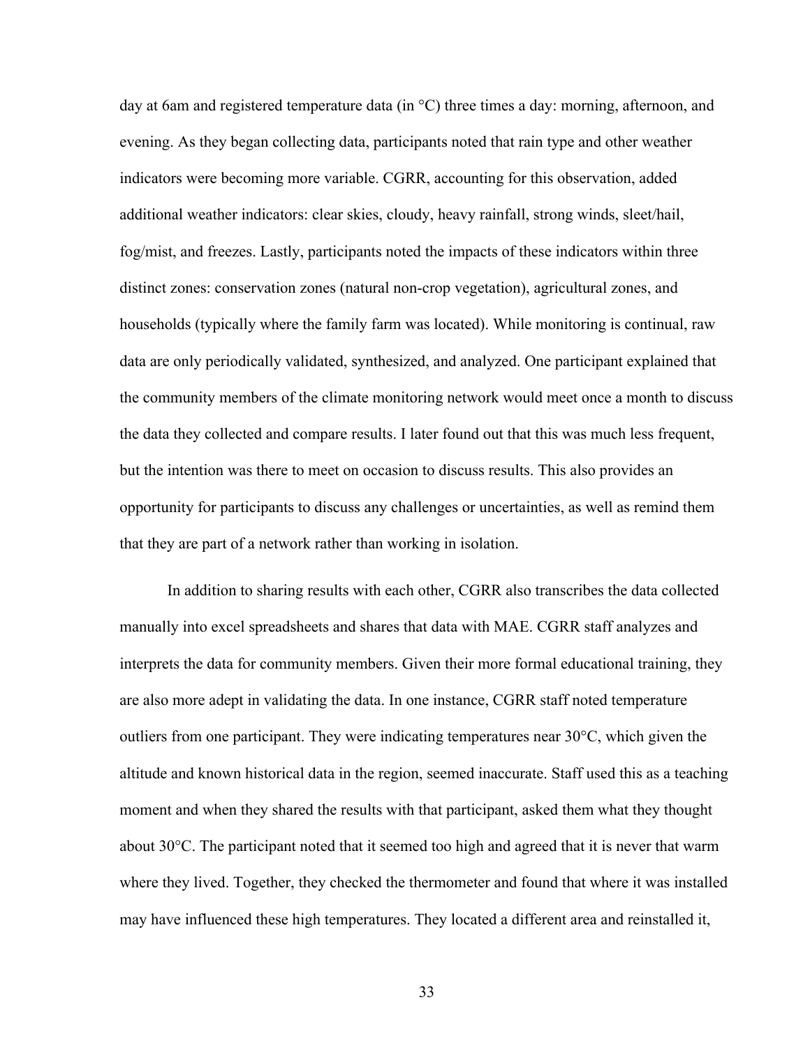day at 6am and registered temperature data (in °C) three times a day: morning, afternoon, and evening. As they began collecting data, participants noted that rain type and other weather indicators were becoming more variable. CGRR, accounting for this observation, added additional weather indicators: clear skies, cloudy, heavy rainfall, strong winds, sleet/hail, fog/mist, and freezes. Lastly, participants noted the impacts of these indicators within three distinct zones: conservation zones (natural non-crop vegetation), agricultural zones, and households (typically where the family farm was located). While monitoring is continual, raw data are only periodically validated, synthesized, and analyzed. One participant explained that the community members of the climate monitoring network would meet once a month to discuss the data they collected and compare results. I later found out that this was much less frequent, but the intention was there to meet on occasion to discuss results. This also provides an opportunity for participants to discuss any challenges or uncertainties, as well as remind them that they are part of a network rather than working in isolation.

In addition to sharing results with each other, CGRR also transcribes the data collected manually into excel spreadsheets and shares that data with MAE. CGRR staff analyzes and interprets the data for community members. Given their more formal educational training, they are also more adept in validating the data. In one instance, CGRR staff noted temperature outliers from one participant. They were indicating temperatures near 30°C, which given the altitude and known historical data in the region, seemed inaccurate. Staff used this as a teaching moment and when they shared the results with that participant, asked them what they thought about 30°C. The participant noted that it seemed too high and agreed that it is never that warm where they lived. Together, they checked the thermometer and found that where it was installed may have influenced these high temperatures. They located a different area and reinstalled it,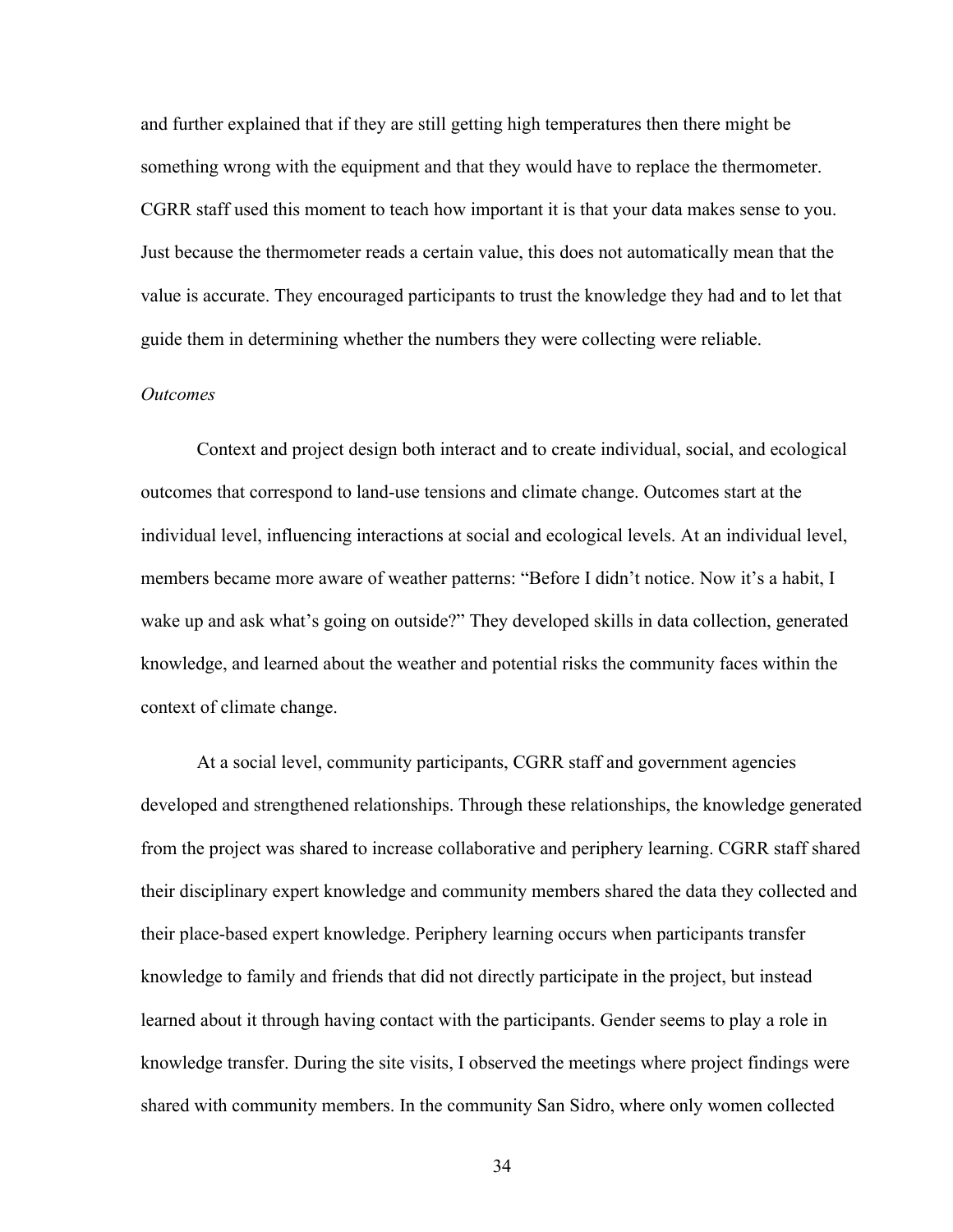and further explained that if they are still getting high temperatures then there might be something wrong with the equipment and that they would have to replace the thermometer. CGRR staff used this moment to teach how important it is that your data makes sense to you. Just because the thermometer reads a certain value, this does not automatically mean that the value is accurate. They encouraged participants to trust the knowledge they had and to let that guide them in determining whether the numbers they were collecting were reliable.

### *Outcomes*

Context and project design both interact and to create individual, social, and ecological outcomes that correspond to land-use tensions and climate change. Outcomes start at the individual level, influencing interactions at social and ecological levels. At an individual level, members became more aware of weather patterns: "Before I didn't notice. Now it's a habit, I wake up and ask what's going on outside?" They developed skills in data collection, generated knowledge, and learned about the weather and potential risks the community faces within the context of climate change.

At a social level, community participants, CGRR staff and government agencies developed and strengthened relationships. Through these relationships, the knowledge generated from the project was shared to increase collaborative and periphery learning. CGRR staff shared their disciplinary expert knowledge and community members shared the data they collected and their place-based expert knowledge. Periphery learning occurs when participants transfer knowledge to family and friends that did not directly participate in the project, but instead learned about it through having contact with the participants. Gender seems to play a role in knowledge transfer. During the site visits, I observed the meetings where project findings were shared with community members. In the community San Sidro, where only women collected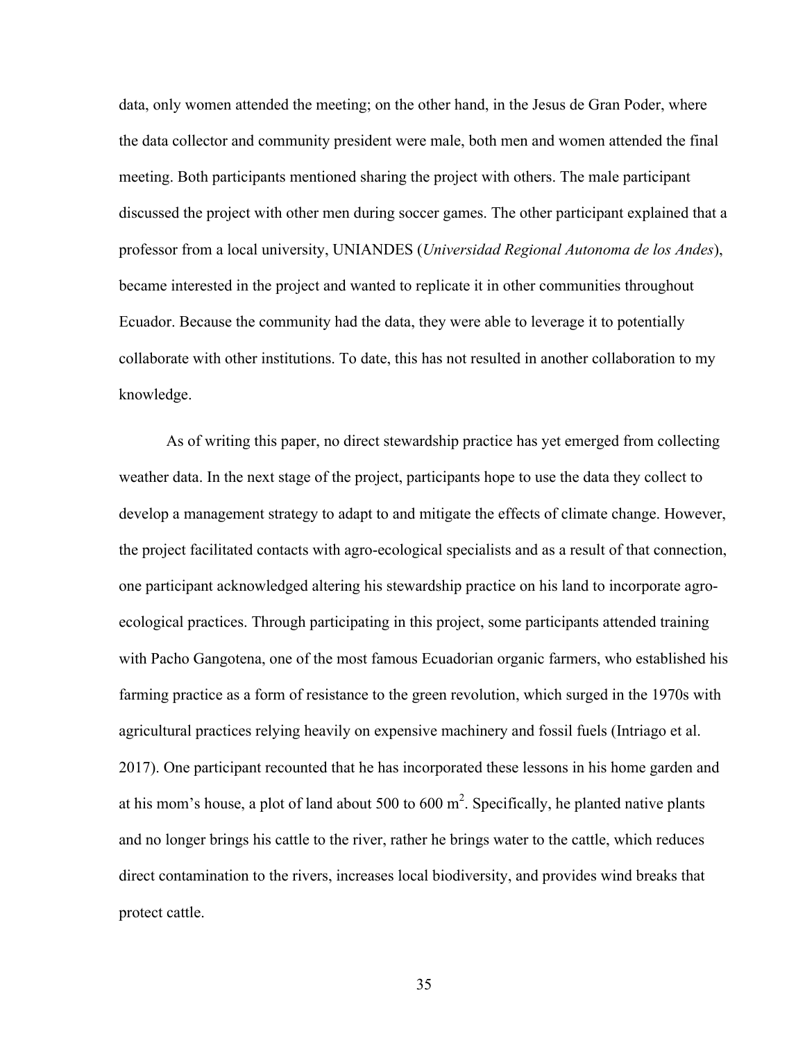data, only women attended the meeting; on the other hand, in the Jesus de Gran Poder, where the data collector and community president were male, both men and women attended the final meeting. Both participants mentioned sharing the project with others. The male participant discussed the project with other men during soccer games. The other participant explained that a professor from a local university, UNIANDES (*Universidad Regional Autonoma de los Andes*), became interested in the project and wanted to replicate it in other communities throughout Ecuador. Because the community had the data, they were able to leverage it to potentially collaborate with other institutions. To date, this has not resulted in another collaboration to my knowledge.

As of writing this paper, no direct stewardship practice has yet emerged from collecting weather data. In the next stage of the project, participants hope to use the data they collect to develop a management strategy to adapt to and mitigate the effects of climate change. However, the project facilitated contacts with agro-ecological specialists and as a result of that connection, one participant acknowledged altering his stewardship practice on his land to incorporate agro-ecological practices. Through participating in this project, some participants attended training with Pacho Gangotena, one of the most famous Ecuadorian organic farmers, who established his farming practice as a form of resistance to the green revolution, which surged in the 1970s with agricultural practices relying heavily on expensive machinery and fossil fuels (Intriago et al. 2017). One participant recounted that he has incorporated these lessons in his home garden and at his mom's house, a plot of land about 500 to 600 $m^2$. Specifically, he planted native plants and no longer brings his cattle to the river, rather he brings water to the cattle, which reduces direct contamination to the rivers, increases local biodiversity, and provides wind breaks that protect cattle.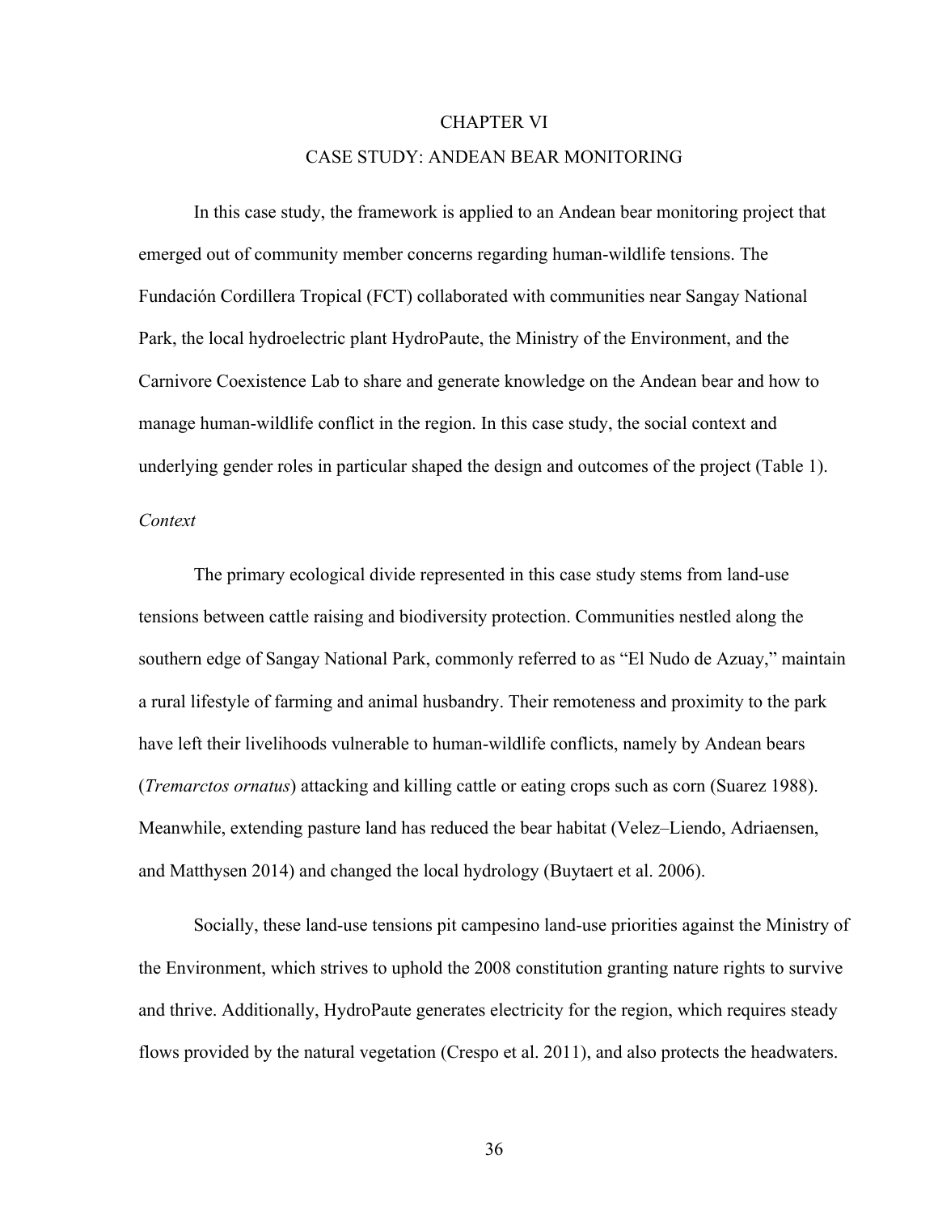# CHAPTER VI

## CASE STUDY: ANDEAN BEAR MONITORING

In this case study, the framework is applied to an Andean bear monitoring project that emerged out of community member concerns regarding human-wildlife tensions. The Fundación Cordillera Tropical (FCT) collaborated with communities near Sangay National Park, the local hydroelectric plant HydroPaute, the Ministry of the Environment, and the Carnivore Coexistence Lab to share and generate knowledge on the Andean bear and how to manage human-wildlife conflict in the region. In this case study, the social context and underlying gender roles in particular shaped the design and outcomes of the project (Table 1).

### *Context*

The primary ecological divide represented in this case study stems from land-use tensions between cattle raising and biodiversity protection. Communities nestled along the southern edge of Sangay National Park, commonly referred to as "El Nudo de Azuay," maintain a rural lifestyle of farming and animal husbandry. Their remoteness and proximity to the park have left their livelihoods vulnerable to human-wildlife conflicts, namely by Andean bears (*Tremarctos ornatus*) attacking and killing cattle or eating crops such as corn (Suarez 1988). Meanwhile, extending pasture land has reduced the bear habitat (Velez–Liendo, Adriaensen, and Matthysen 2014) and changed the local hydrology (Buytaert et al. 2006).

Socially, these land-use tensions pit campesino land-use priorities against the Ministry of the Environment, which strives to uphold the 2008 constitution granting nature rights to survive and thrive. Additionally, HydroPaute generates electricity for the region, which requires steady flows provided by the natural vegetation (Crespo et al. 2011), and also protects the headwaters.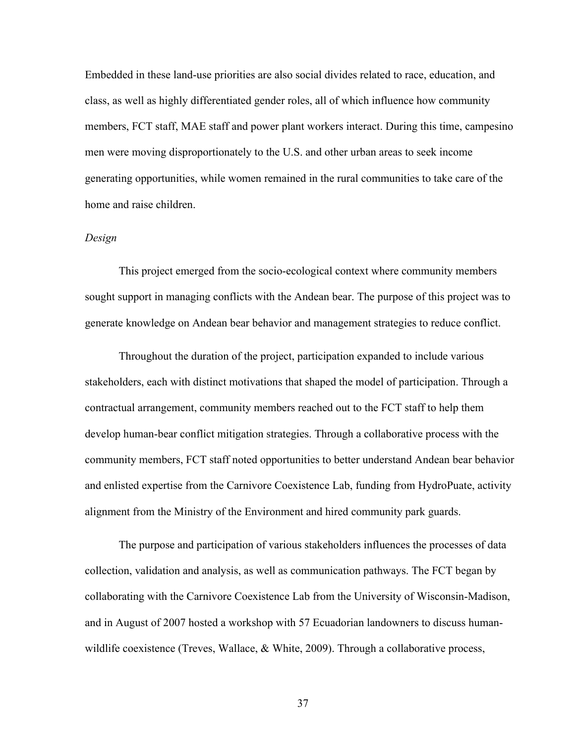Embedded in these land-use priorities are also social divides related to race, education, and class, as well as highly differentiated gender roles, all of which influence how community members, FCT staff, MAE staff and power plant workers interact. During this time, campesino men were moving disproportionately to the U.S. and other urban areas to seek income generating opportunities, while women remained in the rural communities to take care of the home and raise children.

*Design*

This project emerged from the socio-ecological context where community members sought support in managing conflicts with the Andean bear. The purpose of this project was to generate knowledge on Andean bear behavior and management strategies to reduce conflict.

Throughout the duration of the project, participation expanded to include various stakeholders, each with distinct motivations that shaped the model of participation. Through a contractual arrangement, community members reached out to the FCT staff to help them develop human-bear conflict mitigation strategies. Through a collaborative process with the community members, FCT staff noted opportunities to better understand Andean bear behavior and enlisted expertise from the Carnivore Coexistence Lab, funding from HydroPuate, activity alignment from the Ministry of the Environment and hired community park guards.

The purpose and participation of various stakeholders influences the processes of data collection, validation and analysis, as well as communication pathways. The FCT began by collaborating with the Carnivore Coexistence Lab from the University of Wisconsin-Madison, and in August of 2007 hosted a workshop with 57 Ecuadorian landowners to discuss human-wildlife coexistence (Treves, Wallace, & White, 2009). Through a collaborative process,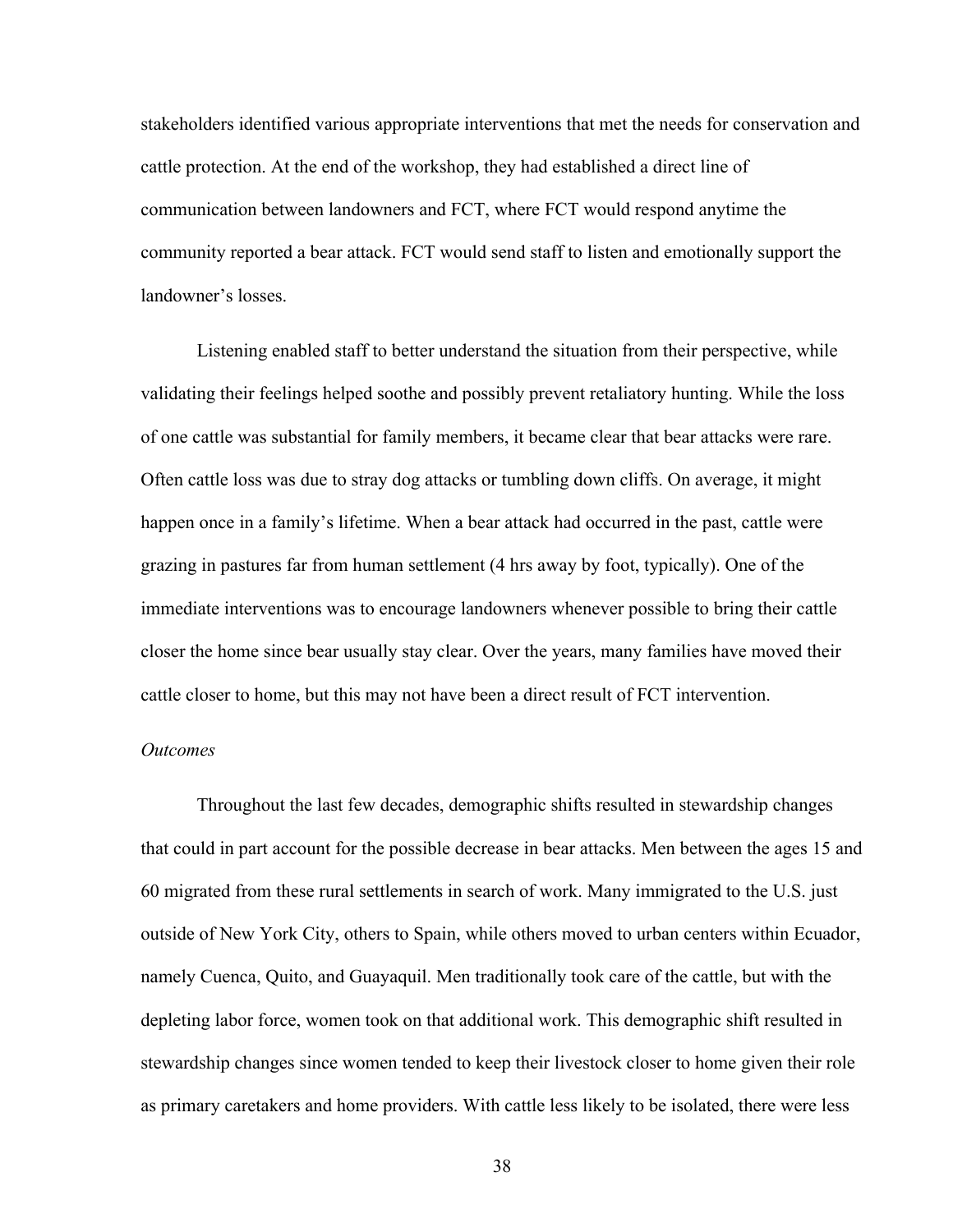stakeholders identified various appropriate interventions that met the needs for conservation and cattle protection. At the end of the workshop, they had established a direct line of communication between landowners and FCT, where FCT would respond anytime the community reported a bear attack. FCT would send staff to listen and emotionally support the landowner's losses.

Listening enabled staff to better understand the situation from their perspective, while validating their feelings helped soothe and possibly prevent retaliatory hunting. While the loss of one cattle was substantial for family members, it became clear that bear attacks were rare. Often cattle loss was due to stray dog attacks or tumbling down cliffs. On average, it might happen once in a family's lifetime. When a bear attack had occurred in the past, cattle were grazing in pastures far from human settlement (4 hrs away by foot, typically). One of the immediate interventions was to encourage landowners whenever possible to bring their cattle closer the home since bear usually stay clear. Over the years, many families have moved their cattle closer to home, but this may not have been a direct result of FCT intervention.

*Outcomes*

Throughout the last few decades, demographic shifts resulted in stewardship changes that could in part account for the possible decrease in bear attacks. Men between the ages 15 and 60 migrated from these rural settlements in search of work. Many immigrated to the U.S. just outside of New York City, others to Spain, while others moved to urban centers within Ecuador, namely Cuenca, Quito, and Guayaquil. Men traditionally took care of the cattle, but with the depleting labor force, women took on that additional work. This demographic shift resulted in stewardship changes since women tended to keep their livestock closer to home given their role as primary caretakers and home providers. With cattle less likely to be isolated, there were less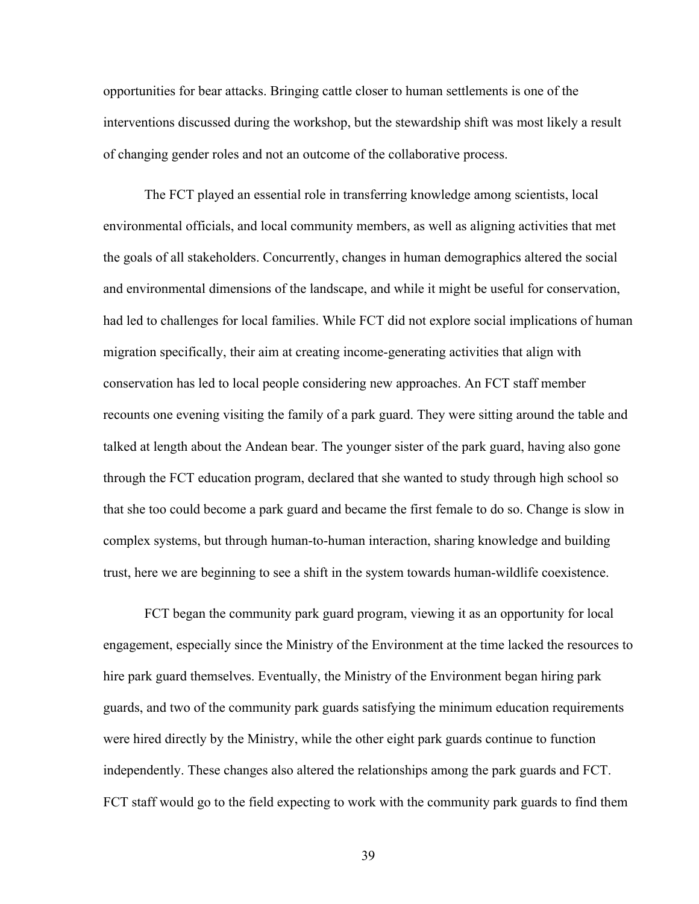opportunities for bear attacks. Bringing cattle closer to human settlements is one of the interventions discussed during the workshop, but the stewardship shift was most likely a result of changing gender roles and not an outcome of the collaborative process.

The FCT played an essential role in transferring knowledge among scientists, local environmental officials, and local community members, as well as aligning activities that met the goals of all stakeholders. Concurrently, changes in human demographics altered the social and environmental dimensions of the landscape, and while it might be useful for conservation, had led to challenges for local families. While FCT did not explore social implications of human migration specifically, their aim at creating income-generating activities that align with conservation has led to local people considering new approaches. An FCT staff member recounts one evening visiting the family of a park guard. They were sitting around the table and talked at length about the Andean bear. The younger sister of the park guard, having also gone through the FCT education program, declared that she wanted to study through high school so that she too could become a park guard and became the first female to do so. Change is slow in complex systems, but through human-to-human interaction, sharing knowledge and building trust, here we are beginning to see a shift in the system towards human-wildlife coexistence.

FCT began the community park guard program, viewing it as an opportunity for local engagement, especially since the Ministry of the Environment at the time lacked the resources to hire park guard themselves. Eventually, the Ministry of the Environment began hiring park guards, and two of the community park guards satisfying the minimum education requirements were hired directly by the Ministry, while the other eight park guards continue to function independently. These changes also altered the relationships among the park guards and FCT. FCT staff would go to the field expecting to work with the community park guards to find them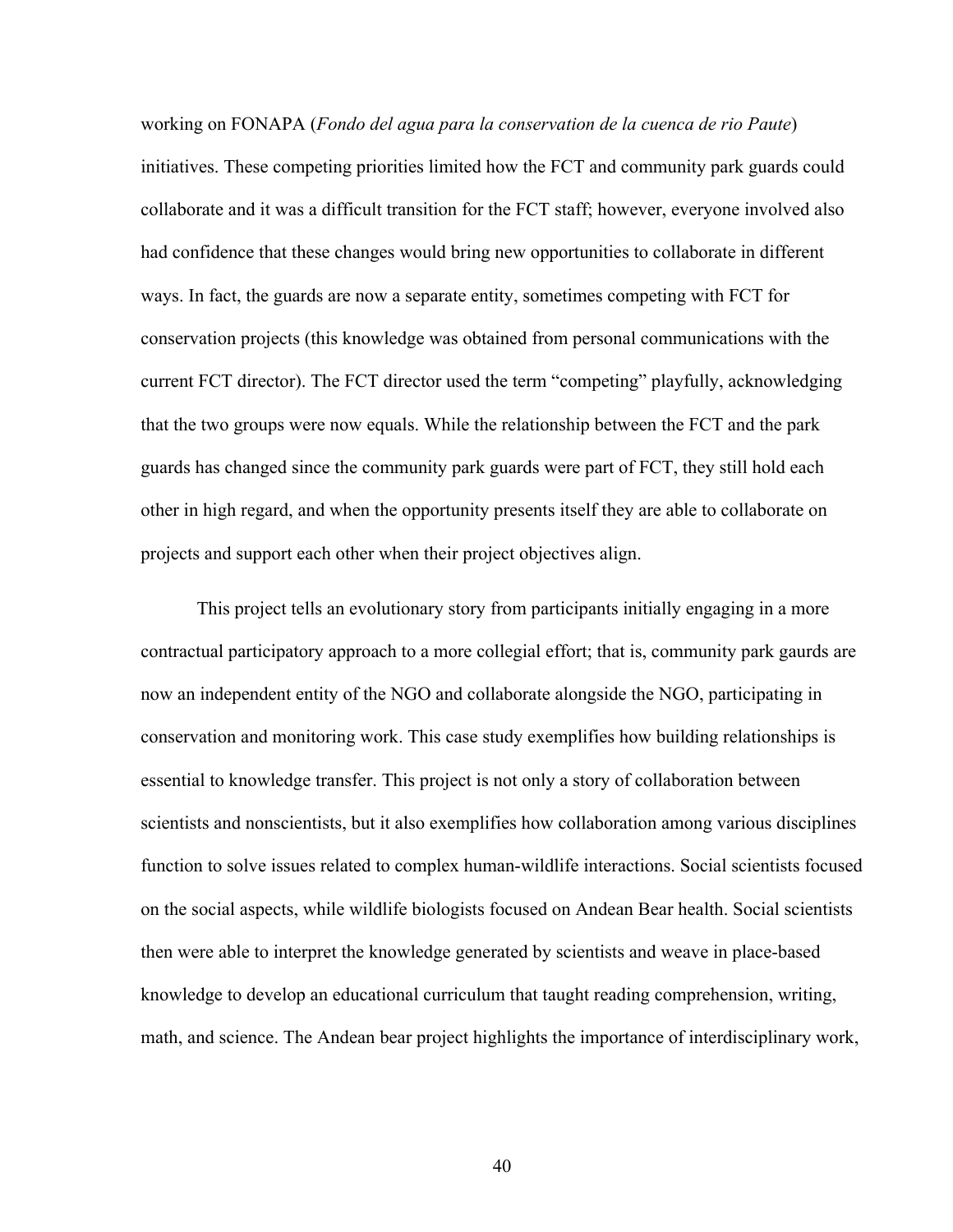working on FONAPA (*Fondo del agua para la conservation de la cuenca de rio Paute*) initiatives. These competing priorities limited how the FCT and community park guards could collaborate and it was a difficult transition for the FCT staff; however, everyone involved also had confidence that these changes would bring new opportunities to collaborate in different ways. In fact, the guards are now a separate entity, sometimes competing with FCT for conservation projects (this knowledge was obtained from personal communications with the current FCT director). The FCT director used the term "competing" playfully, acknowledging that the two groups were now equals. While the relationship between the FCT and the park guards has changed since the community park guards were part of FCT, they still hold each other in high regard, and when the opportunity presents itself they are able to collaborate on projects and support each other when their project objectives align.

This project tells an evolutionary story from participants initially engaging in a more contractual participatory approach to a more collegial effort; that is, community park gaurds are now an independent entity of the NGO and collaborate alongside the NGO, participating in conservation and monitoring work. This case study exemplifies how building relationships is essential to knowledge transfer. This project is not only a story of collaboration between scientists and nonscientists, but it also exemplifies how collaboration among various disciplines function to solve issues related to complex human-wildlife interactions. Social scientists focused on the social aspects, while wildlife biologists focused on Andean Bear health. Social scientists then were able to interpret the knowledge generated by scientists and weave in place-based knowledge to develop an educational curriculum that taught reading comprehension, writing, math, and science. The Andean bear project highlights the importance of interdisciplinary work,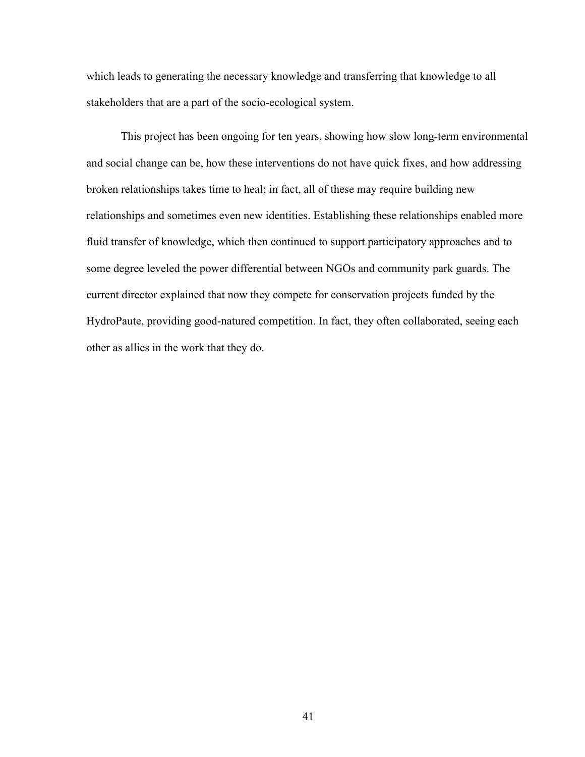which leads to generating the necessary knowledge and transferring that knowledge to all stakeholders that are a part of the socio-ecological system.

This project has been ongoing for ten years, showing how slow long-term environmental and social change can be, how these interventions do not have quick fixes, and how addressing broken relationships takes time to heal; in fact, all of these may require building new relationships and sometimes even new identities. Establishing these relationships enabled more fluid transfer of knowledge, which then continued to support participatory approaches and to some degree leveled the power differential between NGOs and community park guards. The current director explained that now they compete for conservation projects funded by the HydroPaute, providing good-natured competition. In fact, they often collaborated, seeing each other as allies in the work that they do.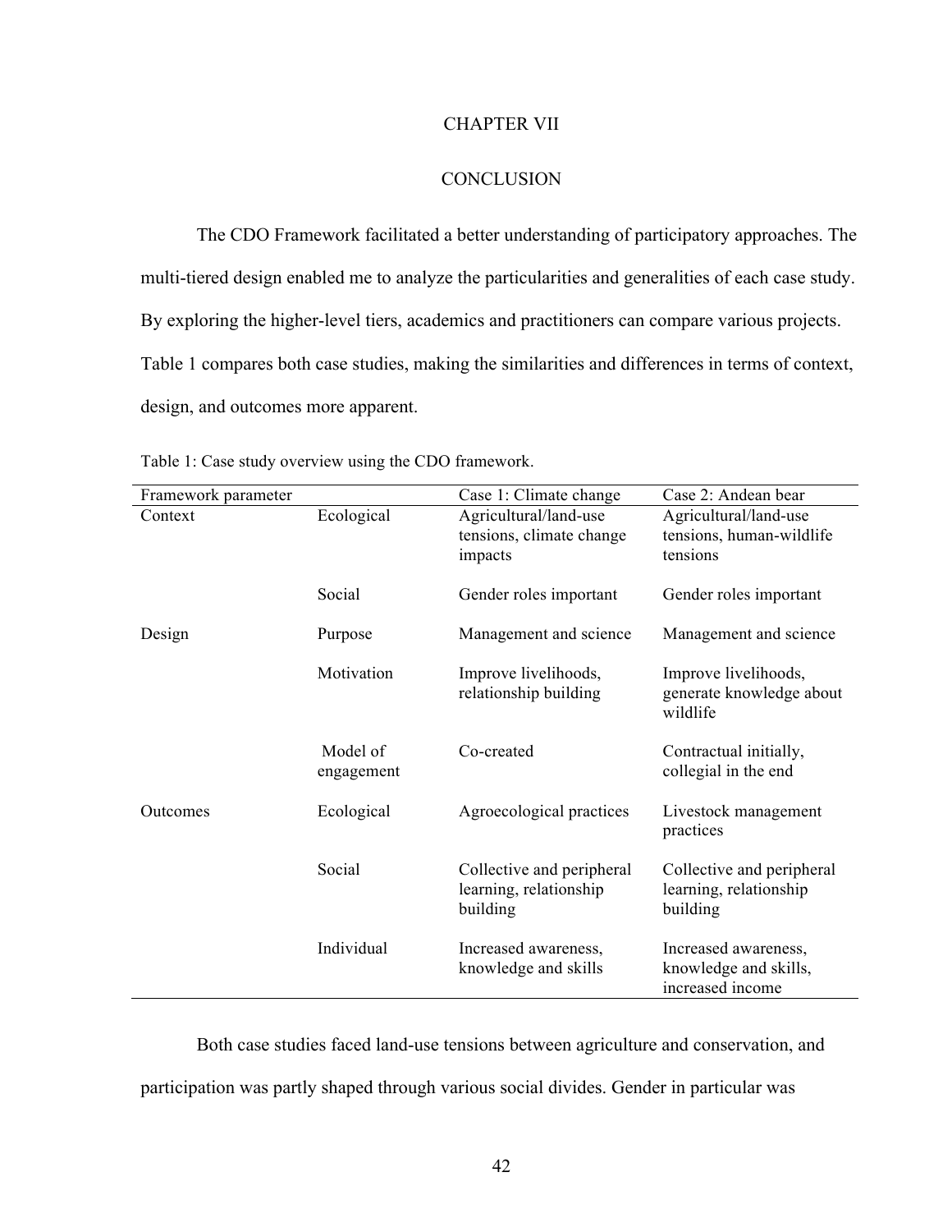# CHAPTER VII

# CONCLUSION

The CDO Framework facilitated a better understanding of participatory approaches. The multi-tiered design enabled me to analyze the particularities and generalities of each case study. By exploring the higher-level tiers, academics and practitioners can compare various projects. Table 1 compares both case studies, making the similarities and differences in terms of context, design, and outcomes more apparent.

Table 1: Case study overview using the CDO framework.

| Framework parameter | | Case 1: Climate change | Case 2: Andean bear |
|---|---|---|---|
| Context | Ecological | Agricultural/land-use tensions, climate change impacts | Agricultural/land-use tensions, human-wildlife tensions |
| | Social | Gender roles important | Gender roles important |
| Design | Purpose | Management and science | Management and science |
| | Motivation | Improve livelihoods, relationship building | Improve livelihoods, generate knowledge about wildlife |
| | Model of engagement | Co-created | Contractual initially, collegial in the end |
| Outcomes | Ecological | Agroecological practices | Livestock management practices |
| | Social | Collective and peripheral learning, relationship building | Collective and peripheral learning, relationship building |
| | Individual | Increased awareness, knowledge and skills | Increased awareness, knowledge and skills, increased income |

Both case studies faced land-use tensions between agriculture and conservation, and participation was partly shaped through various social divides. Gender in particular was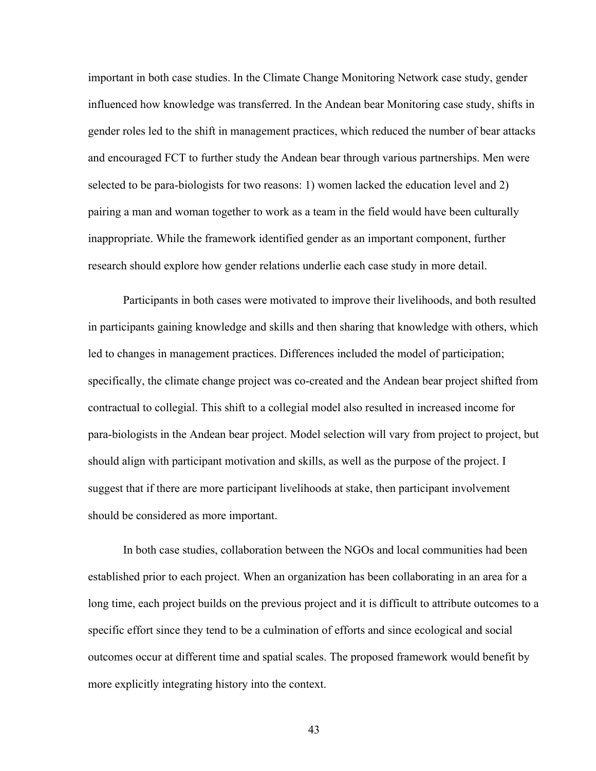important in both case studies. In the Climate Change Monitoring Network case study, gender influenced how knowledge was transferred. In the Andean bear Monitoring case study, shifts in gender roles led to the shift in management practices, which reduced the number of bear attacks and encouraged FCT to further study the Andean bear through various partnerships. Men were selected to be para-biologists for two reasons: 1) women lacked the education level and 2) pairing a man and woman together to work as a team in the field would have been culturally inappropriate. While the framework identified gender as an important component, further research should explore how gender relations underlie each case study in more detail.

Participants in both cases were motivated to improve their livelihoods, and both resulted in participants gaining knowledge and skills and then sharing that knowledge with others, which led to changes in management practices. Differences included the model of participation; specifically, the climate change project was co-created and the Andean bear project shifted from contractual to collegial. This shift to a collegial model also resulted in increased income for para-biologists in the Andean bear project. Model selection will vary from project to project, but should align with participant motivation and skills, as well as the purpose of the project. I suggest that if there are more participant livelihoods at stake, then participant involvement should be considered as more important.

In both case studies, collaboration between the NGOs and local communities had been established prior to each project. When an organization has been collaborating in an area for a long time, each project builds on the previous project and it is difficult to attribute outcomes to a specific effort since they tend to be a culmination of efforts and since ecological and social outcomes occur at different time and spatial scales. The proposed framework would benefit by more explicitly integrating history into the context.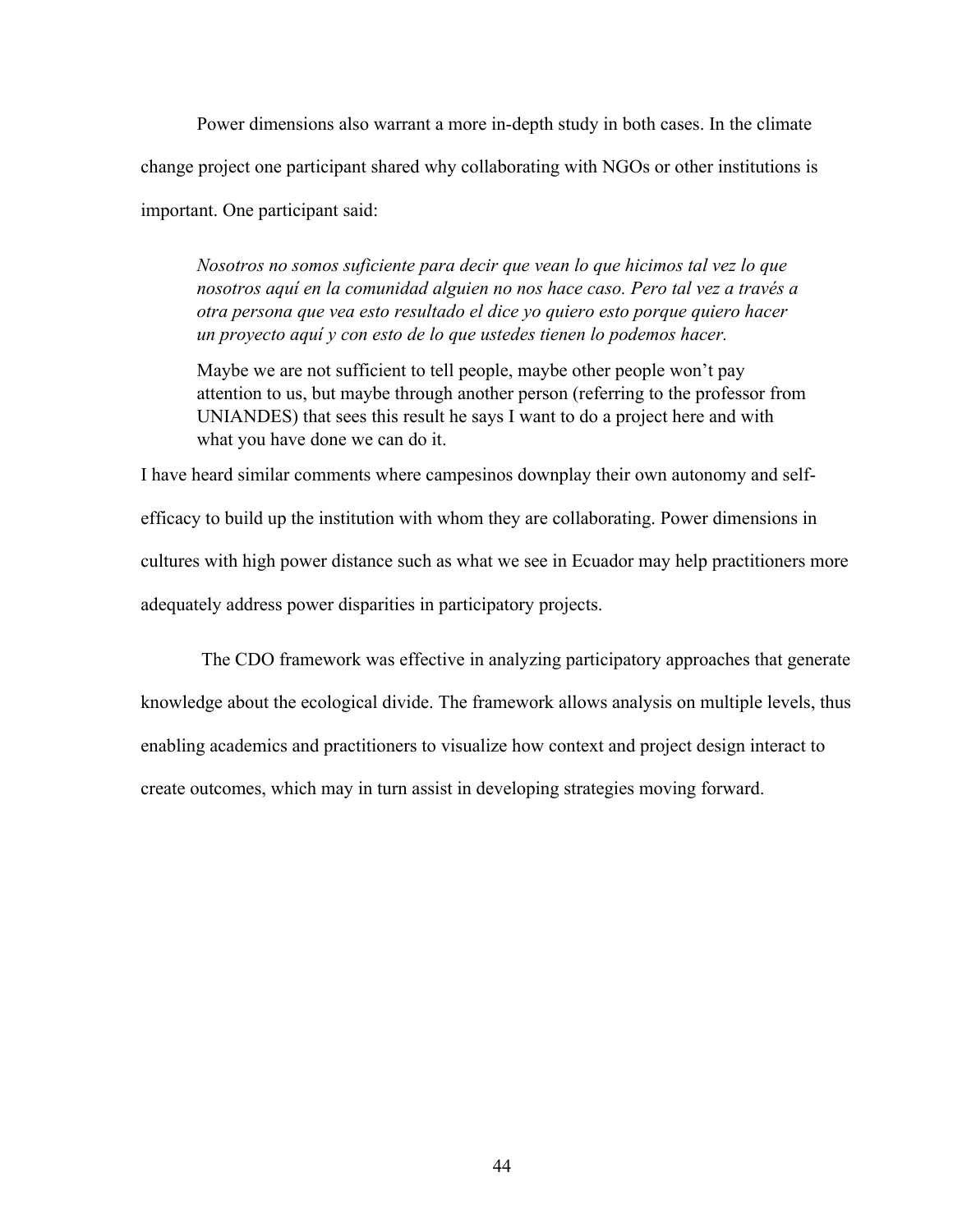Power dimensions also warrant a more in-depth study in both cases. In the climate change project one participant shared why collaborating with NGOs or other institutions is important. One participant said:

> *Nosotros no somos suficiente para decir que vean lo que hicimos tal vez lo que nosotros aquí en la comunidad alguien no nos hace caso. Pero tal vez a través a otra persona que vea esto resultado el dice yo quiero esto porque quiero hacer un proyecto aquí y con esto de lo que ustedes tienen lo podemos hacer.*
>
> Maybe we are not sufficient to tell people, maybe other people won't pay attention to us, but maybe through another person (referring to the professor from UNIANDES) that sees this result he says I want to do a project here and with what you have done we can do it.

I have heard similar comments where campesinos downplay their own autonomy and self-efficacy to build up the institution with whom they are collaborating. Power dimensions in cultures with high power distance such as what we see in Ecuador may help practitioners more adequately address power disparities in participatory projects.

The CDO framework was effective in analyzing participatory approaches that generate knowledge about the ecological divide. The framework allows analysis on multiple levels, thus enabling academics and practitioners to visualize how context and project design interact to create outcomes, which may in turn assist in developing strategies moving forward.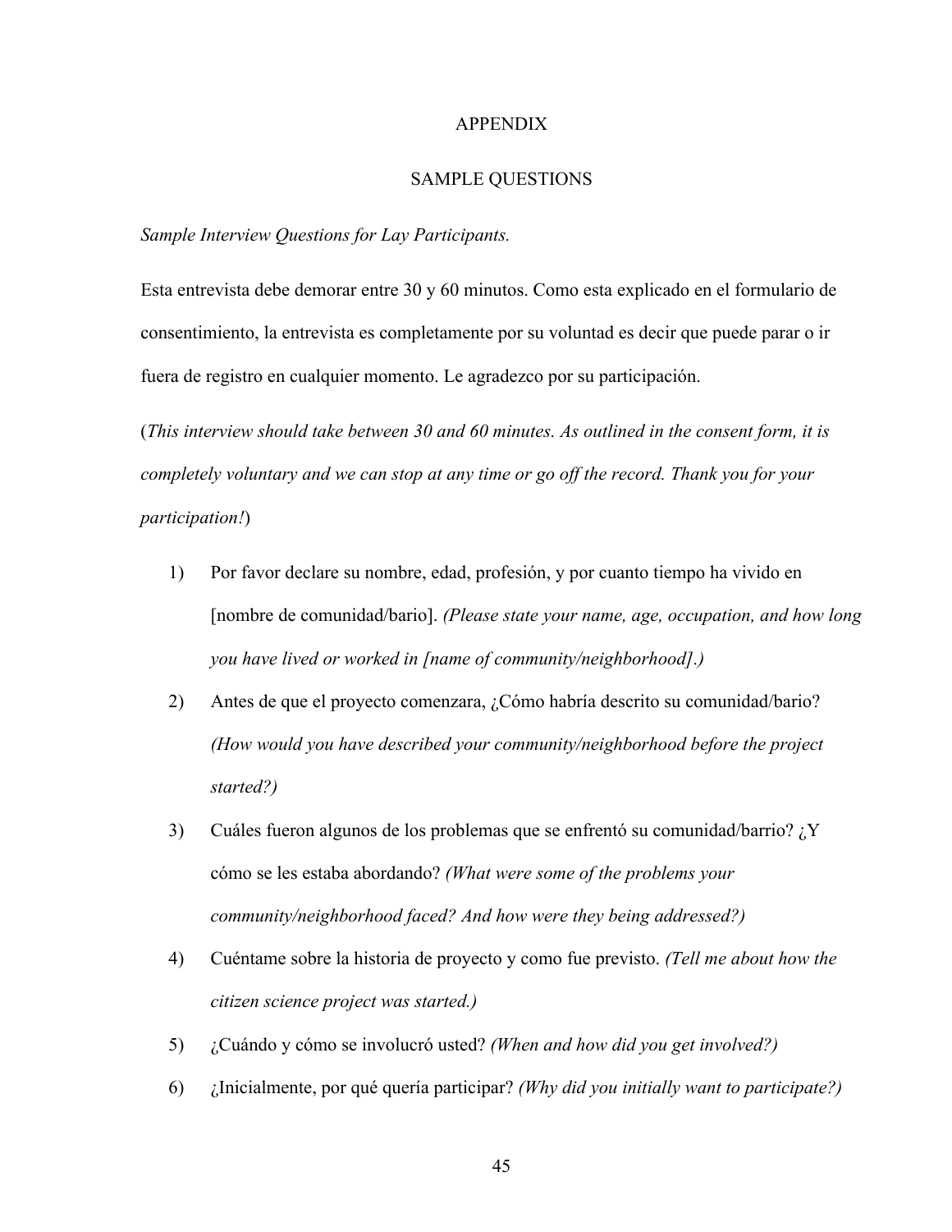# APPENDIX

## SAMPLE QUESTIONS

*Sample Interview Questions for Lay Participants.*

Esta entrevista debe demorar entre 30 y 60 minutos. Como esta explicado en el formulario de consentimiento, la entrevista es completamente por su voluntad es decir que puede parar o ir fuera de registro en cualquier momento. Le agradezco por su participación.

(*This interview should take between 30 and 60 minutes. As outlined in the consent form, it is completely voluntary and we can stop at any time or go off the record. Thank you for your participation!*)

1) Por favor declare su nombre, edad, profesión, y por cuanto tiempo ha vivido en [nombre de comunidad/bario]. *(Please state your name, age, occupation, and how long you have lived or worked in [name of community/neighborhood].)*
2) Antes de que el proyecto comenzara, ¿Cómo habría descrito su comunidad/bario? *(How would you have described your community/neighborhood before the project started?)*
3) Cuáles fueron algunos de los problemas que se enfrentó su comunidad/barrio? ¿Y cómo se les estaba abordando? *(What were some of the problems your community/neighborhood faced? And how were they being addressed?)*
4) Cuéntame sobre la historia de proyecto y como fue previsto. *(Tell me about how the citizen science project was started.)*
5) ¿Cuándo y cómo se involucró usted? *(When and how did you get involved?)*
6) ¿Inicialmente, por qué quería participar? *(Why did you initially want to participate?)*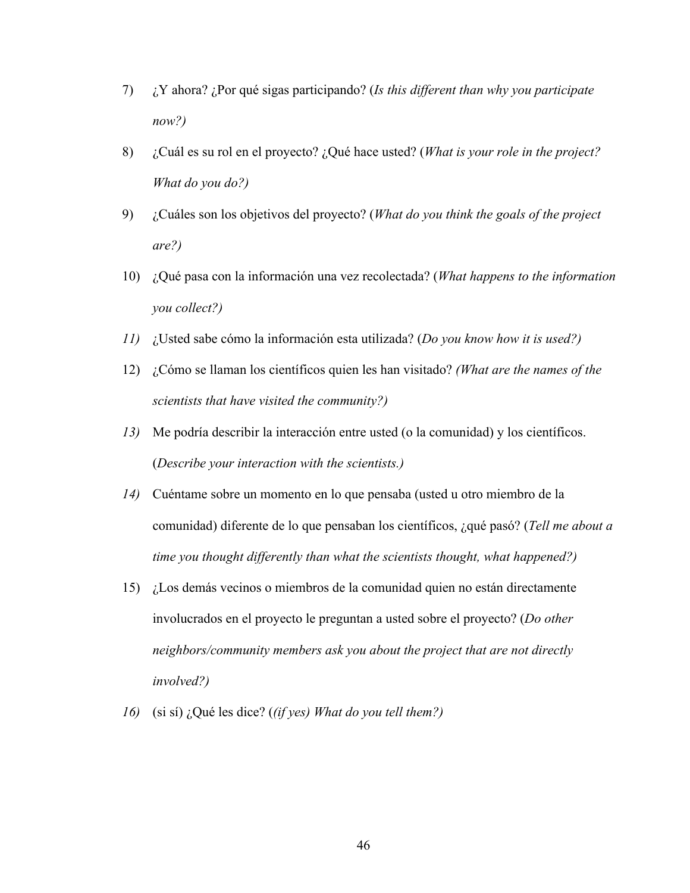7) ¿Y ahora? ¿Por qué sigas participando? (*Is this different than why you participate now?)*

8) ¿Cuál es su rol en el proyecto? ¿Qué hace usted? (*What is your role in the project? What do you do?)*

9) ¿Cuáles son los objetivos del proyecto? (*What do you think the goals of the project are?)*

10) ¿Qué pasa con la información una vez recolectada? (*What happens to the information you collect?)*

*11)* ¿Usted sabe cómo la información esta utilizada? (*Do you know how it is used?)*

12) ¿Cómo se llaman los científicos quien les han visitado? *(What are the names of the scientists that have visited the community?)*

*13)* Me podría describir la interacción entre usted (o la comunidad) y los científicos. (*Describe your interaction with the scientists.)*

*14)* Cuéntame sobre un momento en lo que pensaba (usted u otro miembro de la comunidad) diferente de lo que pensaban los científicos, ¿qué pasó? (*Tell me about a time you thought differently than what the scientists thought, what happened?)*

15) ¿Los demás vecinos o miembros de la comunidad quien no están directamente involucrados en el proyecto le preguntan a usted sobre el proyecto? (*Do other neighbors/community members ask you about the project that are not directly involved?)*

*16)* (si sí) ¿Qué les dice? (*(if yes) What do you tell them?)*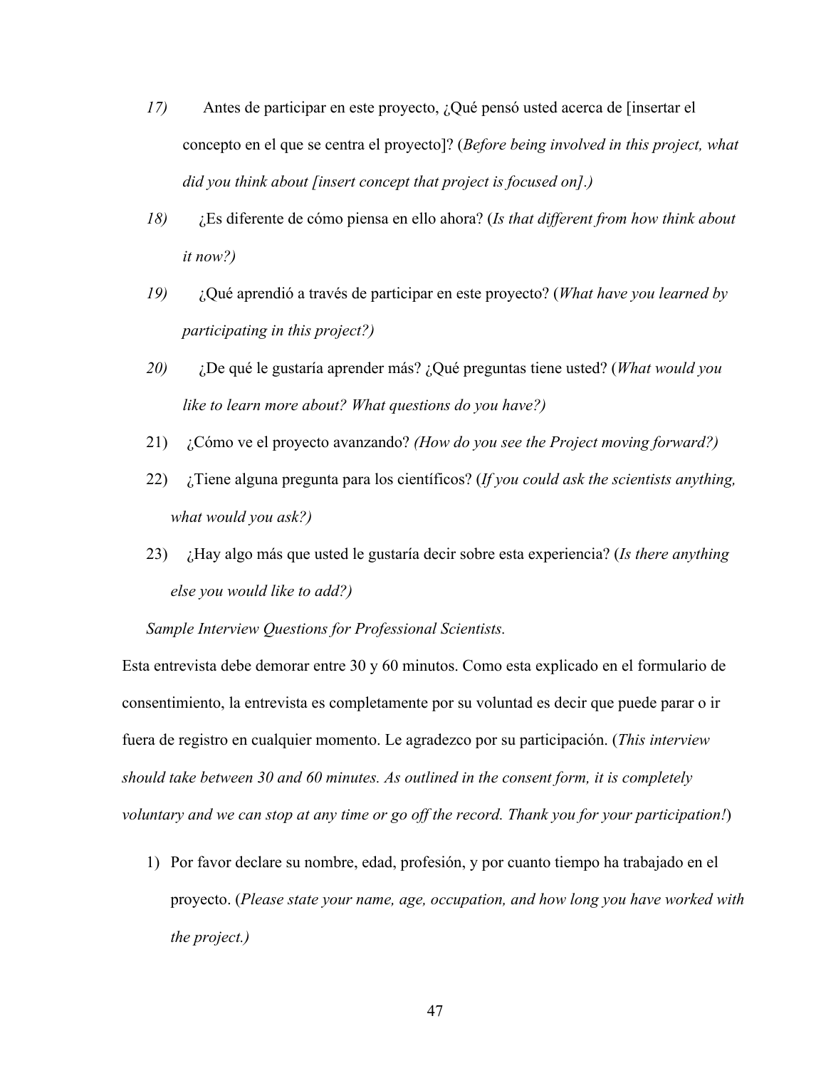17) Antes de participar en este proyecto, ¿Qué pensó usted acerca de [insertar el concepto en el que se centra el proyecto]? (*Before being involved in this project, what did you think about [insert concept that project is focused on].)*

18) ¿Es diferente de cómo piensa en ello ahora? (*Is that different from how think about it now?)*

19) ¿Qué aprendió a través de participar en este proyecto? (*What have you learned by participating in this project?)*

20) ¿De qué le gustaría aprender más? ¿Qué preguntas tiene usted? (*What would you like to learn more about? What questions do you have?)*

21) ¿Cómo ve el proyecto avanzando? *(How do you see the Project moving forward?)*

22) ¿Tiene alguna pregunta para los científicos? (*If you could ask the scientists anything, what would you ask?)*

23) ¿Hay algo más que usted le gustaría decir sobre esta experiencia? (*Is there anything else you would like to add?)*

*Sample Interview Questions for Professional Scientists.*

Esta entrevista debe demorar entre 30 y 60 minutos. Como esta explicado en el formulario de consentimiento, la entrevista es completamente por su voluntad es decir que puede parar o ir fuera de registro en cualquier momento. Le agradezco por su participación. (*This interview should take between 30 and 60 minutes. As outlined in the consent form, it is completely voluntary and we can stop at any time or go off the record. Thank you for your participation!*)

1) Por favor declare su nombre, edad, profesión, y por cuanto tiempo ha trabajado en el proyecto. (*Please state your name, age, occupation, and how long you have worked with the project.)*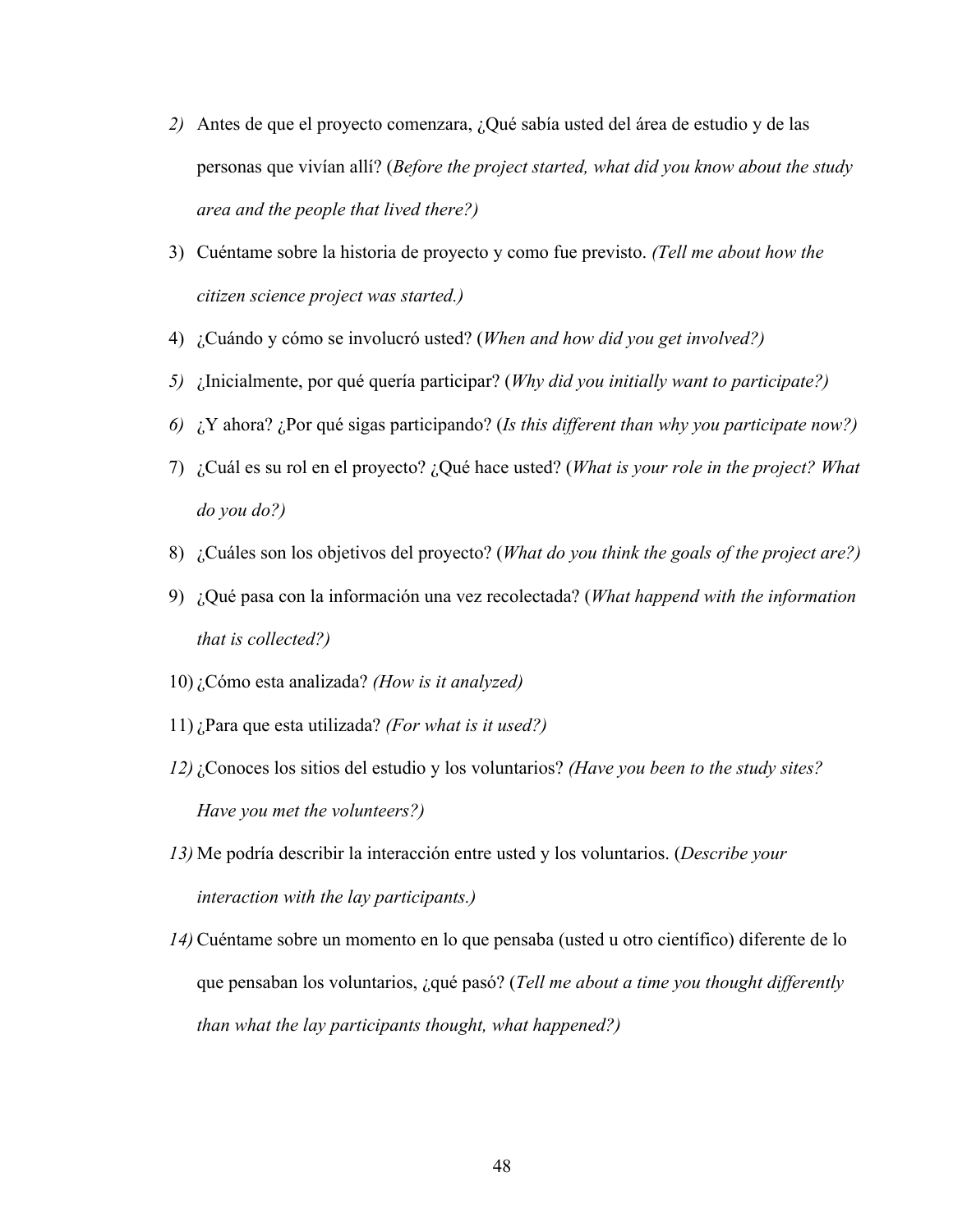2) Antes de que el proyecto comenzara, ¿Qué sabía usted del área de estudio y de las personas que vivían allí? (*Before the project started, what did you know about the study area and the people that lived there?)*
3) Cuéntame sobre la historia de proyecto y como fue previsto. *(Tell me about how the citizen science project was started.)*
4) ¿Cuándo y cómo se involucró usted? (*When and how did you get involved?)*
5) ¿Inicialmente, por qué quería participar? (*Why did you initially want to participate?)*
6) ¿Y ahora? ¿Por qué sigas participando? (*Is this different than why you participate now?)*
7) ¿Cuál es su rol en el proyecto? ¿Qué hace usted? (*What is your role in the project? What do you do?)*
8) ¿Cuáles son los objetivos del proyecto? (*What do you think the goals of the project are?)*
9) ¿Qué pasa con la información una vez recolectada? (*What happend with the information that is collected?)*
10) ¿Cómo esta analizada? *(How is it analyzed)*
11) ¿Para que esta utilizada? *(For what is it used?)*
12) ¿Conoces los sitios del estudio y los voluntarios? *(Have you been to the study sites? Have you met the volunteers?)*
13) Me podría describir la interacción entre usted y los voluntarios. (*Describe your interaction with the lay participants.)*
14) Cuéntame sobre un momento en lo que pensaba (usted u otro científico) diferente de lo que pensaban los voluntarios, ¿qué pasó? (*Tell me about a time you thought differently than what the lay participants thought, what happened?)*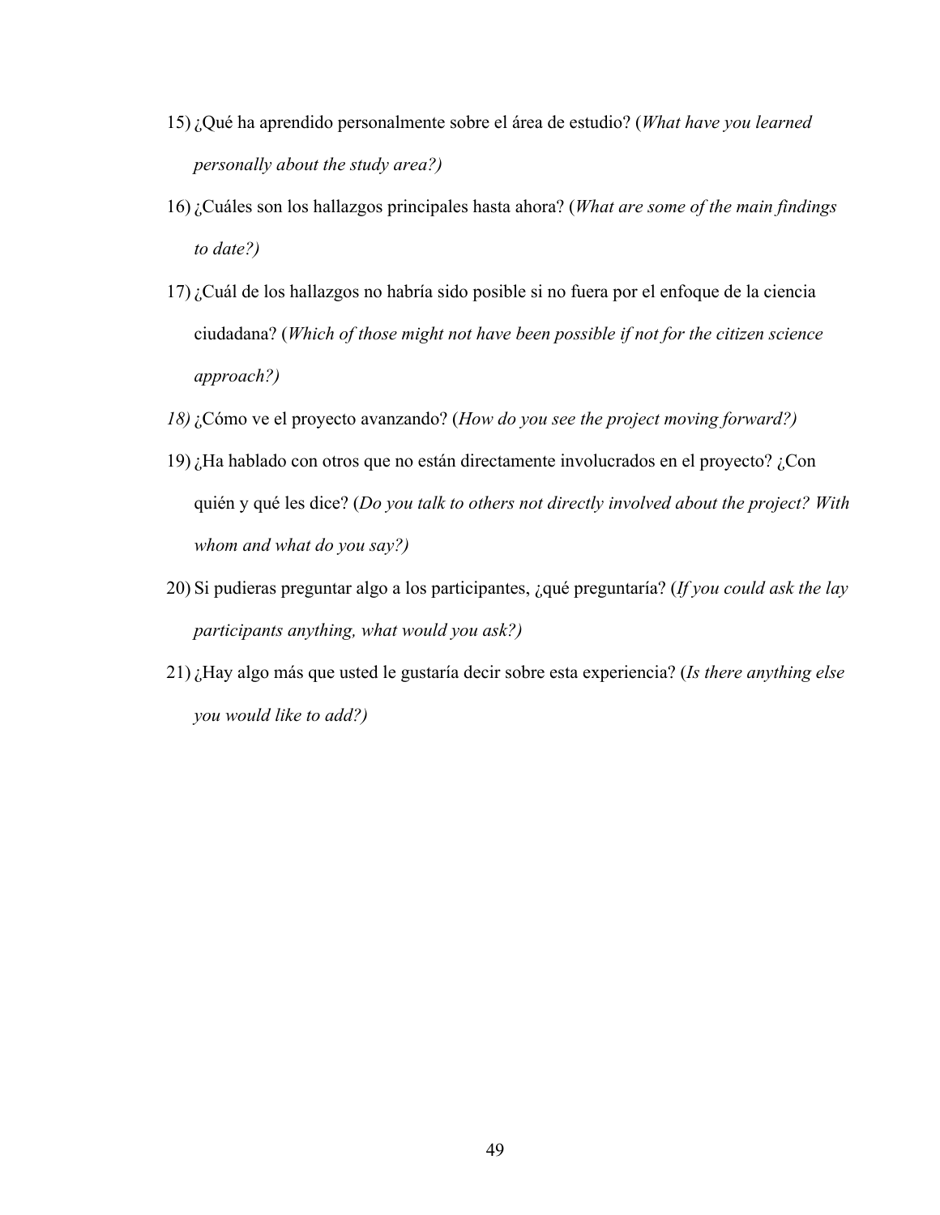15) ¿Qué ha aprendido personalmente sobre el área de estudio? (*What have you learned personally about the study area?)*

16) ¿Cuáles son los hallazgos principales hasta ahora? (*What are some of the main findings to date?)*

17) ¿Cuál de los hallazgos no habría sido posible si no fuera por el enfoque de la ciencia ciudadana? (*Which of those might not have been possible if not for the citizen science approach?)*

*18)* ¿Cómo ve el proyecto avanzando? (*How do you see the project moving forward?)*

19) ¿Ha hablado con otros que no están directamente involucrados en el proyecto? ¿Con quién y qué les dice? (*Do you talk to others not directly involved about the project? With whom and what do you say?)*

20) Si pudieras preguntar algo a los participantes, ¿qué preguntaría? (*If you could ask the lay participants anything, what would you ask?)*

21) ¿Hay algo más que usted le gustaría decir sobre esta experiencia? (*Is there anything else you would like to add?)*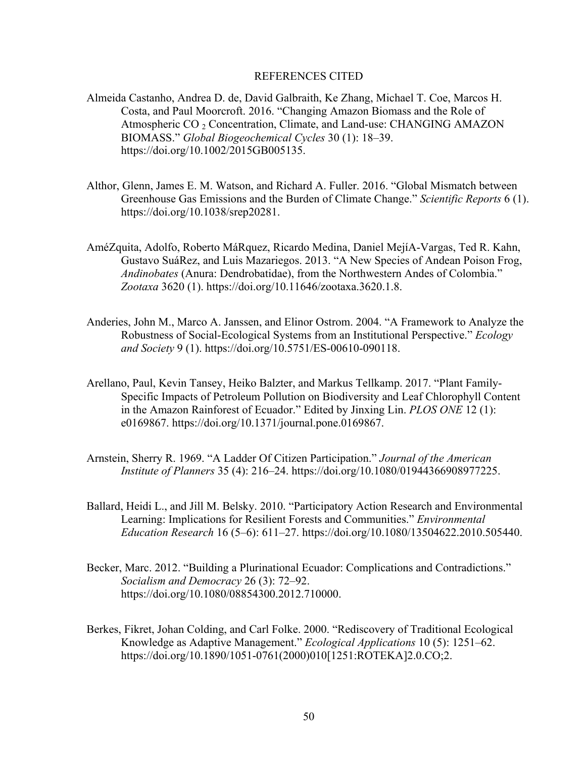# REFERENCES CITED

Almeida Castanho, Andrea D. de, David Galbraith, Ke Zhang, Michael T. Coe, Marcos H. Costa, and Paul Moorcroft. 2016. "Changing Amazon Biomass and the Role of Atmospheric $CO_2$ Concentration, Climate, and Land-use: CHANGING AMAZON BIOMASS." *Global Biogeochemical Cycles* 30 (1): 18–39. https://doi.org/10.1002/2015GB005135.

Althor, Glenn, James E. M. Watson, and Richard A. Fuller. 2016. "Global Mismatch between Greenhouse Gas Emissions and the Burden of Climate Change." *Scientific Reports* 6 (1). https://doi.org/10.1038/srep20281.

AméZquita, Adolfo, Roberto MáRquez, Ricardo Medina, Daniel MejíA-Vargas, Ted R. Kahn, Gustavo SuáRez, and Luis Mazariegos. 2013. "A New Species of Andean Poison Frog, *Andinobates* (Anura: Dendrobatidae), from the Northwestern Andes of Colombia." *Zootaxa* 3620 (1). https://doi.org/10.11646/zootaxa.3620.1.8.

Anderies, John M., Marco A. Janssen, and Elinor Ostrom. 2004. "A Framework to Analyze the Robustness of Social-Ecological Systems from an Institutional Perspective." *Ecology and Society* 9 (1). https://doi.org/10.5751/ES-00610-090118.

Arellano, Paul, Kevin Tansey, Heiko Balzter, and Markus Tellkamp. 2017. "Plant Family-Specific Impacts of Petroleum Pollution on Biodiversity and Leaf Chlorophyll Content in the Amazon Rainforest of Ecuador." Edited by Jinxing Lin. *PLOS ONE* 12 (1): e0169867. https://doi.org/10.1371/journal.pone.0169867.

Arnstein, Sherry R. 1969. "A Ladder Of Citizen Participation." *Journal of the American Institute of Planners* 35 (4): 216–24. https://doi.org/10.1080/01944366908977225.

Ballard, Heidi L., and Jill M. Belsky. 2010. "Participatory Action Research and Environmental Learning: Implications for Resilient Forests and Communities." *Environmental Education Research* 16 (5–6): 611–27. https://doi.org/10.1080/13504622.2010.505440.

Becker, Marc. 2012. "Building a Plurinational Ecuador: Complications and Contradictions." *Socialism and Democracy* 26 (3): 72–92. https://doi.org/10.1080/08854300.2012.710000.

Berkes, Fikret, Johan Colding, and Carl Folke. 2000. "Rediscovery of Traditional Ecological Knowledge as Adaptive Management." *Ecological Applications* 10 (5): 1251–62. https://doi.org/10.1890/1051-0761(2000)010[1251:ROTEKA]2.0.CO;2.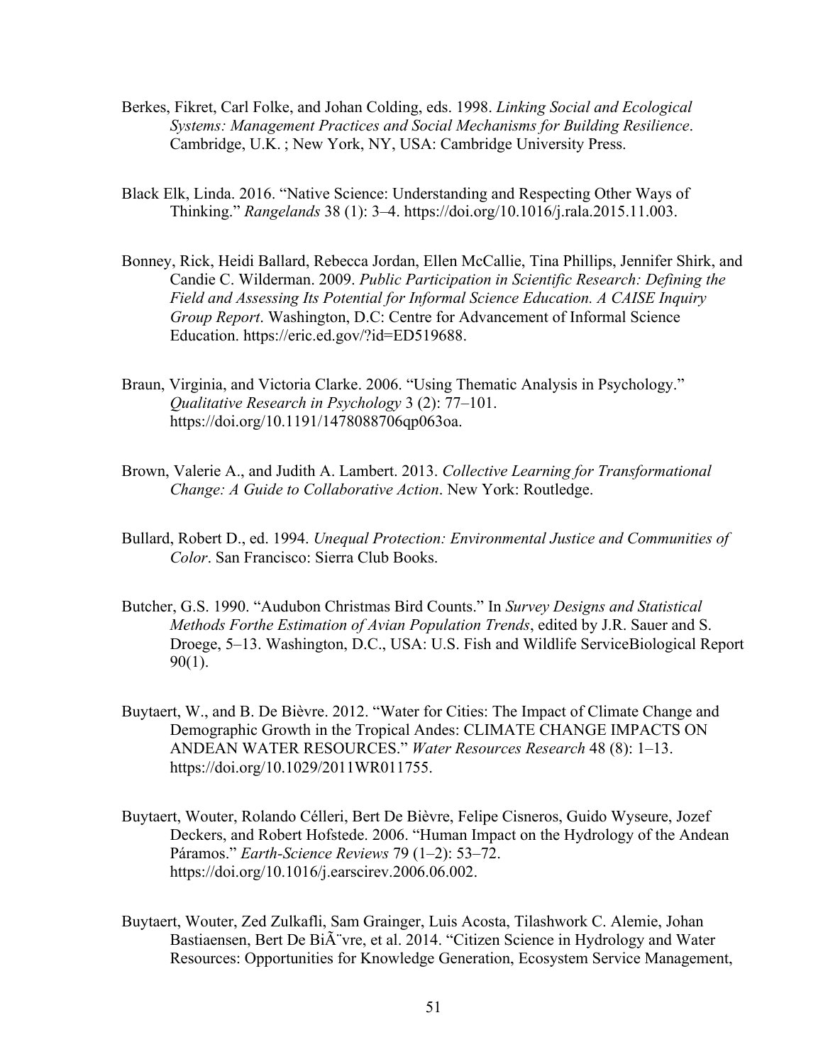Berkes, Fikret, Carl Folke, and Johan Colding, eds. 1998. *Linking Social and Ecological Systems: Management Practices and Social Mechanisms for Building Resilience*. Cambridge, U.K. ; New York, NY, USA: Cambridge University Press.

Black Elk, Linda. 2016. "Native Science: Understanding and Respecting Other Ways of Thinking." *Rangelands* 38 (1): 3–4. https://doi.org/10.1016/j.rala.2015.11.003.

Bonney, Rick, Heidi Ballard, Rebecca Jordan, Ellen McCallie, Tina Phillips, Jennifer Shirk, and Candie C. Wilderman. 2009. *Public Participation in Scientific Research: Defining the Field and Assessing Its Potential for Informal Science Education. A CAISE Inquiry Group Report*. Washington, D.C: Centre for Advancement of Informal Science Education. https://eric.ed.gov/?id=ED519688.

Braun, Virginia, and Victoria Clarke. 2006. "Using Thematic Analysis in Psychology." *Qualitative Research in Psychology* 3 (2): 77–101. https://doi.org/10.1191/1478088706qp063oa.

Brown, Valerie A., and Judith A. Lambert. 2013. *Collective Learning for Transformational Change: A Guide to Collaborative Action*. New York: Routledge.

Bullard, Robert D., ed. 1994. *Unequal Protection: Environmental Justice and Communities of Color*. San Francisco: Sierra Club Books.

Butcher, G.S. 1990. "Audubon Christmas Bird Counts." In *Survey Designs and Statistical Methods Forthe Estimation of Avian Population Trends*, edited by J.R. Sauer and S. Droege, 5–13. Washington, D.C., USA: U.S. Fish and Wildlife ServiceBiological Report 90(1).

Buytaert, W., and B. De Bièvre. 2012. "Water for Cities: The Impact of Climate Change and Demographic Growth in the Tropical Andes: CLIMATE CHANGE IMPACTS ON ANDEAN WATER RESOURCES." *Water Resources Research* 48 (8): 1–13. https://doi.org/10.1029/2011WR011755.

Buytaert, Wouter, Rolando Célleri, Bert De Bièvre, Felipe Cisneros, Guido Wyseure, Jozef Deckers, and Robert Hofstede. 2006. "Human Impact on the Hydrology of the Andean Páramos." *Earth-Science Reviews* 79 (1–2): 53–72. https://doi.org/10.1016/j.earscirev.2006.06.002.

Buytaert, Wouter, Zed Zulkafli, Sam Grainger, Luis Acosta, Tilashwork C. Alemie, Johan Bastiaensen, Bert De BiÃ¨vre, et al. 2014. "Citizen Science in Hydrology and Water Resources: Opportunities for Knowledge Generation, Ecosystem Service Management,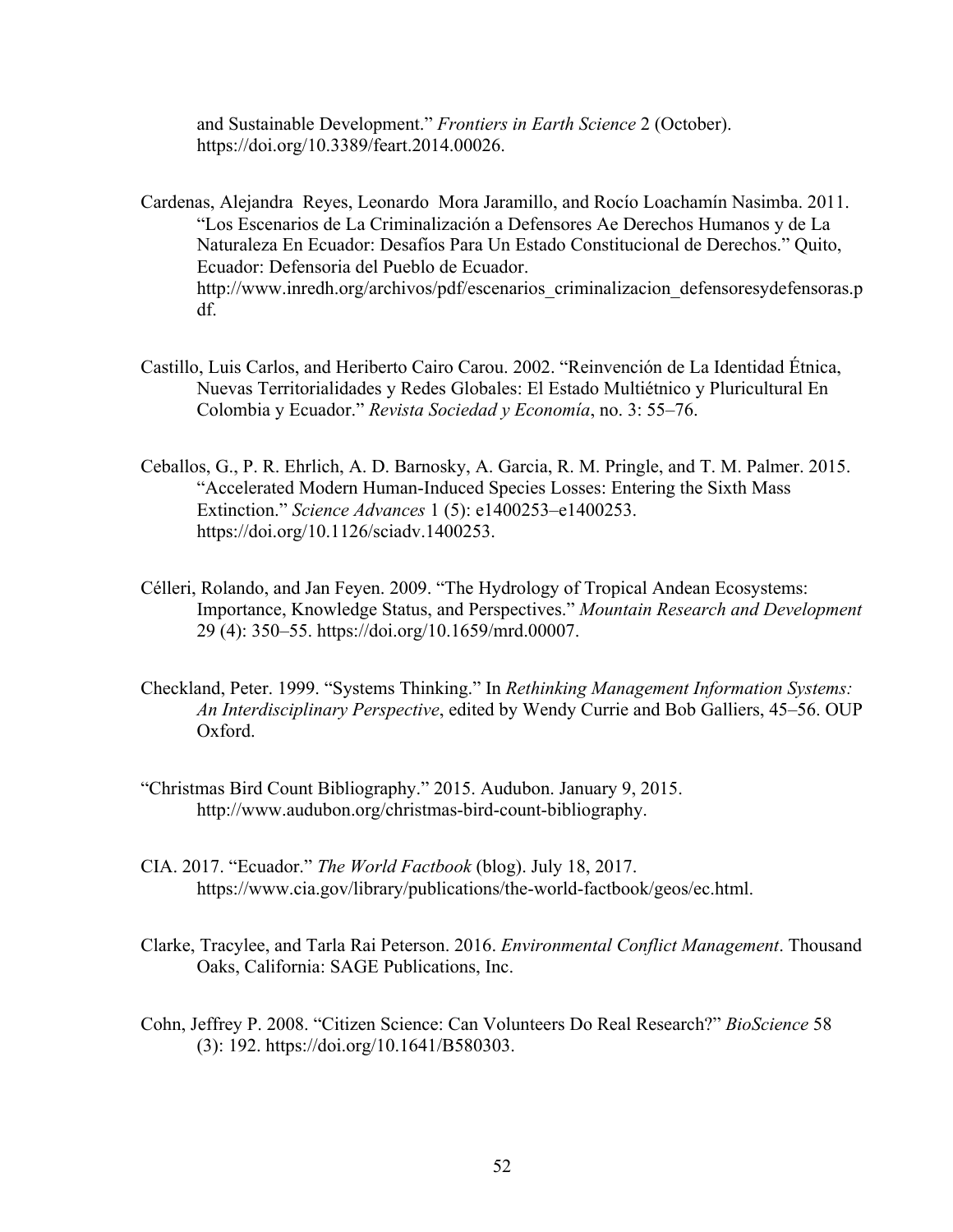and Sustainable Development." *Frontiers in Earth Science* 2 (October). https://doi.org/10.3389/feart.2014.00026.

Cardenas, Alejandra Reyes, Leonardo Mora Jaramillo, and Rocío Loachamín Nasimba. 2011. "Los Escenarios de La Criminalización a Defensores Ae Derechos Humanos y de La Naturaleza En Ecuador: Desafíos Para Un Estado Constitucional de Derechos." Quito, Ecuador: Defensoria del Pueblo de Ecuador. http://www.inredh.org/archivos/pdf/escenarios_criminalizacion_defensoresydefensoras.pdf.

Castillo, Luis Carlos, and Heriberto Cairo Carou. 2002. "Reinvención de La Identidad Étnica, Nuevas Territorialidades y Redes Globales: El Estado Multiétnico y Pluricultural En Colombia y Ecuador." *Revista Sociedad y Economía*, no. 3: 55–76.

Ceballos, G., P. R. Ehrlich, A. D. Barnosky, A. Garcia, R. M. Pringle, and T. M. Palmer. 2015. "Accelerated Modern Human-Induced Species Losses: Entering the Sixth Mass Extinction." *Science Advances* 1 (5): e1400253–e1400253. https://doi.org/10.1126/sciadv.1400253.

Célleri, Rolando, and Jan Feyen. 2009. "The Hydrology of Tropical Andean Ecosystems: Importance, Knowledge Status, and Perspectives." *Mountain Research and Development* 29 (4): 350–55. https://doi.org/10.1659/mrd.00007.

Checkland, Peter. 1999. "Systems Thinking." In *Rethinking Management Information Systems: An Interdisciplinary Perspective*, edited by Wendy Currie and Bob Galliers, 45–56. OUP Oxford.

"Christmas Bird Count Bibliography." 2015. Audubon. January 9, 2015. http://www.audubon.org/christmas-bird-count-bibliography.

CIA. 2017. "Ecuador." *The World Factbook* (blog). July 18, 2017. https://www.cia.gov/library/publications/the-world-factbook/geos/ec.html.

Clarke, Tracylee, and Tarla Rai Peterson. 2016. *Environmental Conflict Management*. Thousand Oaks, California: SAGE Publications, Inc.

Cohn, Jeffrey P. 2008. "Citizen Science: Can Volunteers Do Real Research?" *BioScience* 58 (3): 192. https://doi.org/10.1641/B580303.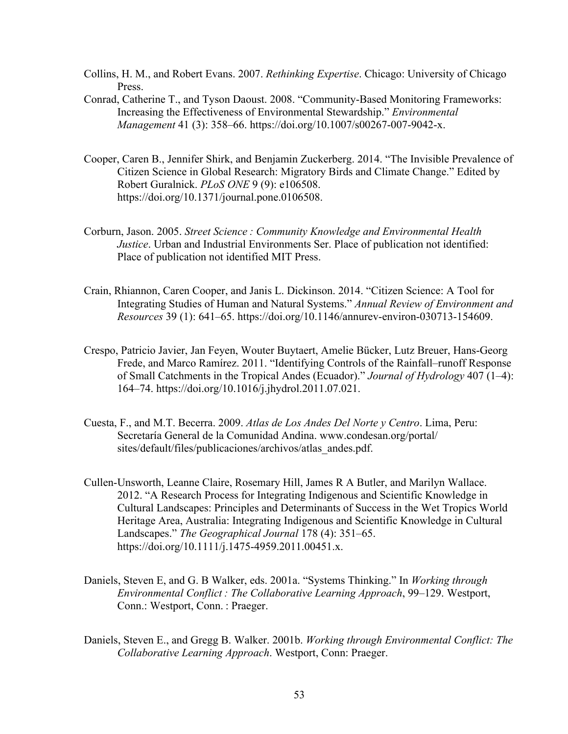Collins, H. M., and Robert Evans. 2007. *Rethinking Expertise*. Chicago: University of Chicago Press.

Conrad, Catherine T., and Tyson Daoust. 2008. "Community-Based Monitoring Frameworks: Increasing the Effectiveness of Environmental Stewardship." *Environmental Management* 41 (3): 358–66. https://doi.org/10.1007/s00267-007-9042-x.

Cooper, Caren B., Jennifer Shirk, and Benjamin Zuckerberg. 2014. "The Invisible Prevalence of Citizen Science in Global Research: Migratory Birds and Climate Change." Edited by Robert Guralnick. *PLoS ONE* 9 (9): e106508. https://doi.org/10.1371/journal.pone.0106508.

Corburn, Jason. 2005. *Street Science : Community Knowledge and Environmental Health Justice*. Urban and Industrial Environments Ser. Place of publication not identified: Place of publication not identified MIT Press.

Crain, Rhiannon, Caren Cooper, and Janis L. Dickinson. 2014. "Citizen Science: A Tool for Integrating Studies of Human and Natural Systems." *Annual Review of Environment and Resources* 39 (1): 641–65. https://doi.org/10.1146/annurev-environ-030713-154609.

Crespo, Patricio Javier, Jan Feyen, Wouter Buytaert, Amelie Bücker, Lutz Breuer, Hans-Georg Frede, and Marco Ramírez. 2011. "Identifying Controls of the Rainfall–runoff Response of Small Catchments in the Tropical Andes (Ecuador)." *Journal of Hydrology* 407 (1–4): 164–74. https://doi.org/10.1016/j.jhydrol.2011.07.021.

Cuesta, F., and M.T. Becerra. 2009. *Atlas de Los Andes Del Norte y Centro*. Lima, Peru: Secretaría General de la Comunidad Andina. www.condesan.org/portal/sites/default/files/publicaciones/archivos/atlas_andes.pdf.

Cullen-Unsworth, Leanne Claire, Rosemary Hill, James R A Butler, and Marilyn Wallace. 2012. "A Research Process for Integrating Indigenous and Scientific Knowledge in Cultural Landscapes: Principles and Determinants of Success in the Wet Tropics World Heritage Area, Australia: Integrating Indigenous and Scientific Knowledge in Cultural Landscapes." *The Geographical Journal* 178 (4): 351–65. https://doi.org/10.1111/j.1475-4959.2011.00451.x.

Daniels, Steven E, and G. B Walker, eds. 2001a. "Systems Thinking." In *Working through Environmental Conflict : The Collaborative Learning Approach*, 99–129. Westport, Conn.: Westport, Conn. : Praeger.

Daniels, Steven E., and Gregg B. Walker. 2001b. *Working through Environmental Conflict: The Collaborative Learning Approach*. Westport, Conn: Praeger.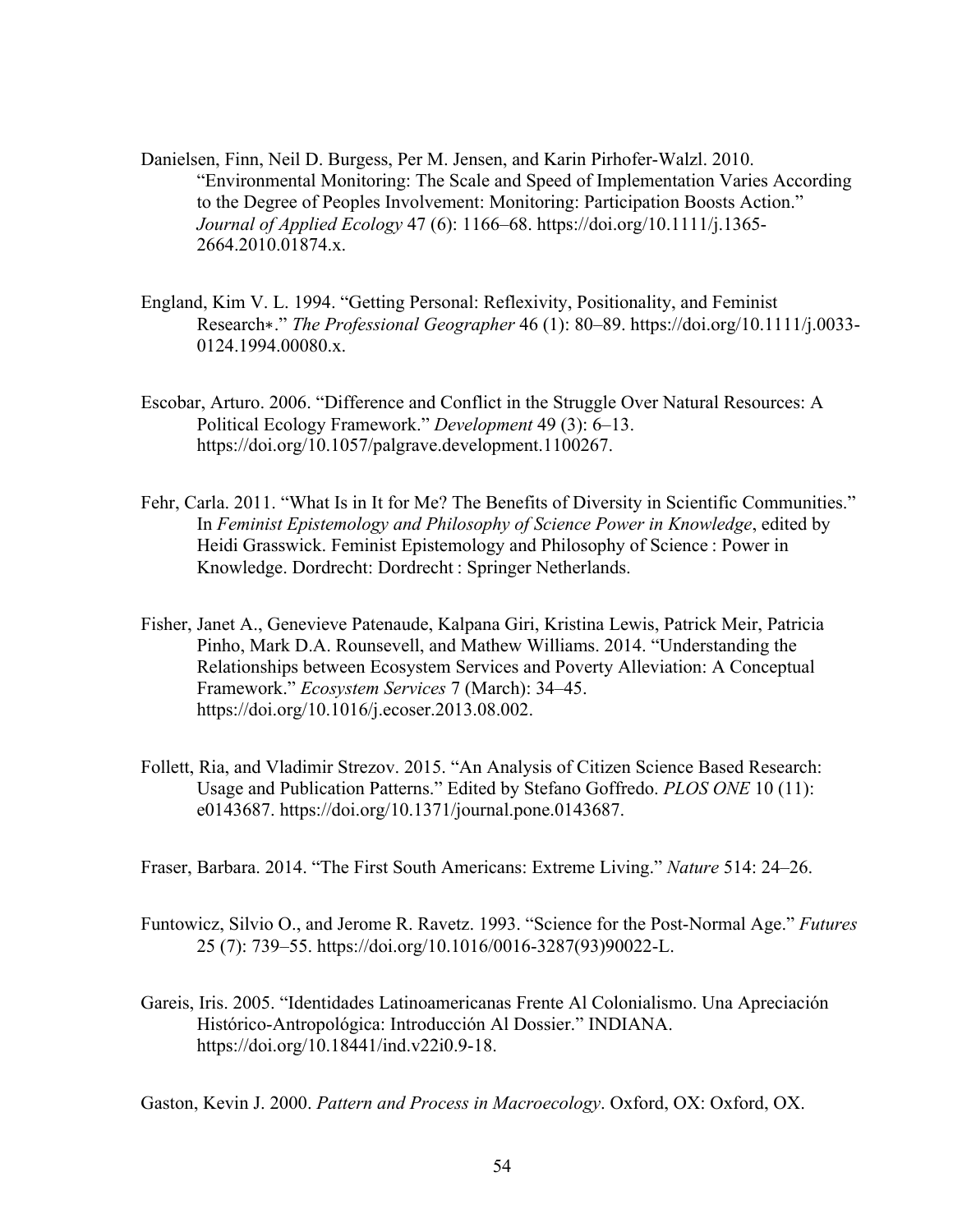Danielsen, Finn, Neil D. Burgess, Per M. Jensen, and Karin Pirhofer-Walzl. 2010. "Environmental Monitoring: The Scale and Speed of Implementation Varies According to the Degree of Peoples Involvement: Monitoring: Participation Boosts Action." *Journal of Applied Ecology* 47 (6): 1166–68. https://doi.org/10.1111/j.1365-2664.2010.01874.x.

England, Kim V. L. 1994. "Getting Personal: Reflexivity, Positionality, and Feminist Research*." *The Professional Geographer* 46 (1): 80–89. https://doi.org/10.1111/j.0033-0124.1994.00080.x.

Escobar, Arturo. 2006. "Difference and Conflict in the Struggle Over Natural Resources: A Political Ecology Framework." *Development* 49 (3): 6–13. https://doi.org/10.1057/palgrave.development.1100267.

Fehr, Carla. 2011. "What Is in It for Me? The Benefits of Diversity in Scientific Communities." In *Feminist Epistemology and Philosophy of Science Power in Knowledge*, edited by Heidi Grasswick. Feminist Epistemology and Philosophy of Science : Power in Knowledge. Dordrecht: Dordrecht : Springer Netherlands.

Fisher, Janet A., Genevieve Patenaude, Kalpana Giri, Kristina Lewis, Patrick Meir, Patricia Pinho, Mark D.A. Rounsevell, and Mathew Williams. 2014. "Understanding the Relationships between Ecosystem Services and Poverty Alleviation: A Conceptual Framework." *Ecosystem Services* 7 (March): 34–45. https://doi.org/10.1016/j.ecoser.2013.08.002.

Follett, Ria, and Vladimir Strezov. 2015. "An Analysis of Citizen Science Based Research: Usage and Publication Patterns." Edited by Stefano Goffredo. *PLOS ONE* 10 (11): e0143687. https://doi.org/10.1371/journal.pone.0143687.

Fraser, Barbara. 2014. "The First South Americans: Extreme Living." *Nature* 514: 24–26.

Funtowicz, Silvio O., and Jerome R. Ravetz. 1993. "Science for the Post-Normal Age." *Futures* 25 (7): 739–55. https://doi.org/10.1016/0016-3287(93)90022-L.

Gareis, Iris. 2005. "Identidades Latinoamericanas Frente Al Colonialismo. Una Apreciación Histórico-Antropológica: Introducción Al Dossier." INDIANA. https://doi.org/10.18441/ind.v22i0.9-18.

Gaston, Kevin J. 2000. *Pattern and Process in Macroecology*. Oxford, OX: Oxford, OX.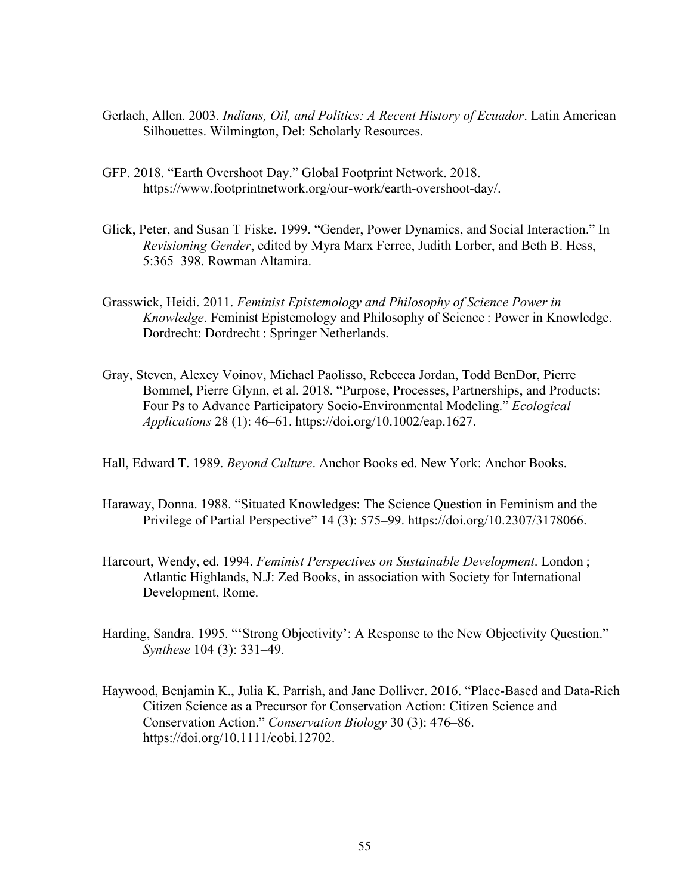Gerlach, Allen. 2003. *Indians, Oil, and Politics: A Recent History of Ecuador*. Latin American Silhouettes. Wilmington, Del: Scholarly Resources.

GFP. 2018. "Earth Overshoot Day." Global Footprint Network. 2018. https://www.footprintnetwork.org/our-work/earth-overshoot-day/.

Glick, Peter, and Susan T Fiske. 1999. "Gender, Power Dynamics, and Social Interaction." In *Revisioning Gender*, edited by Myra Marx Ferree, Judith Lorber, and Beth B. Hess, 5:365–398. Rowman Altamira.

Grasswick, Heidi. 2011. *Feminist Epistemology and Philosophy of Science Power in Knowledge*. Feminist Epistemology and Philosophy of Science : Power in Knowledge. Dordrecht: Dordrecht : Springer Netherlands.

Gray, Steven, Alexey Voinov, Michael Paolisso, Rebecca Jordan, Todd BenDor, Pierre Bommel, Pierre Glynn, et al. 2018. "Purpose, Processes, Partnerships, and Products: Four Ps to Advance Participatory Socio-Environmental Modeling." *Ecological Applications* 28 (1): 46–61. https://doi.org/10.1002/eap.1627.

Hall, Edward T. 1989. *Beyond Culture*. Anchor Books ed. New York: Anchor Books.

Haraway, Donna. 1988. "Situated Knowledges: The Science Question in Feminism and the Privilege of Partial Perspective" 14 (3): 575–99. https://doi.org/10.2307/3178066.

Harcourt, Wendy, ed. 1994. *Feminist Perspectives on Sustainable Development*. London ; Atlantic Highlands, N.J: Zed Books, in association with Society for International Development, Rome.

Harding, Sandra. 1995. "'Strong Objectivity': A Response to the New Objectivity Question." *Synthese* 104 (3): 331–49.

Haywood, Benjamin K., Julia K. Parrish, and Jane Dolliver. 2016. "Place-Based and Data-Rich Citizen Science as a Precursor for Conservation Action: Citizen Science and Conservation Action." *Conservation Biology* 30 (3): 476–86. https://doi.org/10.1111/cobi.12702.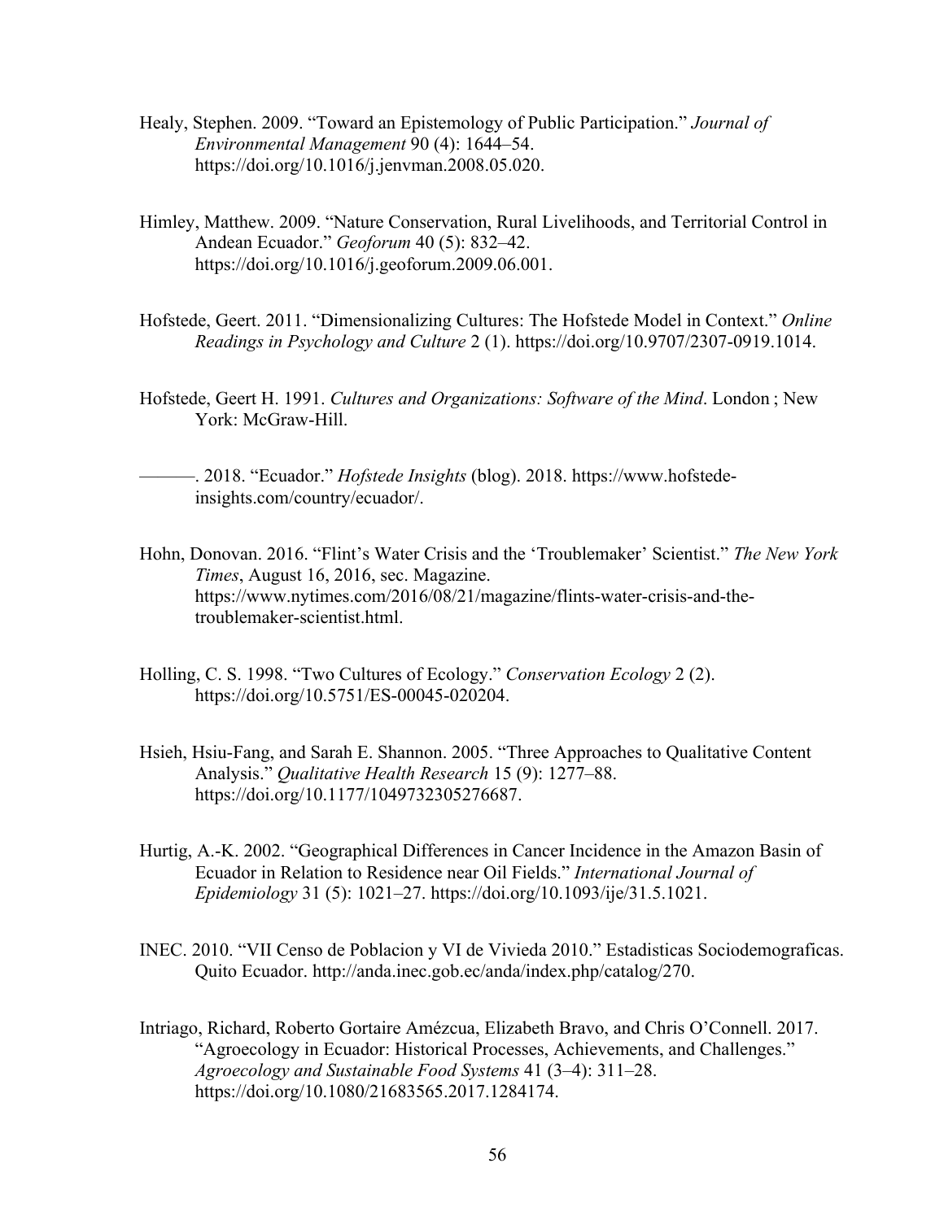Healy, Stephen. 2009. "Toward an Epistemology of Public Participation." *Journal of Environmental Management* 90 (4): 1644–54. https://doi.org/10.1016/j.jenvman.2008.05.020.

Himley, Matthew. 2009. "Nature Conservation, Rural Livelihoods, and Territorial Control in Andean Ecuador." *Geoforum* 40 (5): 832–42. https://doi.org/10.1016/j.geoforum.2009.06.001.

Hofstede, Geert. 2011. "Dimensionalizing Cultures: The Hofstede Model in Context." *Online Readings in Psychology and Culture* 2 (1). https://doi.org/10.9707/2307-0919.1014.

Hofstede, Geert H. 1991. *Cultures and Organizations: Software of the Mind*. London ; New York: McGraw-Hill.

———. 2018. "Ecuador." *Hofstede Insights* (blog). 2018. https://www.hofstede-insights.com/country/ecuador/.

Hohn, Donovan. 2016. "Flint's Water Crisis and the 'Troublemaker' Scientist." *The New York Times*, August 16, 2016, sec. Magazine. https://www.nytimes.com/2016/08/21/magazine/flints-water-crisis-and-the-troublemaker-scientist.html.

Holling, C. S. 1998. "Two Cultures of Ecology." *Conservation Ecology* 2 (2). https://doi.org/10.5751/ES-00045-020204.

Hsieh, Hsiu-Fang, and Sarah E. Shannon. 2005. "Three Approaches to Qualitative Content Analysis." *Qualitative Health Research* 15 (9): 1277–88. https://doi.org/10.1177/1049732305276687.

Hurtig, A.-K. 2002. "Geographical Differences in Cancer Incidence in the Amazon Basin of Ecuador in Relation to Residence near Oil Fields." *International Journal of Epidemiology* 31 (5): 1021–27. https://doi.org/10.1093/ije/31.5.1021.

INEC. 2010. "VII Censo de Poblacion y VI de Vivieda 2010." Estadisticas Sociodemograficas. Quito Ecuador. http://anda.inec.gob.ec/anda/index.php/catalog/270.

Intriago, Richard, Roberto Gortaire Amézcua, Elizabeth Bravo, and Chris O'Connell. 2017. "Agroecology in Ecuador: Historical Processes, Achievements, and Challenges." *Agroecology and Sustainable Food Systems* 41 (3–4): 311–28. https://doi.org/10.1080/21683565.2017.1284174.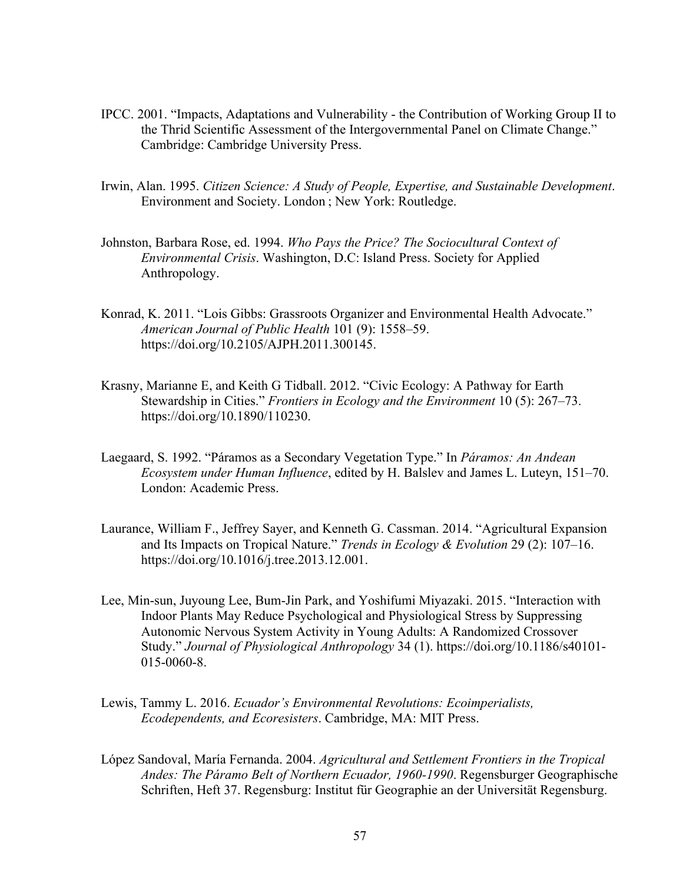IPCC. 2001. “Impacts, Adaptations and Vulnerability - the Contribution of Working Group II to the Thrid Scientific Assessment of the Intergovernmental Panel on Climate Change.” Cambridge: Cambridge University Press.

Irwin, Alan. 1995. *Citizen Science: A Study of People, Expertise, and Sustainable Development*. Environment and Society. London ; New York: Routledge.

Johnston, Barbara Rose, ed. 1994. *Who Pays the Price? The Sociocultural Context of Environmental Crisis*. Washington, D.C: Island Press. Society for Applied Anthropology.

Konrad, K. 2011. “Lois Gibbs: Grassroots Organizer and Environmental Health Advocate.” *American Journal of Public Health* 101 (9): 1558–59. https://doi.org/10.2105/AJPH.2011.300145.

Krasny, Marianne E, and Keith G Tidball. 2012. “Civic Ecology: A Pathway for Earth Stewardship in Cities.” *Frontiers in Ecology and the Environment* 10 (5): 267–73. https://doi.org/10.1890/110230.

Laegaard, S. 1992. “Páramos as a Secondary Vegetation Type.” In *Páramos: An Andean Ecosystem under Human Influence*, edited by H. Balslev and James L. Luteyn, 151–70. London: Academic Press.

Laurance, William F., Jeffrey Sayer, and Kenneth G. Cassman. 2014. “Agricultural Expansion and Its Impacts on Tropical Nature.” *Trends in Ecology & Evolution* 29 (2): 107–16. https://doi.org/10.1016/j.tree.2013.12.001.

Lee, Min-sun, Juyoung Lee, Bum-Jin Park, and Yoshifumi Miyazaki. 2015. “Interaction with Indoor Plants May Reduce Psychological and Physiological Stress by Suppressing Autonomic Nervous System Activity in Young Adults: A Randomized Crossover Study.” *Journal of Physiological Anthropology* 34 (1). https://doi.org/10.1186/s40101-015-0060-8.

Lewis, Tammy L. 2016. *Ecuador’s Environmental Revolutions: Ecoimperialists, Ecodependents, and Ecoresisters*. Cambridge, MA: MIT Press.

López Sandoval, María Fernanda. 2004. *Agricultural and Settlement Frontiers in the Tropical Andes: The Páramo Belt of Northern Ecuador, 1960-1990*. Regensburger Geographische Schriften, Heft 37. Regensburg: Institut für Geographie an der Universität Regensburg.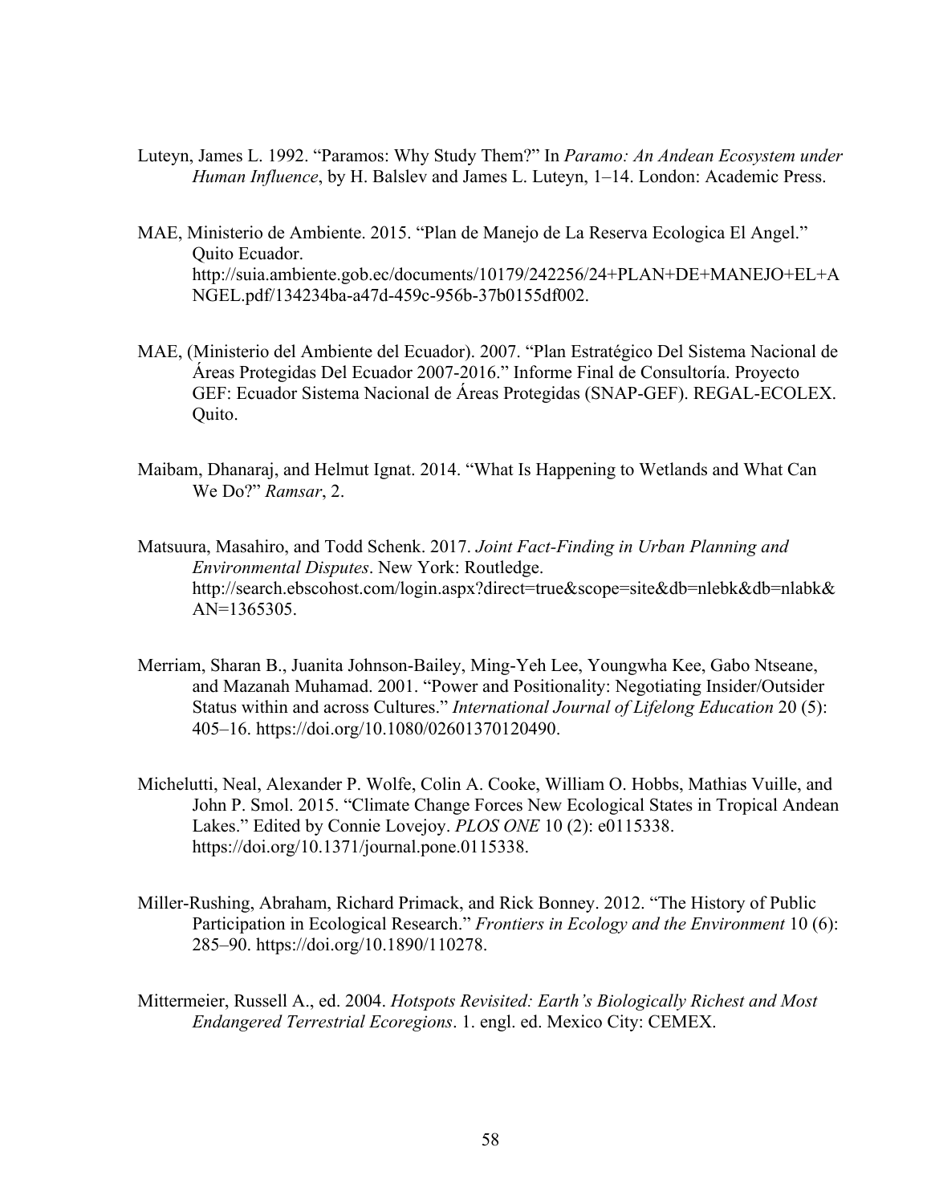Luteyn, James L. 1992. "Paramos: Why Study Them?" In *Paramo: An Andean Ecosystem under Human Influence*, by H. Balslev and James L. Luteyn, 1–14. London: Academic Press.

MAE, Ministerio de Ambiente. 2015. "Plan de Manejo de La Reserva Ecologica El Angel." Quito Ecuador. http://suia.ambiente.gob.ec/documents/10179/242256/24+PLAN+DE+MANEJO+EL+ANGEL.pdf/134234ba-a47d-459c-956b-37b0155df002.

MAE, (Ministerio del Ambiente del Ecuador). 2007. "Plan Estratégico Del Sistema Nacional de Áreas Protegidas Del Ecuador 2007-2016." Informe Final de Consultoría. Proyecto GEF: Ecuador Sistema Nacional de Áreas Protegidas (SNAP-GEF). REGAL-ECOLEX. Quito.

Maibam, Dhanaraj, and Helmut Ignat. 2014. "What Is Happening to Wetlands and What Can We Do?" *Ramsar*, 2.

Matsuura, Masahiro, and Todd Schenk. 2017. *Joint Fact-Finding in Urban Planning and Environmental Disputes*. New York: Routledge. http://search.ebscohost.com/login.aspx?direct=true&scope=site&db=nlebk&db=nlabk&AN=1365305.

Merriam, Sharan B., Juanita Johnson-Bailey, Ming-Yeh Lee, Youngwha Kee, Gabo Ntseane, and Mazanah Muhamad. 2001. "Power and Positionality: Negotiating Insider/Outsider Status within and across Cultures." *International Journal of Lifelong Education* 20 (5): 405–16. https://doi.org/10.1080/02601370120490.

Michelutti, Neal, Alexander P. Wolfe, Colin A. Cooke, William O. Hobbs, Mathias Vuille, and John P. Smol. 2015. "Climate Change Forces New Ecological States in Tropical Andean Lakes." Edited by Connie Lovejoy. *PLOS ONE* 10 (2): e0115338. https://doi.org/10.1371/journal.pone.0115338.

Miller-Rushing, Abraham, Richard Primack, and Rick Bonney. 2012. "The History of Public Participation in Ecological Research." *Frontiers in Ecology and the Environment* 10 (6): 285–90. https://doi.org/10.1890/110278.

Mittermeier, Russell A., ed. 2004. *Hotspots Revisited: Earth's Biologically Richest and Most Endangered Terrestrial Ecoregions*. 1. engl. ed. Mexico City: CEMEX.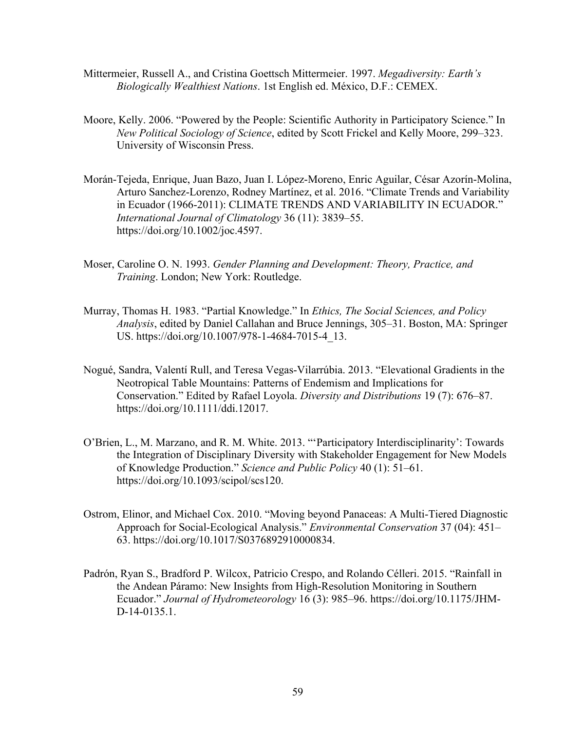Mittermeier, Russell A., and Cristina Goettsch Mittermeier. 1997. *Megadiversity: Earth's Biologically Wealthiest Nations*. 1st English ed. México, D.F.: CEMEX.

Moore, Kelly. 2006. "Powered by the People: Scientific Authority in Participatory Science." In *New Political Sociology of Science*, edited by Scott Frickel and Kelly Moore, 299–323. University of Wisconsin Press.

Morán-Tejeda, Enrique, Juan Bazo, Juan I. López-Moreno, Enric Aguilar, César Azorín-Molina, Arturo Sanchez-Lorenzo, Rodney Martínez, et al. 2016. "Climate Trends and Variability in Ecuador (1966-2011): CLIMATE TRENDS AND VARIABILITY IN ECUADOR." *International Journal of Climatology* 36 (11): 3839–55. https://doi.org/10.1002/joc.4597.

Moser, Caroline O. N. 1993. *Gender Planning and Development: Theory, Practice, and Training*. London; New York: Routledge.

Murray, Thomas H. 1983. "Partial Knowledge." In *Ethics, The Social Sciences, and Policy Analysis*, edited by Daniel Callahan and Bruce Jennings, 305–31. Boston, MA: Springer US. https://doi.org/10.1007/978-1-4684-7015-4_13.

Nogué, Sandra, Valentí Rull, and Teresa Vegas-Vilarrúbia. 2013. "Elevational Gradients in the Neotropical Table Mountains: Patterns of Endemism and Implications for Conservation." Edited by Rafael Loyola. *Diversity and Distributions* 19 (7): 676–87. https://doi.org/10.1111/ddi.12017.

O'Brien, L., M. Marzano, and R. M. White. 2013. "'Participatory Interdisciplinarity': Towards the Integration of Disciplinary Diversity with Stakeholder Engagement for New Models of Knowledge Production." *Science and Public Policy* 40 (1): 51–61. https://doi.org/10.1093/scipol/scs120.

Ostrom, Elinor, and Michael Cox. 2010. "Moving beyond Panaceas: A Multi-Tiered Diagnostic Approach for Social-Ecological Analysis." *Environmental Conservation* 37 (04): 451–63. https://doi.org/10.1017/S0376892910000834.

Padrón, Ryan S., Bradford P. Wilcox, Patricio Crespo, and Rolando Célleri. 2015. "Rainfall in the Andean Páramo: New Insights from High-Resolution Monitoring in Southern Ecuador." *Journal of Hydrometeorology* 16 (3): 985–96. https://doi.org/10.1175/JHM-D-14-0135.1.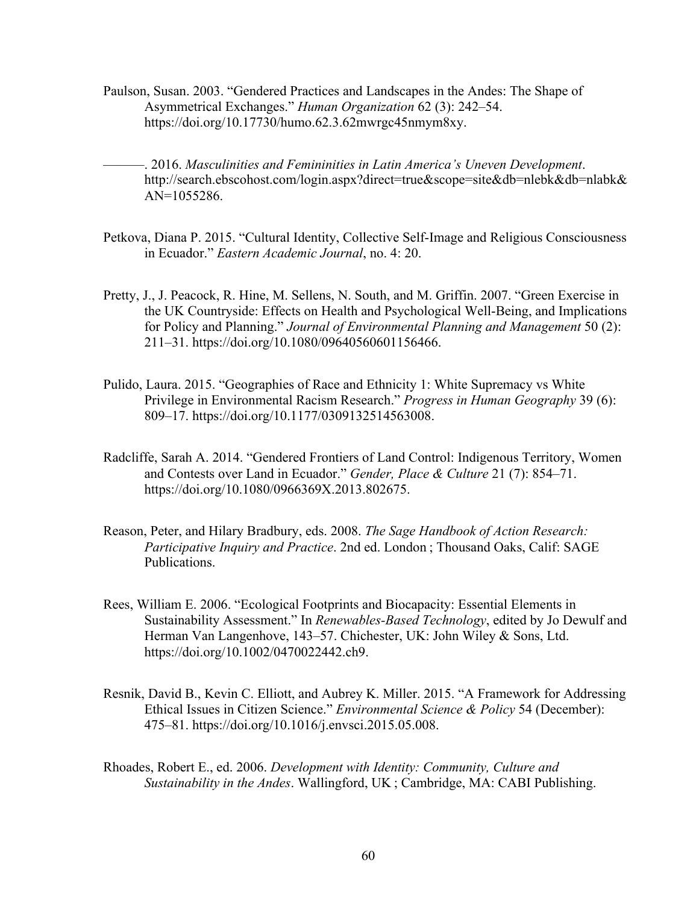Paulson, Susan. 2003. “Gendered Practices and Landscapes in the Andes: The Shape of Asymmetrical Exchanges.” *Human Organization* 62 (3): 242–54. https://doi.org/10.17730/humo.62.3.62mwrgc45nmym8xy.

———. 2016. *Masculinities and Femininities in Latin America’s Uneven Development*. http://search.ebscohost.com/login.aspx?direct=true&scope=site&db=nlebk&db=nlabk&AN=1055286.

Petkova, Diana P. 2015. “Cultural Identity, Collective Self-Image and Religious Consciousness in Ecuador.” *Eastern Academic Journal*, no. 4: 20.

Pretty, J., J. Peacock, R. Hine, M. Sellens, N. South, and M. Griffin. 2007. “Green Exercise in the UK Countryside: Effects on Health and Psychological Well-Being, and Implications for Policy and Planning.” *Journal of Environmental Planning and Management* 50 (2): 211–31. https://doi.org/10.1080/09640560601156466.

Pulido, Laura. 2015. “Geographies of Race and Ethnicity 1: White Supremacy vs White Privilege in Environmental Racism Research.” *Progress in Human Geography* 39 (6): 809–17. https://doi.org/10.1177/0309132514563008.

Radcliffe, Sarah A. 2014. “Gendered Frontiers of Land Control: Indigenous Territory, Women and Contests over Land in Ecuador.” *Gender, Place & Culture* 21 (7): 854–71. https://doi.org/10.1080/0966369X.2013.802675.

Reason, Peter, and Hilary Bradbury, eds. 2008. *The Sage Handbook of Action Research: Participative Inquiry and Practice*. 2nd ed. London ; Thousand Oaks, Calif: SAGE Publications.

Rees, William E. 2006. “Ecological Footprints and Biocapacity: Essential Elements in Sustainability Assessment.” In *Renewables-Based Technology*, edited by Jo Dewulf and Herman Van Langenhove, 143–57. Chichester, UK: John Wiley & Sons, Ltd. https://doi.org/10.1002/0470022442.ch9.

Resnik, David B., Kevin C. Elliott, and Aubrey K. Miller. 2015. “A Framework for Addressing Ethical Issues in Citizen Science.” *Environmental Science & Policy* 54 (December): 475–81. https://doi.org/10.1016/j.envsci.2015.05.008.

Rhoades, Robert E., ed. 2006. *Development with Identity: Community, Culture and Sustainability in the Andes*. Wallingford, UK ; Cambridge, MA: CABI Publishing.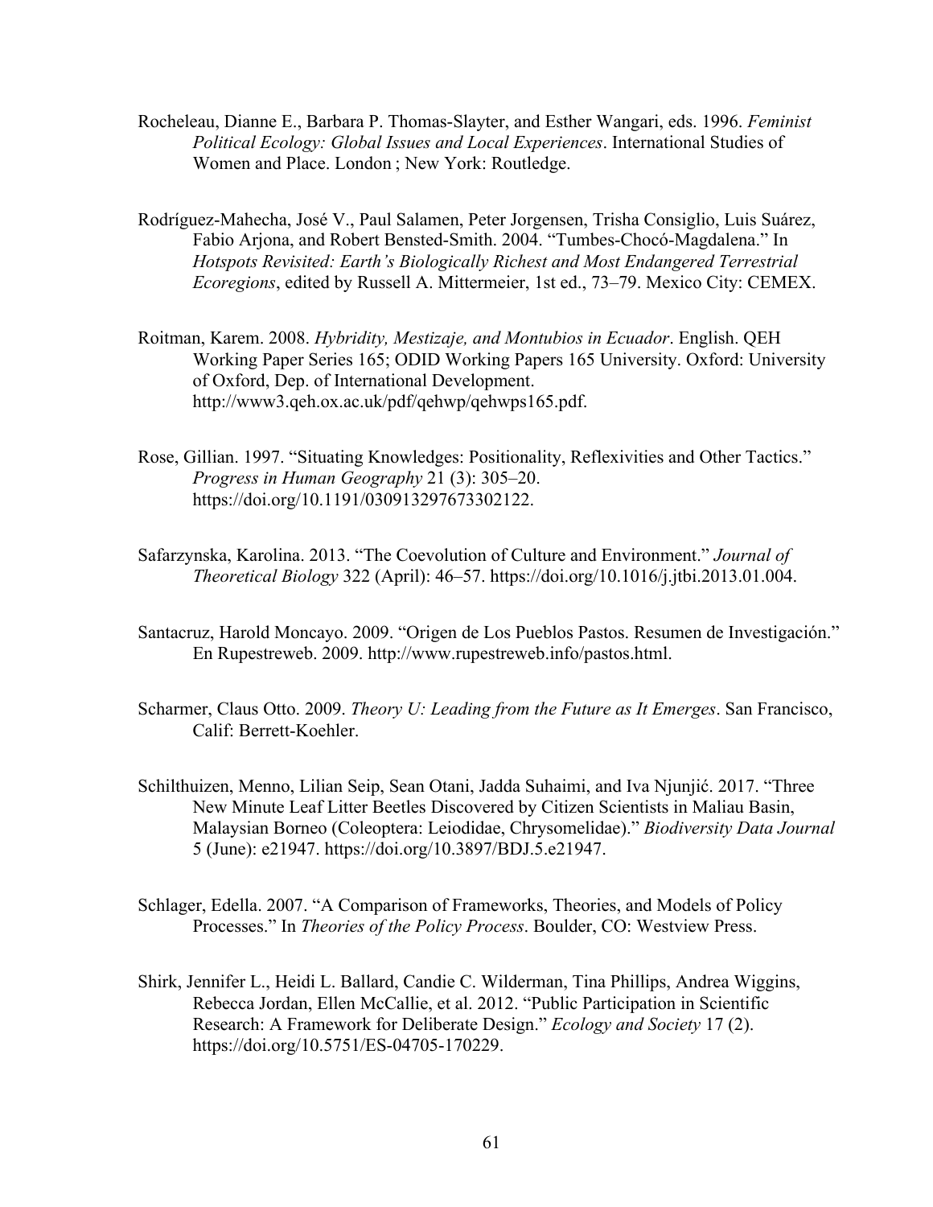Rocheleau, Dianne E., Barbara P. Thomas-Slayter, and Esther Wangari, eds. 1996. *Feminist Political Ecology: Global Issues and Local Experiences*. International Studies of Women and Place. London ; New York: Routledge.

Rodríguez-Mahecha, José V., Paul Salamen, Peter Jorgensen, Trisha Consiglio, Luis Suárez, Fabio Arjona, and Robert Bensted-Smith. 2004. "Tumbes-Chocó-Magdalena." In *Hotspots Revisited: Earth's Biologically Richest and Most Endangered Terrestrial Ecoregions*, edited by Russell A. Mittermeier, 1st ed., 73–79. Mexico City: CEMEX.

Roitman, Karem. 2008. *Hybridity, Mestizaje, and Montubios in Ecuador*. English. QEH Working Paper Series 165; ODID Working Papers 165 University. Oxford: University of Oxford, Dep. of International Development. http://www3.qeh.ox.ac.uk/pdf/qehwp/qehwps165.pdf.

Rose, Gillian. 1997. "Situating Knowledges: Positionality, Reflexivities and Other Tactics." *Progress in Human Geography* 21 (3): 305–20. https://doi.org/10.1191/030913297673302122.

Safarzynska, Karolina. 2013. "The Coevolution of Culture and Environment." *Journal of Theoretical Biology* 322 (April): 46–57. https://doi.org/10.1016/j.jtbi.2013.01.004.

Santacruz, Harold Moncayo. 2009. "Origen de Los Pueblos Pastos. Resumen de Investigación." En Rupestreweb. 2009. http://www.rupestreweb.info/pastos.html.

Scharmer, Claus Otto. 2009. *Theory U: Leading from the Future as It Emerges*. San Francisco, Calif: Berrett-Koehler.

Schilthuizen, Menno, Lilian Seip, Sean Otani, Jadda Suhaimi, and Iva Njunjić. 2017. "Three New Minute Leaf Litter Beetles Discovered by Citizen Scientists in Maliau Basin, Malaysian Borneo (Coleoptera: Leiodidae, Chrysomelidae)." *Biodiversity Data Journal* 5 (June): e21947. https://doi.org/10.3897/BDJ.5.e21947.

Schlager, Edella. 2007. "A Comparison of Frameworks, Theories, and Models of Policy Processes." In *Theories of the Policy Process*. Boulder, CO: Westview Press.

Shirk, Jennifer L., Heidi L. Ballard, Candie C. Wilderman, Tina Phillips, Andrea Wiggins, Rebecca Jordan, Ellen McCallie, et al. 2012. "Public Participation in Scientific Research: A Framework for Deliberate Design." *Ecology and Society* 17 (2). https://doi.org/10.5751/ES-04705-170229.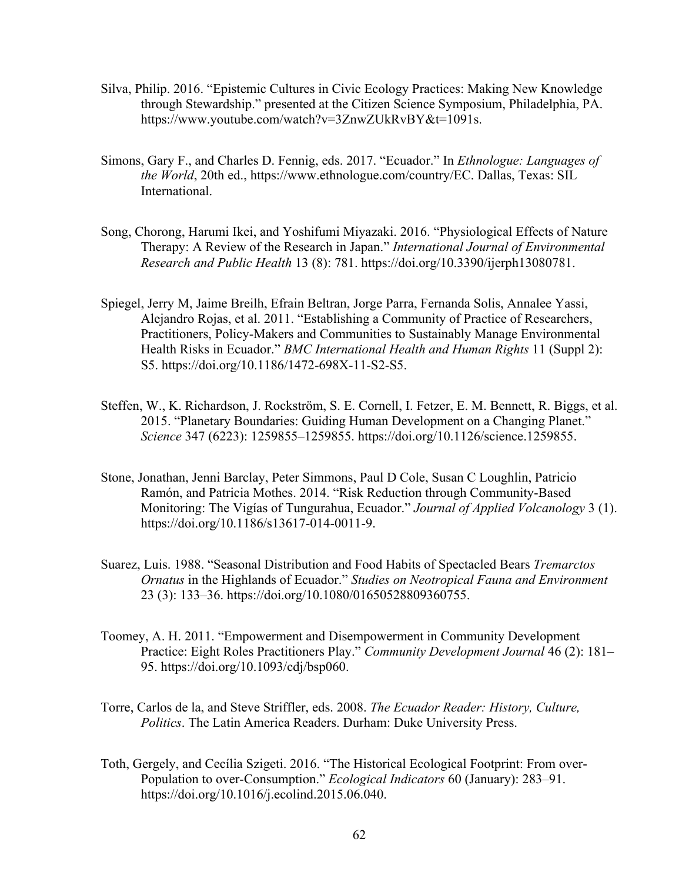Silva, Philip. 2016. "Epistemic Cultures in Civic Ecology Practices: Making New Knowledge through Stewardship." presented at the Citizen Science Symposium, Philadelphia, PA. https://www.youtube.com/watch?v=3ZnwZUkRvBY&t=1091s.

Simons, Gary F., and Charles D. Fennig, eds. 2017. "Ecuador." In *Ethnologue: Languages of the World*, 20th ed., https://www.ethnologue.com/country/EC. Dallas, Texas: SIL International.

Song, Chorong, Harumi Ikei, and Yoshifumi Miyazaki. 2016. "Physiological Effects of Nature Therapy: A Review of the Research in Japan." *International Journal of Environmental Research and Public Health* 13 (8): 781. https://doi.org/10.3390/ijerph13080781.

Spiegel, Jerry M, Jaime Breilh, Efrain Beltran, Jorge Parra, Fernanda Solis, Annalee Yassi, Alejandro Rojas, et al. 2011. "Establishing a Community of Practice of Researchers, Practitioners, Policy-Makers and Communities to Sustainably Manage Environmental Health Risks in Ecuador." *BMC International Health and Human Rights* 11 (Suppl 2): S5. https://doi.org/10.1186/1472-698X-11-S2-S5.

Steffen, W., K. Richardson, J. Rockström, S. E. Cornell, I. Fetzer, E. M. Bennett, R. Biggs, et al. 2015. "Planetary Boundaries: Guiding Human Development on a Changing Planet." *Science* 347 (6223): 1259855–1259855. https://doi.org/10.1126/science.1259855.

Stone, Jonathan, Jenni Barclay, Peter Simmons, Paul D Cole, Susan C Loughlin, Patricio Ramón, and Patricia Mothes. 2014. "Risk Reduction through Community-Based Monitoring: The Vigías of Tungurahua, Ecuador." *Journal of Applied Volcanology* 3 (1). https://doi.org/10.1186/s13617-014-0011-9.

Suarez, Luis. 1988. "Seasonal Distribution and Food Habits of Spectacled Bears *Tremarctos Ornatus* in the Highlands of Ecuador." *Studies on Neotropical Fauna and Environment* 23 (3): 133–36. https://doi.org/10.1080/01650528809360755.

Toomey, A. H. 2011. "Empowerment and Disempowerment in Community Development Practice: Eight Roles Practitioners Play." *Community Development Journal* 46 (2): 181–95. https://doi.org/10.1093/cdj/bsp060.

Torre, Carlos de la, and Steve Striffler, eds. 2008. *The Ecuador Reader: History, Culture, Politics*. The Latin America Readers. Durham: Duke University Press.

Toth, Gergely, and Cecília Szigeti. 2016. "The Historical Ecological Footprint: From over-Population to over-Consumption." *Ecological Indicators* 60 (January): 283–91. https://doi.org/10.1016/j.ecolind.2015.06.040.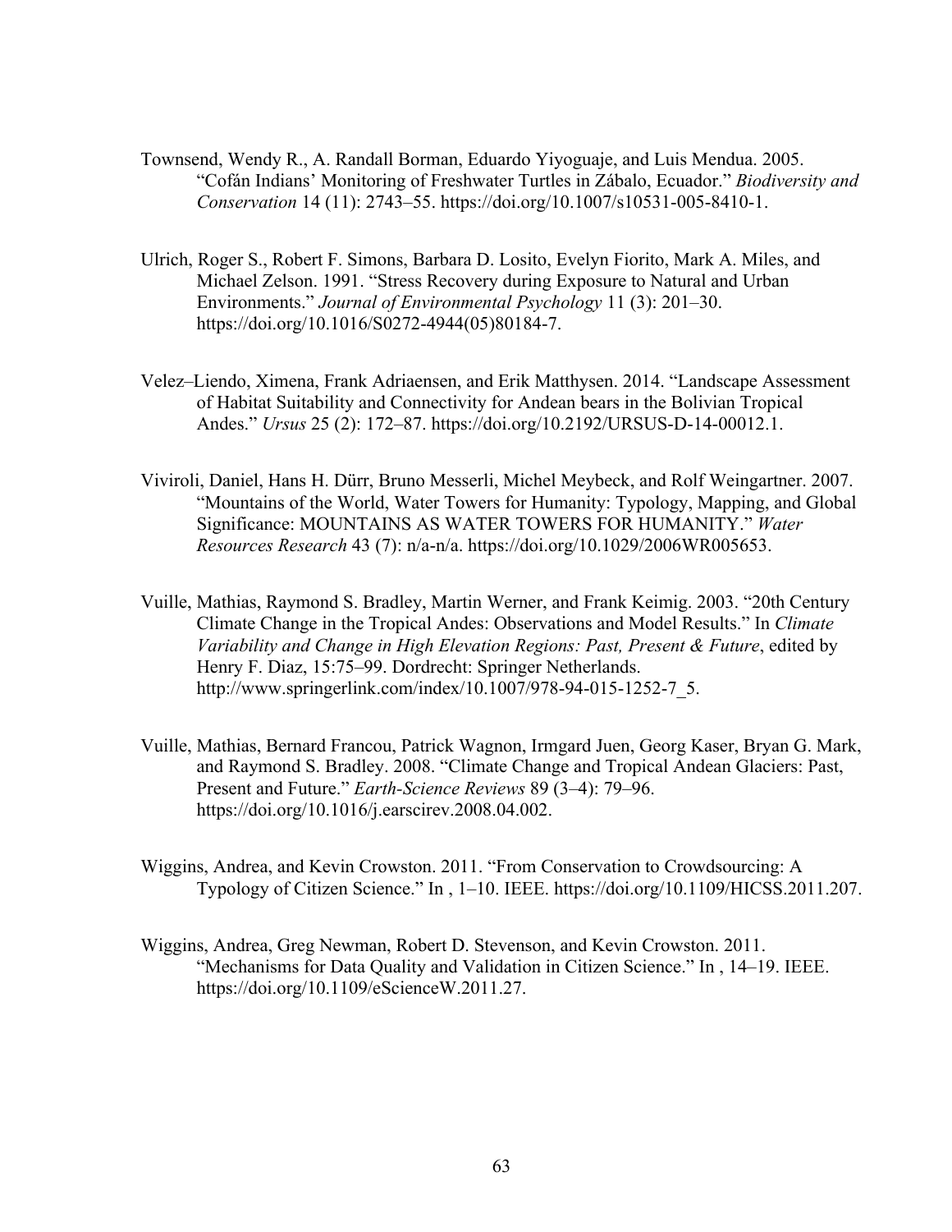Townsend, Wendy R., A. Randall Borman, Eduardo Yiyoguaje, and Luis Mendua. 2005. "Cofán Indians' Monitoring of Freshwater Turtles in Zábalo, Ecuador." *Biodiversity and Conservation* 14 (11): 2743–55. https://doi.org/10.1007/s10531-005-8410-1.

Ulrich, Roger S., Robert F. Simons, Barbara D. Losito, Evelyn Fiorito, Mark A. Miles, and Michael Zelson. 1991. "Stress Recovery during Exposure to Natural and Urban Environments." *Journal of Environmental Psychology* 11 (3): 201–30. https://doi.org/10.1016/S0272-4944(05)80184-7.

Velez–Liendo, Ximena, Frank Adriaensen, and Erik Matthysen. 2014. "Landscape Assessment of Habitat Suitability and Connectivity for Andean bears in the Bolivian Tropical Andes." *Ursus* 25 (2): 172–87. https://doi.org/10.2192/URSUS-D-14-00012.1.

Viviroli, Daniel, Hans H. Dürr, Bruno Messerli, Michel Meybeck, and Rolf Weingartner. 2007. "Mountains of the World, Water Towers for Humanity: Typology, Mapping, and Global Significance: MOUNTAINS AS WATER TOWERS FOR HUMANITY." *Water Resources Research* 43 (7): n/a-n/a. https://doi.org/10.1029/2006WR005653.

Vuille, Mathias, Raymond S. Bradley, Martin Werner, and Frank Keimig. 2003. "20th Century Climate Change in the Tropical Andes: Observations and Model Results." In *Climate Variability and Change in High Elevation Regions: Past, Present & Future*, edited by Henry F. Diaz, 15:75–99. Dordrecht: Springer Netherlands. http://www.springerlink.com/index/10.1007/978-94-015-1252-7_5.

Vuille, Mathias, Bernard Francou, Patrick Wagnon, Irmgard Juen, Georg Kaser, Bryan G. Mark, and Raymond S. Bradley. 2008. "Climate Change and Tropical Andean Glaciers: Past, Present and Future." *Earth-Science Reviews* 89 (3–4): 79–96. https://doi.org/10.1016/j.earscirev.2008.04.002.

Wiggins, Andrea, and Kevin Crowston. 2011. "From Conservation to Crowdsourcing: A Typology of Citizen Science." In , 1–10. IEEE. https://doi.org/10.1109/HICSS.2011.207.

Wiggins, Andrea, Greg Newman, Robert D. Stevenson, and Kevin Crowston. 2011. "Mechanisms for Data Quality and Validation in Citizen Science." In , 14–19. IEEE. https://doi.org/10.1109/eScienceW.2011.27.